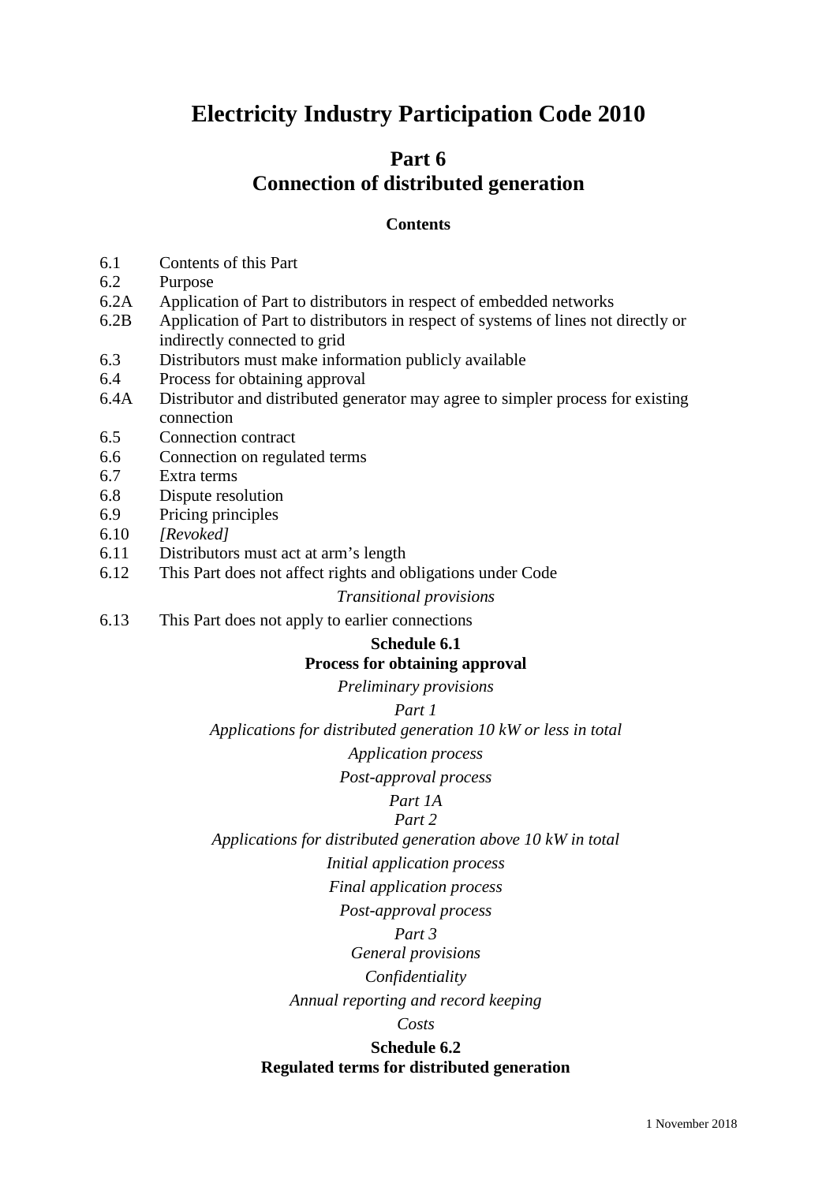# Electricity Industry Participation Code 2010

## Part 6
## Connection of distributed generation

**Contents**

6.1 Contents of this Part
6.2 Purpose
6.2A Application of Part to distributors in respect of embedded networks
6.2B Application of Part to distributors in respect of systems of lines not directly or indirectly connected to grid
6.3 Distributors must make information publicly available
6.4 Process for obtaining approval
6.4A Distributor and distributed generator may agree to simpler process for existing connection
6.5 Connection contract
6.6 Connection on regulated terms
6.7 Extra terms
6.8 Dispute resolution
6.9 Pricing principles
6.10 *[Revoked]*
6.11 Distributors must act at arm's length
6.12 This Part does not affect rights and obligations under Code

*Transitional provisions*

6.13 This Part does not apply to earlier connections

**Schedule 6.1**
**Process for obtaining approval**

*Preliminary provisions*

*Part 1*

*Applications for distributed generation 10 kW or less in total*

*Application process*

*Post-approval process*

*Part 1A*

*Part 2*

*Applications for distributed generation above 10 kW in total*

*Initial application process*

*Final application process*

*Post-approval process*

*Part 3*

*General provisions*

*Confidentiality*

*Annual reporting and record keeping*

*Costs*

**Schedule 6.2**
**Regulated terms for distributed generation**

1 November 2018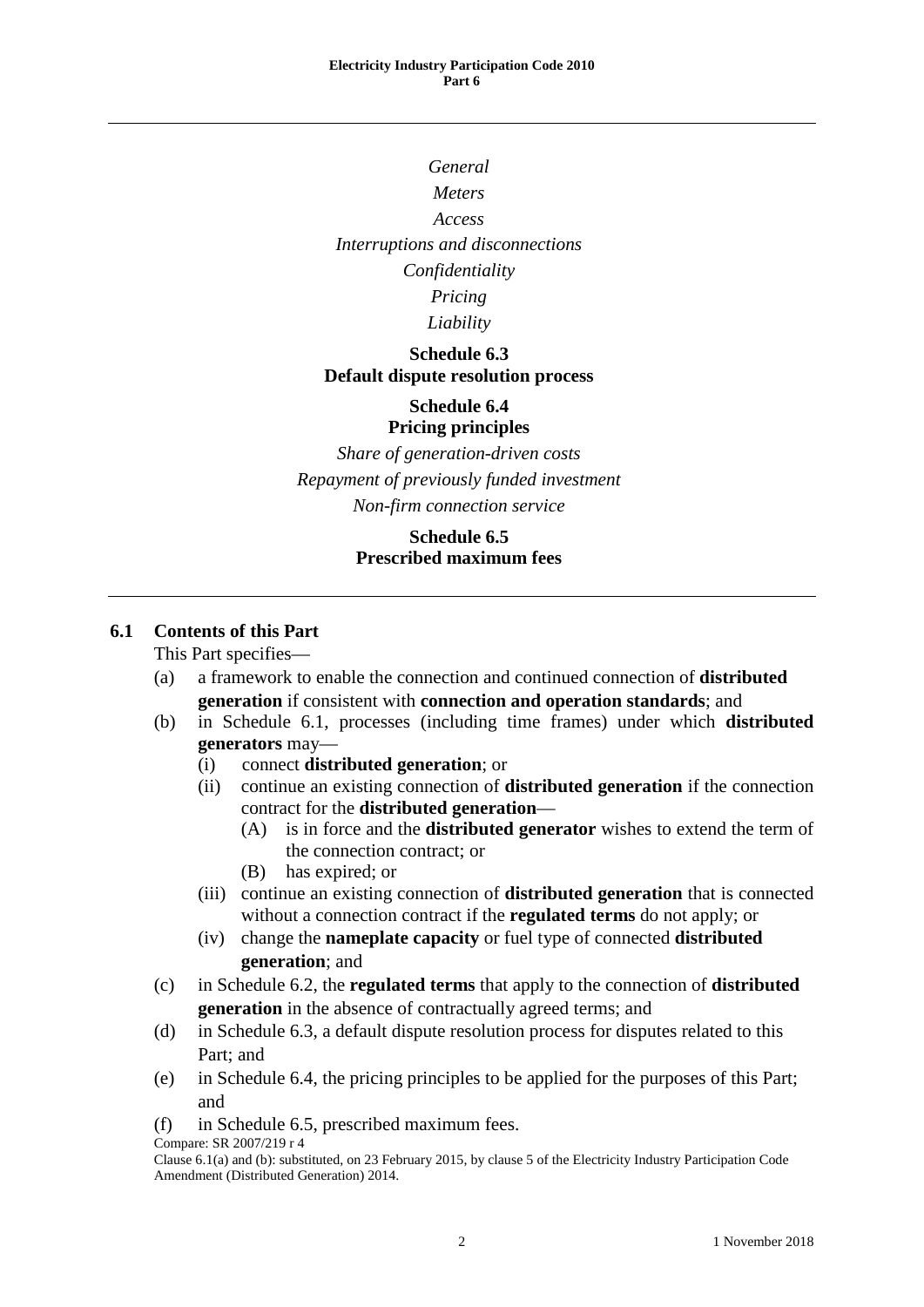*General*

*Meters*

*Access*

*Interruptions and disconnections*

*Confidentiality*

*Pricing*

*Liability*

**Schedule 6.3**
**Default dispute resolution process**

**Schedule 6.4**
**Pricing principles**

*Share of generation-driven costs*

*Repayment of previously funded investment*

*Non-firm connection service*

**Schedule 6.5**
**Prescribed maximum fees**

---

### 6.1 Contents of this Part

This Part specifies—

- (a) a framework to enable the connection and continued connection of **distributed generation** if consistent with **connection and operation standards**; and
- (b) in Schedule 6.1, processes (including time frames) under which **distributed generators** may—
  - (i) connect **distributed generation**; or
  - (ii) continue an existing connection of **distributed generation** if the connection contract for the **distributed generation**—
    - (A) is in force and the **distributed generator** wishes to extend the term of the connection contract; or
    - (B) has expired; or
  - (iii) continue an existing connection of **distributed generation** that is connected without a connection contract if the **regulated terms** do not apply; or
  - (iv) change the **nameplate capacity** or fuel type of connected **distributed generation**; and
- (c) in Schedule 6.2, the **regulated terms** that apply to the connection of **distributed generation** in the absence of contractually agreed terms; and
- (d) in Schedule 6.3, a default dispute resolution process for disputes related to this Part; and
- (e) in Schedule 6.4, the pricing principles to be applied for the purposes of this Part; and
- (f) in Schedule 6.5, prescribed maximum fees.

Compare: SR 2007/219 r 4

Clause 6.1(a) and (b): substituted, on 23 February 2015, by clause 5 of the Electricity Industry Participation Code Amendment (Distributed Generation) 2014.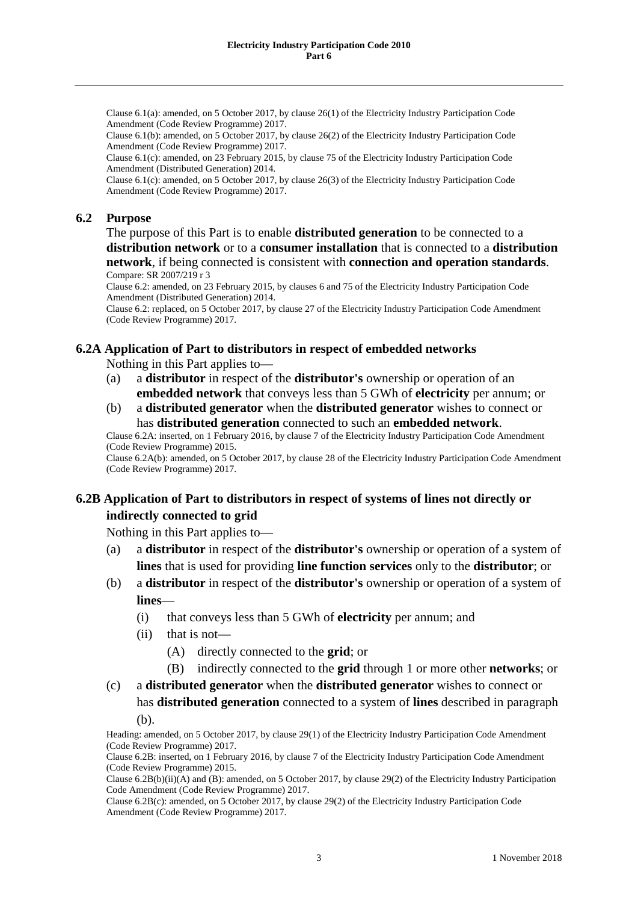Clause 6.1(a): amended, on 5 October 2017, by clause 26(1) of the Electricity Industry Participation Code Amendment (Code Review Programme) 2017.
Clause 6.1(b): amended, on 5 October 2017, by clause 26(2) of the Electricity Industry Participation Code Amendment (Code Review Programme) 2017.
Clause 6.1(c): amended, on 23 February 2015, by clause 75 of the Electricity Industry Participation Code Amendment (Distributed Generation) 2014.
Clause 6.1(c): amended, on 5 October 2017, by clause 26(3) of the Electricity Industry Participation Code Amendment (Code Review Programme) 2017.

### 6.2 Purpose

The purpose of this Part is to enable **distributed generation** to be connected to a **distribution network** or to a **consumer installation** that is connected to a **distribution network**, if being connected is consistent with **connection and operation standards**.

Compare: SR 2007/219 r 3
Clause 6.2: amended, on 23 February 2015, by clauses 6 and 75 of the Electricity Industry Participation Code Amendment (Distributed Generation) 2014.
Clause 6.2: replaced, on 5 October 2017, by clause 27 of the Electricity Industry Participation Code Amendment (Code Review Programme) 2017.

### 6.2A Application of Part to distributors in respect of embedded networks

Nothing in this Part applies to—

(a) a **distributor** in respect of the **distributor's** ownership or operation of an **embedded network** that conveys less than 5 GWh of **electricity** per annum; or

(b) a **distributed generator** when the **distributed generator** wishes to connect or has **distributed generation** connected to such an **embedded network**.

Clause 6.2A: inserted, on 1 February 2016, by clause 7 of the Electricity Industry Participation Code Amendment (Code Review Programme) 2015.
Clause 6.2A(b): amended, on 5 October 2017, by clause 28 of the Electricity Industry Participation Code Amendment (Code Review Programme) 2017.

### 6.2B Application of Part to distributors in respect of systems of lines not directly or indirectly connected to grid

Nothing in this Part applies to—

(a) a **distributor** in respect of the **distributor's** ownership or operation of a system of **lines** that is used for providing **line function services** only to the **distributor**; or

(b) a **distributor** in respect of the **distributor's** ownership or operation of a system of **lines**—

 (i) that conveys less than 5 GWh of **electricity** per annum; and

 (ii) that is not—

  (A) directly connected to the **grid**; or

  (B) indirectly connected to the **grid** through 1 or more other **networks**; or

(c) a **distributed generator** when the **distributed generator** wishes to connect or has **distributed generation** connected to a system of **lines** described in paragraph (b).

Heading: amended, on 5 October 2017, by clause 29(1) of the Electricity Industry Participation Code Amendment (Code Review Programme) 2017.
Clause 6.2B: inserted, on 1 February 2016, by clause 7 of the Electricity Industry Participation Code Amendment (Code Review Programme) 2015.
Clause 6.2B(b)(ii)(A) and (B): amended, on 5 October 2017, by clause 29(2) of the Electricity Industry Participation Code Amendment (Code Review Programme) 2017.
Clause 6.2B(c): amended, on 5 October 2017, by clause 29(2) of the Electricity Industry Participation Code Amendment (Code Review Programme) 2017.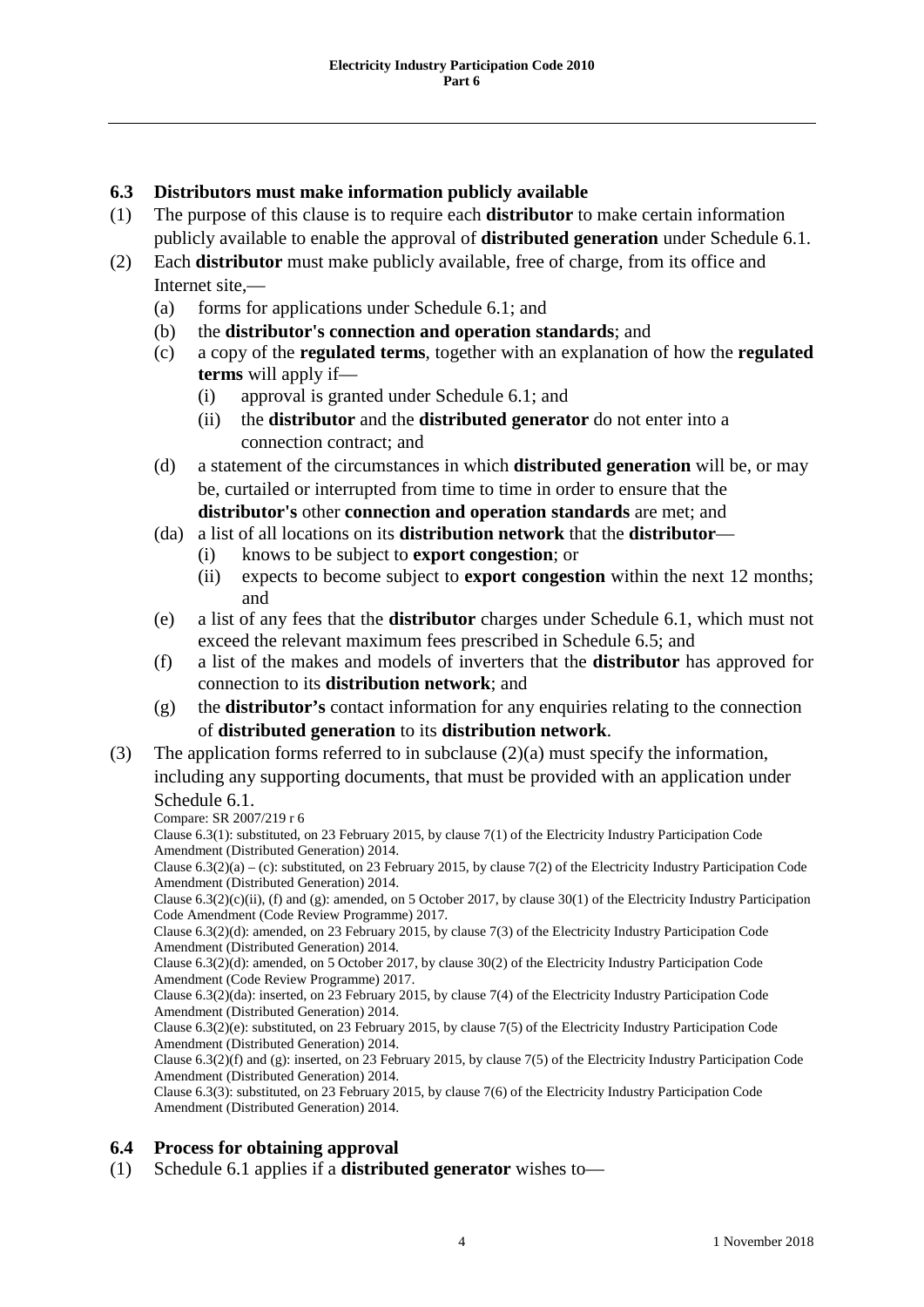### 6.3 Distributors must make information publicly available

(1) The purpose of this clause is to require each **distributor** to make certain information publicly available to enable the approval of **distributed generation** under Schedule 6.1.

(2) Each **distributor** must make publicly available, free of charge, from its office and Internet site,—

  (a) forms for applications under Schedule 6.1; and

  (b) the **distributor's connection and operation standards**; and

  (c) a copy of the **regulated terms**, together with an explanation of how the **regulated terms** will apply if—

    (i) approval is granted under Schedule 6.1; and

    (ii) the **distributor** and the **distributed generator** do not enter into a connection contract; and

  (d) a statement of the circumstances in which **distributed generation** will be, or may be, curtailed or interrupted from time to time in order to ensure that the **distributor's** other **connection and operation standards** are met; and

  (da) a list of all locations on its **distribution network** that the **distributor**—

    (i) knows to be subject to **export congestion**; or

    (ii) expects to become subject to **export congestion** within the next 12 months; and

  (e) a list of any fees that the **distributor** charges under Schedule 6.1, which must not exceed the relevant maximum fees prescribed in Schedule 6.5; and

  (f) a list of the makes and models of inverters that the **distributor** has approved for connection to its **distribution network**; and

  (g) the **distributor's** contact information for any enquiries relating to the connection of **distributed generation** to its **distribution network**.

(3) The application forms referred to in subclause (2)(a) must specify the information, including any supporting documents, that must be provided with an application under Schedule 6.1.

Compare: SR 2007/219 r 6

Clause 6.3(1): substituted, on 23 February 2015, by clause 7(1) of the Electricity Industry Participation Code Amendment (Distributed Generation) 2014.

Clause 6.3(2)(a) – (c): substituted, on 23 February 2015, by clause 7(2) of the Electricity Industry Participation Code Amendment (Distributed Generation) 2014.

Clause 6.3(2)(c)(ii), (f) and (g): amended, on 5 October 2017, by clause 30(1) of the Electricity Industry Participation Code Amendment (Code Review Programme) 2017.

Clause 6.3(2)(d): amended, on 23 February 2015, by clause 7(3) of the Electricity Industry Participation Code Amendment (Distributed Generation) 2014.

Clause 6.3(2)(d): amended, on 5 October 2017, by clause 30(2) of the Electricity Industry Participation Code Amendment (Code Review Programme) 2017.

Clause 6.3(2)(da): inserted, on 23 February 2015, by clause 7(4) of the Electricity Industry Participation Code Amendment (Distributed Generation) 2014.

Clause 6.3(2)(e): substituted, on 23 February 2015, by clause 7(5) of the Electricity Industry Participation Code Amendment (Distributed Generation) 2014.

Clause 6.3(2)(f) and (g): inserted, on 23 February 2015, by clause 7(5) of the Electricity Industry Participation Code Amendment (Distributed Generation) 2014.

Clause 6.3(3): substituted, on 23 February 2015, by clause 7(6) of the Electricity Industry Participation Code Amendment (Distributed Generation) 2014.

### 6.4 Process for obtaining approval

(1) Schedule 6.1 applies if a **distributed generator** wishes to—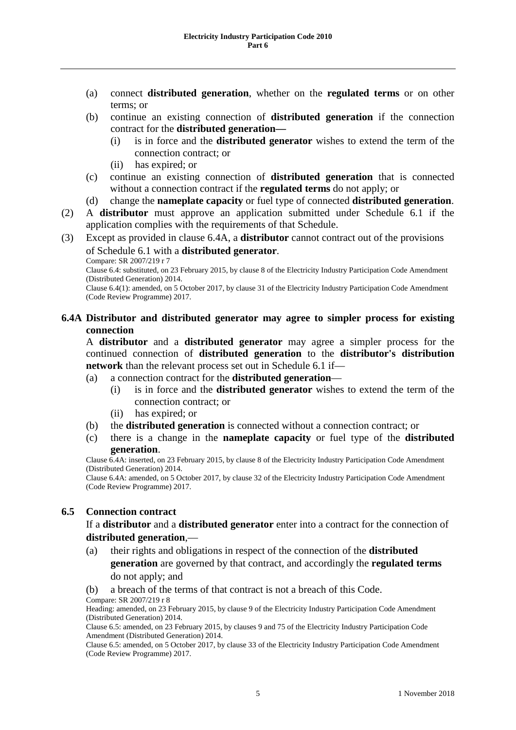(a) connect **distributed generation**, whether on the **regulated terms** or on other terms; or

(b) continue an existing connection of **distributed generation** if the connection contract for the **distributed generation—**

  (i) is in force and the **distributed generator** wishes to extend the term of the connection contract; or

  (ii) has expired; or

(c) continue an existing connection of **distributed generation** that is connected without a connection contract if the **regulated terms** do not apply; or

(d) change the **nameplate capacity** or fuel type of connected **distributed generation**.

(2) A **distributor** must approve an application submitted under Schedule 6.1 if the application complies with the requirements of that Schedule.

(3) Except as provided in clause 6.4A, a **distributor** cannot contract out of the provisions of Schedule 6.1 with a **distributed generator**.

Compare: SR 2007/219 r 7

Clause 6.4: substituted, on 23 February 2015, by clause 8 of the Electricity Industry Participation Code Amendment (Distributed Generation) 2014.

Clause 6.4(1): amended, on 5 October 2017, by clause 31 of the Electricity Industry Participation Code Amendment (Code Review Programme) 2017.

### 6.4A Distributor and distributed generator may agree to simpler process for existing connection

A **distributor** and a **distributed generator** may agree a simpler process for the continued connection of **distributed generation** to the **distributor's distribution network** than the relevant process set out in Schedule 6.1 if—

(a) a connection contract for the **distributed generation**—

  (i) is in force and the **distributed generator** wishes to extend the term of the connection contract; or

  (ii) has expired; or

(b) the **distributed generation** is connected without a connection contract; or

(c) there is a change in the **nameplate capacity** or fuel type of the **distributed generation**.

Clause 6.4A: inserted, on 23 February 2015, by clause 8 of the Electricity Industry Participation Code Amendment (Distributed Generation) 2014.

Clause 6.4A: amended, on 5 October 2017, by clause 32 of the Electricity Industry Participation Code Amendment (Code Review Programme) 2017.

### 6.5 Connection contract

If a **distributor** and a **distributed generator** enter into a contract for the connection of **distributed generation**,—

(a) their rights and obligations in respect of the connection of the **distributed generation** are governed by that contract, and accordingly the **regulated terms** do not apply; and

(b) a breach of the terms of that contract is not a breach of this Code.

Compare: SR 2007/219 r 8

Heading: amended, on 23 February 2015, by clause 9 of the Electricity Industry Participation Code Amendment (Distributed Generation) 2014.

Clause 6.5: amended, on 23 February 2015, by clauses 9 and 75 of the Electricity Industry Participation Code Amendment (Distributed Generation) 2014.

Clause 6.5: amended, on 5 October 2017, by clause 33 of the Electricity Industry Participation Code Amendment (Code Review Programme) 2017.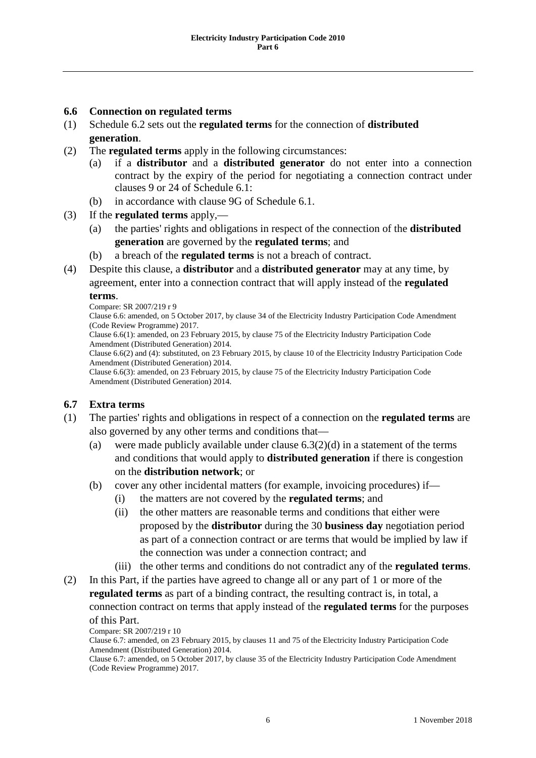### 6.6 Connection on regulated terms

(1) Schedule 6.2 sets out the **regulated terms** for the connection of **distributed generation**.

(2) The **regulated terms** apply in the following circumstances:

  (a) if a **distributor** and a **distributed generator** do not enter into a connection contract by the expiry of the period for negotiating a connection contract under clauses 9 or 24 of Schedule 6.1:

  (b) in accordance with clause 9G of Schedule 6.1.

(3) If the **regulated terms** apply,—

  (a) the parties' rights and obligations in respect of the connection of the **distributed generation** are governed by the **regulated terms**; and

  (b) a breach of the **regulated terms** is not a breach of contract.

(4) Despite this clause, a **distributor** and a **distributed generator** may at any time, by agreement, enter into a connection contract that will apply instead of the **regulated terms**.

Compare: SR 2007/219 r 9

Clause 6.6: amended, on 5 October 2017, by clause 34 of the Electricity Industry Participation Code Amendment (Code Review Programme) 2017.

Clause 6.6(1): amended, on 23 February 2015, by clause 75 of the Electricity Industry Participation Code Amendment (Distributed Generation) 2014.

Clause 6.6(2) and (4): substituted, on 23 February 2015, by clause 10 of the Electricity Industry Participation Code Amendment (Distributed Generation) 2014.

Clause 6.6(3): amended, on 23 February 2015, by clause 75 of the Electricity Industry Participation Code Amendment (Distributed Generation) 2014.

### 6.7 Extra terms

(1) The parties' rights and obligations in respect of a connection on the **regulated terms** are also governed by any other terms and conditions that—

  (a) were made publicly available under clause 6.3(2)(d) in a statement of the terms and conditions that would apply to **distributed generation** if there is congestion on the **distribution network**; or

  (b) cover any other incidental matters (for example, invoicing procedures) if—

    (i) the matters are not covered by the **regulated terms**; and

    (ii) the other matters are reasonable terms and conditions that either were proposed by the **distributor** during the 30 **business day** negotiation period as part of a connection contract or are terms that would be implied by law if the connection was under a connection contract; and

    (iii) the other terms and conditions do not contradict any of the **regulated terms**.

(2) In this Part, if the parties have agreed to change all or any part of 1 or more of the **regulated terms** as part of a binding contract, the resulting contract is, in total, a connection contract on terms that apply instead of the **regulated terms** for the purposes of this Part.

Compare: SR 2007/219 r 10

Clause 6.7: amended, on 23 February 2015, by clauses 11 and 75 of the Electricity Industry Participation Code Amendment (Distributed Generation) 2014.

Clause 6.7: amended, on 5 October 2017, by clause 35 of the Electricity Industry Participation Code Amendment (Code Review Programme) 2017.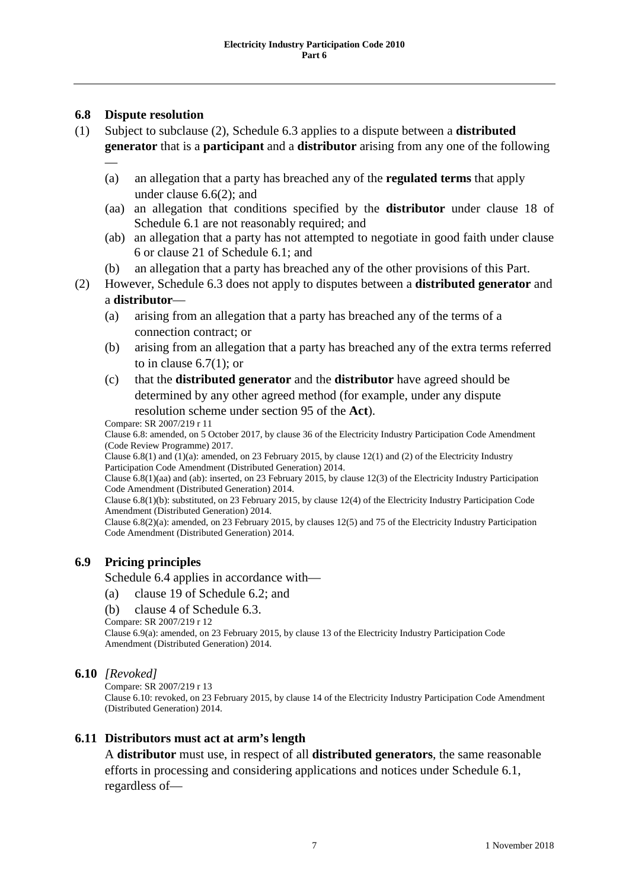### 6.8 Dispute resolution

(1) Subject to subclause (2), Schedule 6.3 applies to a dispute between a **distributed generator** that is a **participant** and a **distributor** arising from any one of the following —

(a) an allegation that a party has breached any of the **regulated terms** that apply under clause 6.6(2); and

(aa) an allegation that conditions specified by the **distributor** under clause 18 of Schedule 6.1 are not reasonably required; and

(ab) an allegation that a party has not attempted to negotiate in good faith under clause 6 or clause 21 of Schedule 6.1; and

(b) an allegation that a party has breached any of the other provisions of this Part.

(2) However, Schedule 6.3 does not apply to disputes between a **distributed generator** and a **distributor**—

(a) arising from an allegation that a party has breached any of the terms of a connection contract; or

(b) arising from an allegation that a party has breached any of the extra terms referred to in clause 6.7(1); or

(c) that the **distributed generator** and the **distributor** have agreed should be determined by any other agreed method (for example, under any dispute resolution scheme under section 95 of the **Act**).

Compare: SR 2007/219 r 11

Clause 6.8: amended, on 5 October 2017, by clause 36 of the Electricity Industry Participation Code Amendment (Code Review Programme) 2017.

Clause 6.8(1) and (1)(a): amended, on 23 February 2015, by clause 12(1) and (2) of the Electricity Industry Participation Code Amendment (Distributed Generation) 2014.

Clause 6.8(1)(aa) and (ab): inserted, on 23 February 2015, by clause 12(3) of the Electricity Industry Participation Code Amendment (Distributed Generation) 2014.

Clause 6.8(1)(b): substituted, on 23 February 2015, by clause 12(4) of the Electricity Industry Participation Code Amendment (Distributed Generation) 2014.

Clause 6.8(2)(a): amended, on 23 February 2015, by clauses 12(5) and 75 of the Electricity Industry Participation Code Amendment (Distributed Generation) 2014.

### 6.9 Pricing principles

Schedule 6.4 applies in accordance with—

(a) clause 19 of Schedule 6.2; and

(b) clause 4 of Schedule 6.3.

Compare: SR 2007/219 r 12

Clause 6.9(a): amended, on 23 February 2015, by clause 13 of the Electricity Industry Participation Code Amendment (Distributed Generation) 2014.

### 6.10 *[Revoked]*

Compare: SR 2007/219 r 13

Clause 6.10: revoked, on 23 February 2015, by clause 14 of the Electricity Industry Participation Code Amendment (Distributed Generation) 2014.

### 6.11 Distributors must act at arm's length

A **distributor** must use, in respect of all **distributed generators**, the same reasonable efforts in processing and considering applications and notices under Schedule 6.1, regardless of—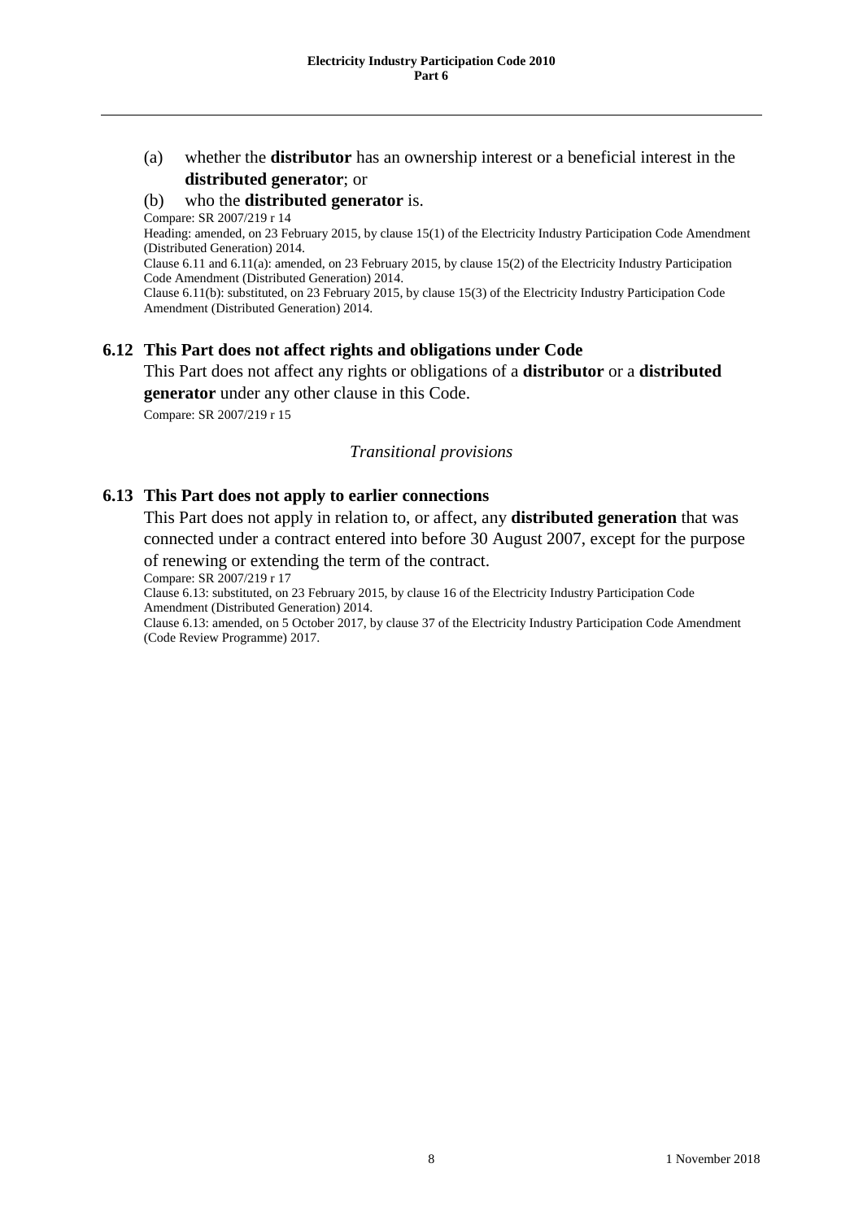(a) whether the **distributor** has an ownership interest or a beneficial interest in the **distributed generator**; or

(b) who the **distributed generator** is.

Compare: SR 2007/219 r 14

Heading: amended, on 23 February 2015, by clause 15(1) of the Electricity Industry Participation Code Amendment (Distributed Generation) 2014.

Clause 6.11 and 6.11(a): amended, on 23 February 2015, by clause 15(2) of the Electricity Industry Participation Code Amendment (Distributed Generation) 2014.

Clause 6.11(b): substituted, on 23 February 2015, by clause 15(3) of the Electricity Industry Participation Code Amendment (Distributed Generation) 2014.

### 6.12 This Part does not affect rights and obligations under Code

This Part does not affect any rights or obligations of a **distributor** or a **distributed generator** under any other clause in this Code.

Compare: SR 2007/219 r 15

*Transitional provisions*

### 6.13 This Part does not apply to earlier connections

This Part does not apply in relation to, or affect, any **distributed generation** that was connected under a contract entered into before 30 August 2007, except for the purpose of renewing or extending the term of the contract.

Compare: SR 2007/219 r 17

Clause 6.13: substituted, on 23 February 2015, by clause 16 of the Electricity Industry Participation Code Amendment (Distributed Generation) 2014.

Clause 6.13: amended, on 5 October 2017, by clause 37 of the Electricity Industry Participation Code Amendment (Code Review Programme) 2017.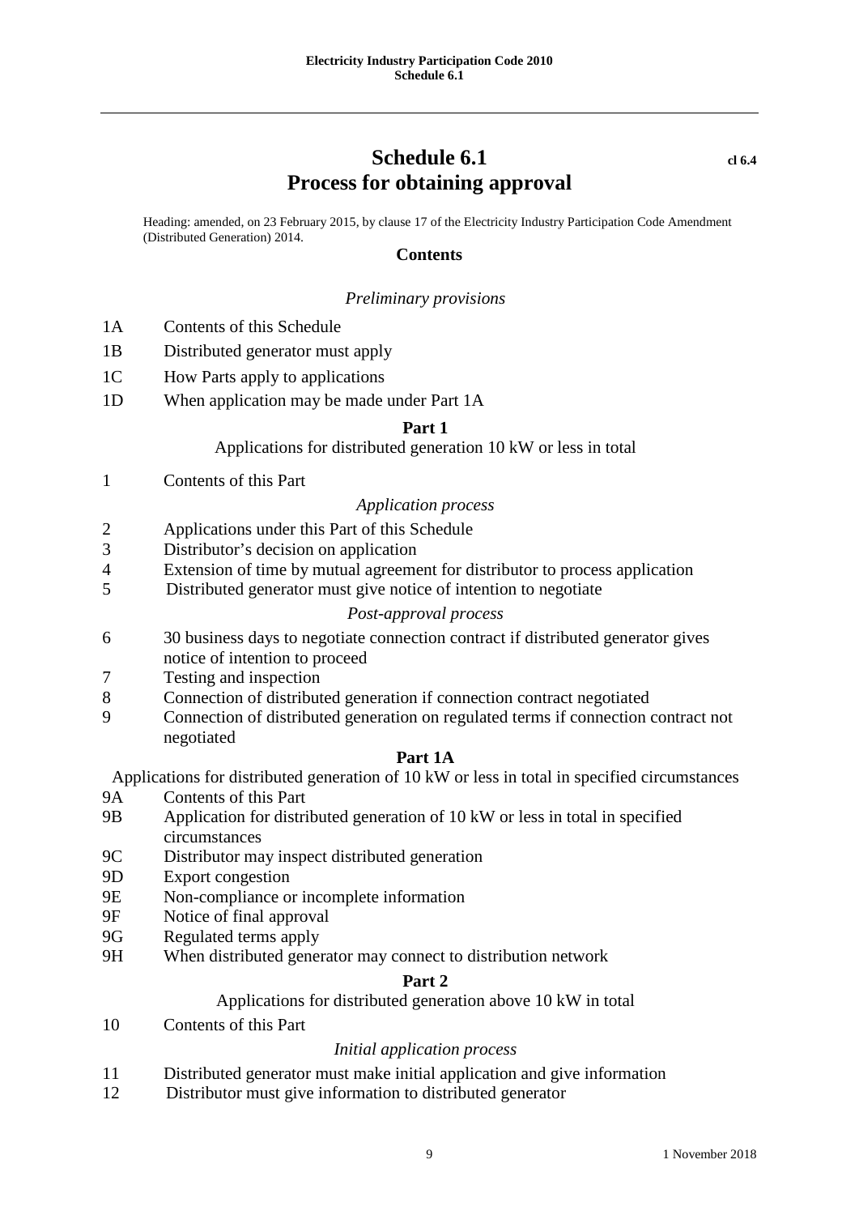# Schedule 6.1

cl 6.4

# Process for obtaining approval

Heading: amended, on 23 February 2015, by clause 17 of the Electricity Industry Participation Code Amendment (Distributed Generation) 2014.

**Contents**

*Preliminary provisions*

1A Contents of this Schedule

1B Distributed generator must apply

1C How Parts apply to applications

1D When application may be made under Part 1A

**Part 1**

Applications for distributed generation 10 kW or less in total

1 Contents of this Part

*Application process*

2 Applications under this Part of this Schedule

3 Distributor's decision on application

4 Extension of time by mutual agreement for distributor to process application

5 Distributed generator must give notice of intention to negotiate

*Post-approval process*

6 30 business days to negotiate connection contract if distributed generator gives notice of intention to proceed

7 Testing and inspection

8 Connection of distributed generation if connection contract negotiated

9 Connection of distributed generation on regulated terms if connection contract not negotiated

**Part 1A**

Applications for distributed generation of 10 kW or less in total in specified circumstances

9A Contents of this Part

9B Application for distributed generation of 10 kW or less in total in specified circumstances

9C Distributor may inspect distributed generation

9D Export congestion

9E Non-compliance or incomplete information

9F Notice of final approval

9G Regulated terms apply

9H When distributed generator may connect to distribution network

**Part 2**

Applications for distributed generation above 10 kW in total

10 Contents of this Part

*Initial application process*

11 Distributed generator must make initial application and give information

12 Distributor must give information to distributed generator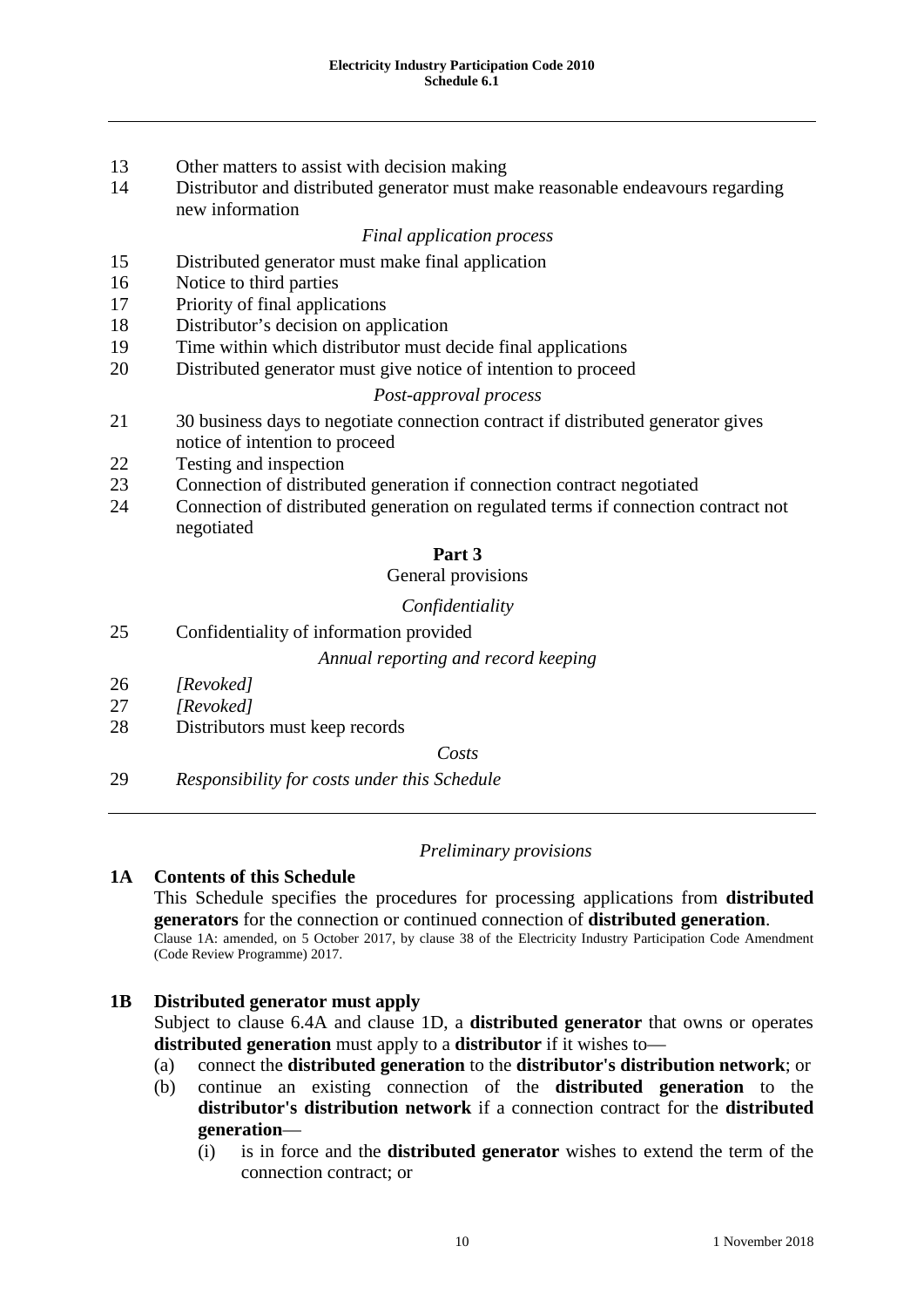13 Other matters to assist with decision making

14 Distributor and distributed generator must make reasonable endeavours regarding new information

*Final application process*

15 Distributed generator must make final application

16 Notice to third parties

17 Priority of final applications

18 Distributor's decision on application

19 Time within which distributor must decide final applications

20 Distributed generator must give notice of intention to proceed

*Post-approval process*

21 30 business days to negotiate connection contract if distributed generator gives notice of intention to proceed

22 Testing and inspection

23 Connection of distributed generation if connection contract negotiated

24 Connection of distributed generation on regulated terms if connection contract not negotiated

**Part 3**

General provisions

*Confidentiality*

25 Confidentiality of information provided

*Annual reporting and record keeping*

26 *[Revoked]*

27 *[Revoked]*

28 Distributors must keep records

*Costs*

29 *Responsibility for costs under this Schedule*

---

*Preliminary provisions*

### 1A Contents of this Schedule

This Schedule specifies the procedures for processing applications from **distributed generators** for the connection or continued connection of **distributed generation**.

Clause 1A: amended, on 5 October 2017, by clause 38 of the Electricity Industry Participation Code Amendment (Code Review Programme) 2017.

### 1B Distributed generator must apply

Subject to clause 6.4A and clause 1D, a **distributed generator** that owns or operates **distributed generation** must apply to a **distributor** if it wishes to—

(a) connect the **distributed generation** to the **distributor's distribution network**; or

(b) continue an existing connection of the **distributed generation** to the **distributor's distribution network** if a connection contract for the **distributed generation**—

(i) is in force and the **distributed generator** wishes to extend the term of the connection contract; or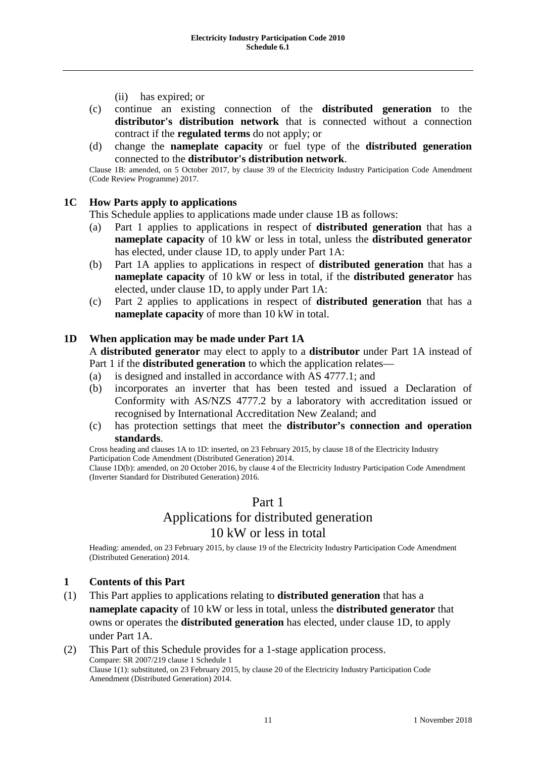(ii) has expired; or

(c) continue an existing connection of the **distributed generation** to the **distributor's distribution network** that is connected without a connection contract if the **regulated terms** do not apply; or

(d) change the **nameplate capacity** or fuel type of the **distributed generation** connected to the **distributor's distribution network**.

Clause 1B: amended, on 5 October 2017, by clause 39 of the Electricity Industry Participation Code Amendment (Code Review Programme) 2017.

### 1C How Parts apply to applications

This Schedule applies to applications made under clause 1B as follows:

(a) Part 1 applies to applications in respect of **distributed generation** that has a **nameplate capacity** of 10 kW or less in total, unless the **distributed generator** has elected, under clause 1D, to apply under Part 1A:

(b) Part 1A applies to applications in respect of **distributed generation** that has a **nameplate capacity** of 10 kW or less in total, if the **distributed generator** has elected, under clause 1D, to apply under Part 1A:

(c) Part 2 applies to applications in respect of **distributed generation** that has a **nameplate capacity** of more than 10 kW in total.

### 1D When application may be made under Part 1A

A **distributed generator** may elect to apply to a **distributor** under Part 1A instead of Part 1 if the **distributed generation** to which the application relates—

(a) is designed and installed in accordance with AS 4777.1; and

(b) incorporates an inverter that has been tested and issued a Declaration of Conformity with AS/NZS 4777.2 by a laboratory with accreditation issued or recognised by International Accreditation New Zealand; and

(c) has protection settings that meet the **distributor's connection and operation standards**.

Cross heading and clauses 1A to 1D: inserted, on 23 February 2015, by clause 18 of the Electricity Industry Participation Code Amendment (Distributed Generation) 2014.
Clause 1D(b): amended, on 20 October 2016, by clause 4 of the Electricity Industry Participation Code Amendment (Inverter Standard for Distributed Generation) 2016.

## Part 1
## Applications for distributed generation 10 kW or less in total

Heading: amended, on 23 February 2015, by clause 19 of the Electricity Industry Participation Code Amendment (Distributed Generation) 2014.

### 1 Contents of this Part

(1) This Part applies to applications relating to **distributed generation** that has a **nameplate capacity** of 10 kW or less in total, unless the **distributed generator** that owns or operates the **distributed generation** has elected, under clause 1D, to apply under Part 1A.

(2) This Part of this Schedule provides for a 1-stage application process.

Compare: SR 2007/219 clause 1 Schedule 1
Clause 1(1): substituted, on 23 February 2015, by clause 20 of the Electricity Industry Participation Code Amendment (Distributed Generation) 2014.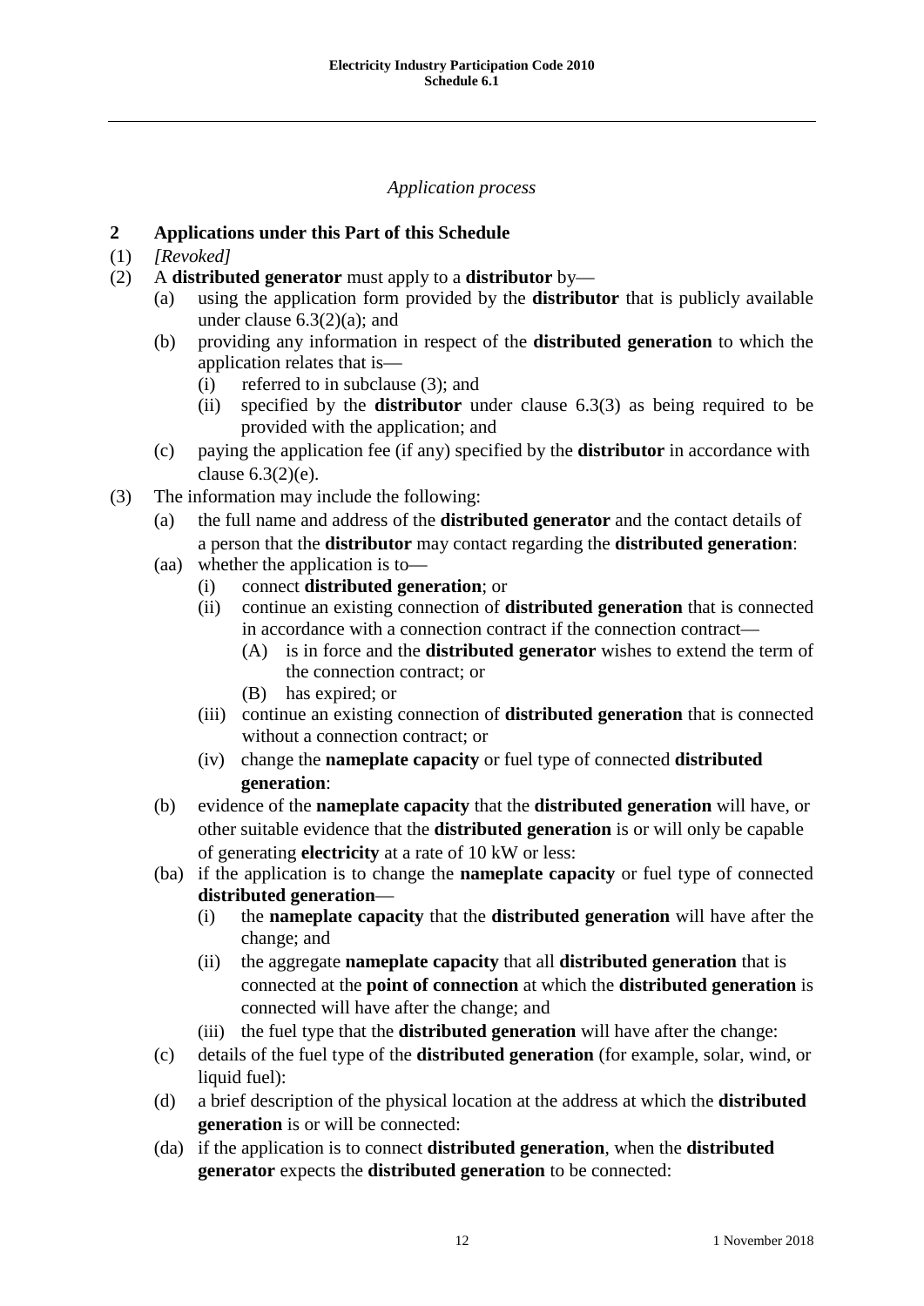*Application process*

**2 Applications under this Part of this Schedule**

(1) *[Revoked]*

(2) A **distributed generator** must apply to a **distributor** by—

   (a) using the application form provided by the **distributor** that is publicly available under clause 6.3(2)(a); and

   (b) providing any information in respect of the **distributed generation** to which the application relates that is—

      (i) referred to in subclause (3); and

      (ii) specified by the **distributor** under clause 6.3(3) as being required to be provided with the application; and

   (c) paying the application fee (if any) specified by the **distributor** in accordance with clause 6.3(2)(e).

(3) The information may include the following:

   (a) the full name and address of the **distributed generator** and the contact details of a person that the **distributor** may contact regarding the **distributed generation**:

   (aa) whether the application is to—

      (i) connect **distributed generation**; or

      (ii) continue an existing connection of **distributed generation** that is connected in accordance with a connection contract if the connection contract—

         (A) is in force and the **distributed generator** wishes to extend the term of the connection contract; or

         (B) has expired; or

      (iii) continue an existing connection of **distributed generation** that is connected without a connection contract; or

      (iv) change the **nameplate capacity** or fuel type of connected **distributed generation**:

   (b) evidence of the **nameplate capacity** that the **distributed generation** will have, or other suitable evidence that the **distributed generation** is or will only be capable of generating **electricity** at a rate of 10 kW or less:

   (ba) if the application is to change the **nameplate capacity** or fuel type of connected **distributed generation**—

      (i) the **nameplate capacity** that the **distributed generation** will have after the change; and

      (ii) the aggregate **nameplate capacity** that all **distributed generation** that is connected at the **point of connection** at which the **distributed generation** is connected will have after the change; and

      (iii) the fuel type that the **distributed generation** will have after the change:

   (c) details of the fuel type of the **distributed generation** (for example, solar, wind, or liquid fuel):

   (d) a brief description of the physical location at the address at which the **distributed generation** is or will be connected:

   (da) if the application is to connect **distributed generation**, when the **distributed generator** expects the **distributed generation** to be connected: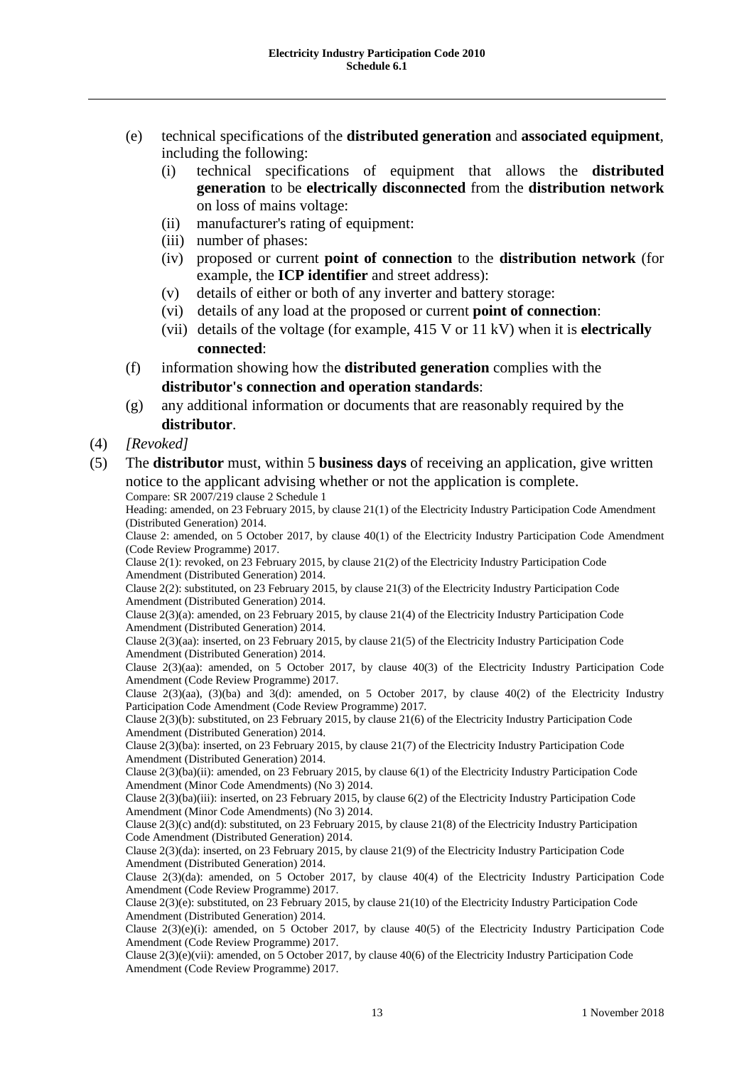(e) technical specifications of the **distributed generation** and **associated equipment**, including the following:
  (i) technical specifications of equipment that allows the **distributed generation** to be **electrically disconnected** from the **distribution network** on loss of mains voltage:
  (ii) manufacturer's rating of equipment:
  (iii) number of phases:
  (iv) proposed or current **point of connection** to the **distribution network** (for example, the **ICP identifier** and street address):
  (v) details of either or both of any inverter and battery storage:
  (vi) details of any load at the proposed or current **point of connection**:
  (vii) details of the voltage (for example, 415 V or 11 kV) when it is **electrically connected**:

(f) information showing how the **distributed generation** complies with the **distributor's connection and operation standards**:

(g) any additional information or documents that are reasonably required by the **distributor**.

(4) *[Revoked]*

(5) The **distributor** must, within 5 **business days** of receiving an application, give written notice to the applicant advising whether or not the application is complete.

Compare: SR 2007/219 clause 2 Schedule 1

Heading: amended, on 23 February 2015, by clause 21(1) of the Electricity Industry Participation Code Amendment (Distributed Generation) 2014.

Clause 2: amended, on 5 October 2017, by clause 40(1) of the Electricity Industry Participation Code Amendment (Code Review Programme) 2017.

Clause 2(1): revoked, on 23 February 2015, by clause 21(2) of the Electricity Industry Participation Code Amendment (Distributed Generation) 2014.

Clause 2(2): substituted, on 23 February 2015, by clause 21(3) of the Electricity Industry Participation Code Amendment (Distributed Generation) 2014.

Clause 2(3)(a): amended, on 23 February 2015, by clause 21(4) of the Electricity Industry Participation Code Amendment (Distributed Generation) 2014.

Clause 2(3)(aa): inserted, on 23 February 2015, by clause 21(5) of the Electricity Industry Participation Code Amendment (Distributed Generation) 2014.

Clause 2(3)(aa): amended, on 5 October 2017, by clause 40(3) of the Electricity Industry Participation Code Amendment (Code Review Programme) 2017.

Clause 2(3)(aa), (3)(ba) and 3(d): amended, on 5 October 2017, by clause 40(2) of the Electricity Industry Participation Code Amendment (Code Review Programme) 2017.

Clause 2(3)(b): substituted, on 23 February 2015, by clause 21(6) of the Electricity Industry Participation Code Amendment (Distributed Generation) 2014.

Clause 2(3)(ba): inserted, on 23 February 2015, by clause 21(7) of the Electricity Industry Participation Code Amendment (Distributed Generation) 2014.

Clause 2(3)(ba)(ii): amended, on 23 February 2015, by clause 6(1) of the Electricity Industry Participation Code Amendment (Minor Code Amendments) (No 3) 2014.

Clause 2(3)(ba)(iii): inserted, on 23 February 2015, by clause 6(2) of the Electricity Industry Participation Code Amendment (Minor Code Amendments) (No 3) 2014.

Clause 2(3)(c) and(d): substituted, on 23 February 2015, by clause 21(8) of the Electricity Industry Participation Code Amendment (Distributed Generation) 2014.

Clause 2(3)(da): inserted, on 23 February 2015, by clause 21(9) of the Electricity Industry Participation Code Amendment (Distributed Generation) 2014.

Clause 2(3)(da): amended, on 5 October 2017, by clause 40(4) of the Electricity Industry Participation Code Amendment (Code Review Programme) 2017.

Clause 2(3)(e): substituted, on 23 February 2015, by clause 21(10) of the Electricity Industry Participation Code Amendment (Distributed Generation) 2014.

Clause 2(3)(e)(i): amended, on 5 October 2017, by clause 40(5) of the Electricity Industry Participation Code Amendment (Code Review Programme) 2017.

Clause 2(3)(e)(vii): amended, on 5 October 2017, by clause 40(6) of the Electricity Industry Participation Code Amendment (Code Review Programme) 2017.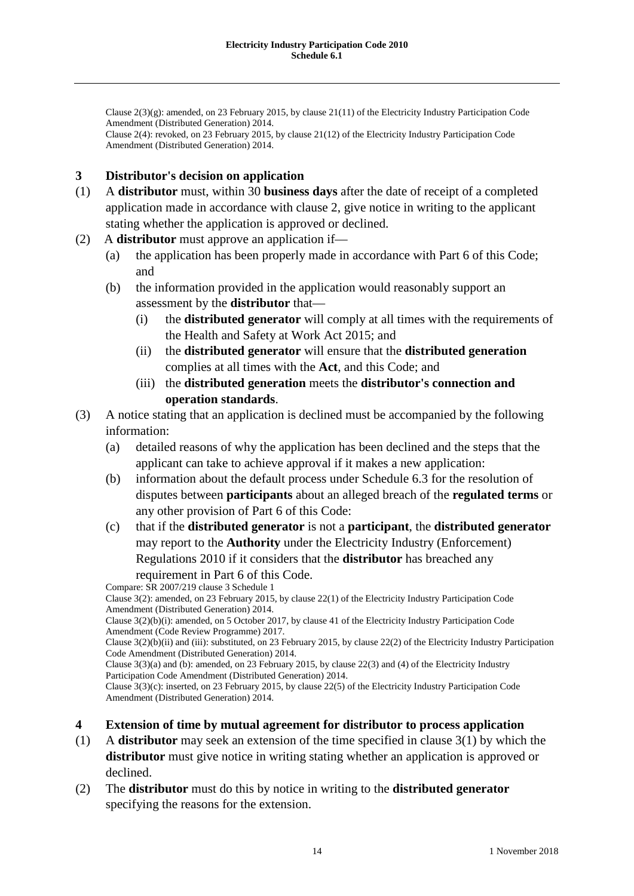Clause 2(3)(g): amended, on 23 February 2015, by clause 21(11) of the Electricity Industry Participation Code Amendment (Distributed Generation) 2014.
Clause 2(4): revoked, on 23 February 2015, by clause 21(12) of the Electricity Industry Participation Code Amendment (Distributed Generation) 2014.

### 3 Distributor's decision on application

(1) A **distributor** must, within 30 **business days** after the date of receipt of a completed application made in accordance with clause 2, give notice in writing to the applicant stating whether the application is approved or declined.

(2) A **distributor** must approve an application if—

- (a) the application has been properly made in accordance with Part 6 of this Code; and
- (b) the information provided in the application would reasonably support an assessment by the **distributor** that—
  - (i) the **distributed generator** will comply at all times with the requirements of the Health and Safety at Work Act 2015; and
  - (ii) the **distributed generator** will ensure that the **distributed generation** complies at all times with the **Act**, and this Code; and
  - (iii) the **distributed generation** meets the **distributor's connection and operation standards**.

(3) A notice stating that an application is declined must be accompanied by the following information:

- (a) detailed reasons of why the application has been declined and the steps that the applicant can take to achieve approval if it makes a new application:
- (b) information about the default process under Schedule 6.3 for the resolution of disputes between **participants** about an alleged breach of the **regulated terms** or any other provision of Part 6 of this Code:
- (c) that if the **distributed generator** is not a **participant**, the **distributed generator** may report to the **Authority** under the Electricity Industry (Enforcement) Regulations 2010 if it considers that the **distributor** has breached any requirement in Part 6 of this Code.

Compare: SR 2007/219 clause 3 Schedule 1
Clause 3(2): amended, on 23 February 2015, by clause 22(1) of the Electricity Industry Participation Code Amendment (Distributed Generation) 2014.
Clause 3(2)(b)(i): amended, on 5 October 2017, by clause 41 of the Electricity Industry Participation Code Amendment (Code Review Programme) 2017.
Clause 3(2)(b)(ii) and (iii): substituted, on 23 February 2015, by clause 22(2) of the Electricity Industry Participation Code Amendment (Distributed Generation) 2014.
Clause 3(3)(a) and (b): amended, on 23 February 2015, by clause 22(3) and (4) of the Electricity Industry Participation Code Amendment (Distributed Generation) 2014.
Clause 3(3)(c): inserted, on 23 February 2015, by clause 22(5) of the Electricity Industry Participation Code Amendment (Distributed Generation) 2014.

### 4 Extension of time by mutual agreement for distributor to process application

(1) A **distributor** may seek an extension of the time specified in clause 3(1) by which the **distributor** must give notice in writing stating whether an application is approved or declined.

(2) The **distributor** must do this by notice in writing to the **distributed generator** specifying the reasons for the extension.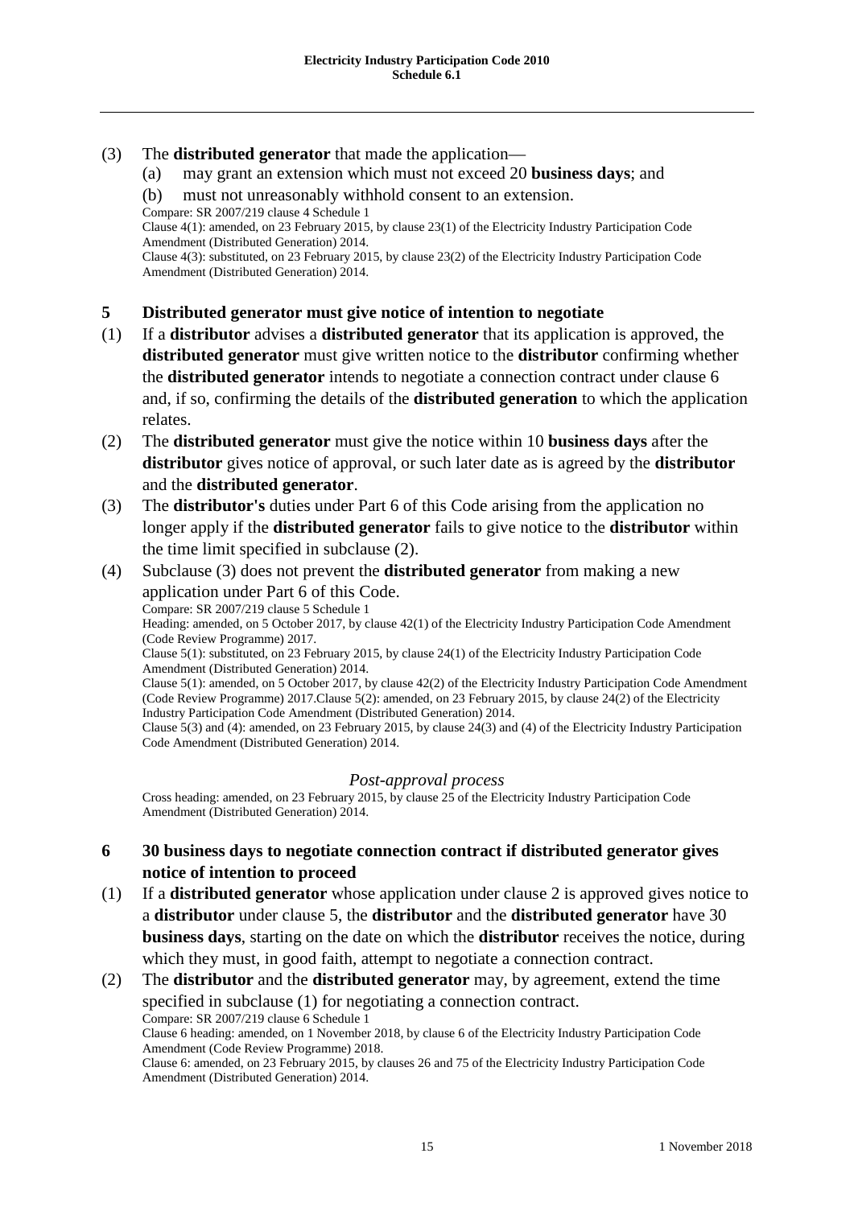(3) The **distributed generator** that made the application—

(a) may grant an extension which must not exceed 20 **business days**; and

(b) must not unreasonably withhold consent to an extension.

Compare: SR 2007/219 clause 4 Schedule 1
Clause 4(1): amended, on 23 February 2015, by clause 23(1) of the Electricity Industry Participation Code Amendment (Distributed Generation) 2014.
Clause 4(3): substituted, on 23 February 2015, by clause 23(2) of the Electricity Industry Participation Code Amendment (Distributed Generation) 2014.

### 5 Distributed generator must give notice of intention to negotiate

(1) If a **distributor** advises a **distributed generator** that its application is approved, the **distributed generator** must give written notice to the **distributor** confirming whether the **distributed generator** intends to negotiate a connection contract under clause 6 and, if so, confirming the details of the **distributed generation** to which the application relates.

(2) The **distributed generator** must give the notice within 10 **business days** after the **distributor** gives notice of approval, or such later date as is agreed by the **distributor** and the **distributed generator**.

(3) The **distributor's** duties under Part 6 of this Code arising from the application no longer apply if the **distributed generator** fails to give notice to the **distributor** within the time limit specified in subclause (2).

(4) Subclause (3) does not prevent the **distributed generator** from making a new application under Part 6 of this Code.

Compare: SR 2007/219 clause 5 Schedule 1
Heading: amended, on 5 October 2017, by clause 42(1) of the Electricity Industry Participation Code Amendment (Code Review Programme) 2017.
Clause 5(1): substituted, on 23 February 2015, by clause 24(1) of the Electricity Industry Participation Code Amendment (Distributed Generation) 2014.
Clause 5(1): amended, on 5 October 2017, by clause 42(2) of the Electricity Industry Participation Code Amendment (Code Review Programme) 2017.Clause 5(2): amended, on 23 February 2015, by clause 24(2) of the Electricity Industry Participation Code Amendment (Distributed Generation) 2014.
Clause 5(3) and (4): amended, on 23 February 2015, by clause 24(3) and (4) of the Electricity Industry Participation Code Amendment (Distributed Generation) 2014.

*Post-approval process*

Cross heading: amended, on 23 February 2015, by clause 25 of the Electricity Industry Participation Code Amendment (Distributed Generation) 2014.

### 6 30 business days to negotiate connection contract if distributed generator gives notice of intention to proceed

(1) If a **distributed generator** whose application under clause 2 is approved gives notice to a **distributor** under clause 5, the **distributor** and the **distributed generator** have 30 **business days**, starting on the date on which the **distributor** receives the notice, during which they must, in good faith, attempt to negotiate a connection contract.

(2) The **distributor** and the **distributed generator** may, by agreement, extend the time specified in subclause (1) for negotiating a connection contract.

Compare: SR 2007/219 clause 6 Schedule 1
Clause 6 heading: amended, on 1 November 2018, by clause 6 of the Electricity Industry Participation Code Amendment (Code Review Programme) 2018.
Clause 6: amended, on 23 February 2015, by clauses 26 and 75 of the Electricity Industry Participation Code Amendment (Distributed Generation) 2014.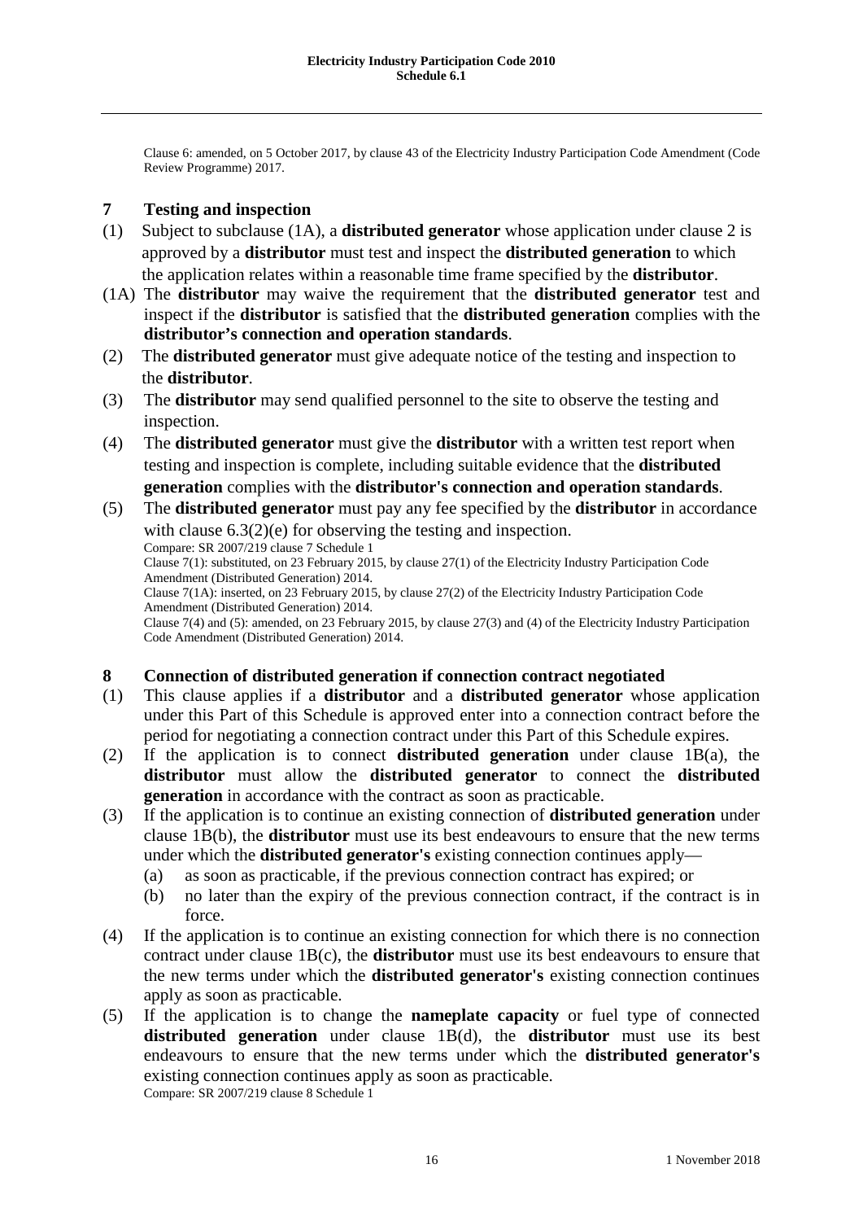Clause 6: amended, on 5 October 2017, by clause 43 of the Electricity Industry Participation Code Amendment (Code Review Programme) 2017.

### 7 Testing and inspection

(1) Subject to subclause (1A), a **distributed generator** whose application under clause 2 is approved by a **distributor** must test and inspect the **distributed generation** to which the application relates within a reasonable time frame specified by the **distributor**.

(1A) The **distributor** may waive the requirement that the **distributed generator** test and inspect if the **distributor** is satisfied that the **distributed generation** complies with the **distributor's connection and operation standards**.

(2) The **distributed generator** must give adequate notice of the testing and inspection to the **distributor**.

(3) The **distributor** may send qualified personnel to the site to observe the testing and inspection.

(4) The **distributed generator** must give the **distributor** with a written test report when testing and inspection is complete, including suitable evidence that the **distributed generation** complies with the **distributor's connection and operation standards**.

(5) The **distributed generator** must pay any fee specified by the **distributor** in accordance with clause 6.3(2)(e) for observing the testing and inspection.

Compare: SR 2007/219 clause 7 Schedule 1

Clause 7(1): substituted, on 23 February 2015, by clause 27(1) of the Electricity Industry Participation Code Amendment (Distributed Generation) 2014.

Clause 7(1A): inserted, on 23 February 2015, by clause 27(2) of the Electricity Industry Participation Code Amendment (Distributed Generation) 2014.

Clause 7(4) and (5): amended, on 23 February 2015, by clause 27(3) and (4) of the Electricity Industry Participation Code Amendment (Distributed Generation) 2014.

### 8 Connection of distributed generation if connection contract negotiated

(1) This clause applies if a **distributor** and a **distributed generator** whose application under this Part of this Schedule is approved enter into a connection contract before the period for negotiating a connection contract under this Part of this Schedule expires.

(2) If the application is to connect **distributed generation** under clause 1B(a), the **distributor** must allow the **distributed generator** to connect the **distributed generation** in accordance with the contract as soon as practicable.

(3) If the application is to continue an existing connection of **distributed generation** under clause 1B(b), the **distributor** must use its best endeavours to ensure that the new terms under which the **distributed generator's** existing connection continues apply—

   (a) as soon as practicable, if the previous connection contract has expired; or

   (b) no later than the expiry of the previous connection contract, if the contract is in force.

(4) If the application is to continue an existing connection for which there is no connection contract under clause 1B(c), the **distributor** must use its best endeavours to ensure that the new terms under which the **distributed generator's** existing connection continues apply as soon as practicable.

(5) If the application is to change the **nameplate capacity** or fuel type of connected **distributed generation** under clause 1B(d), the **distributor** must use its best endeavours to ensure that the new terms under which the **distributed generator's** existing connection continues apply as soon as practicable.

Compare: SR 2007/219 clause 8 Schedule 1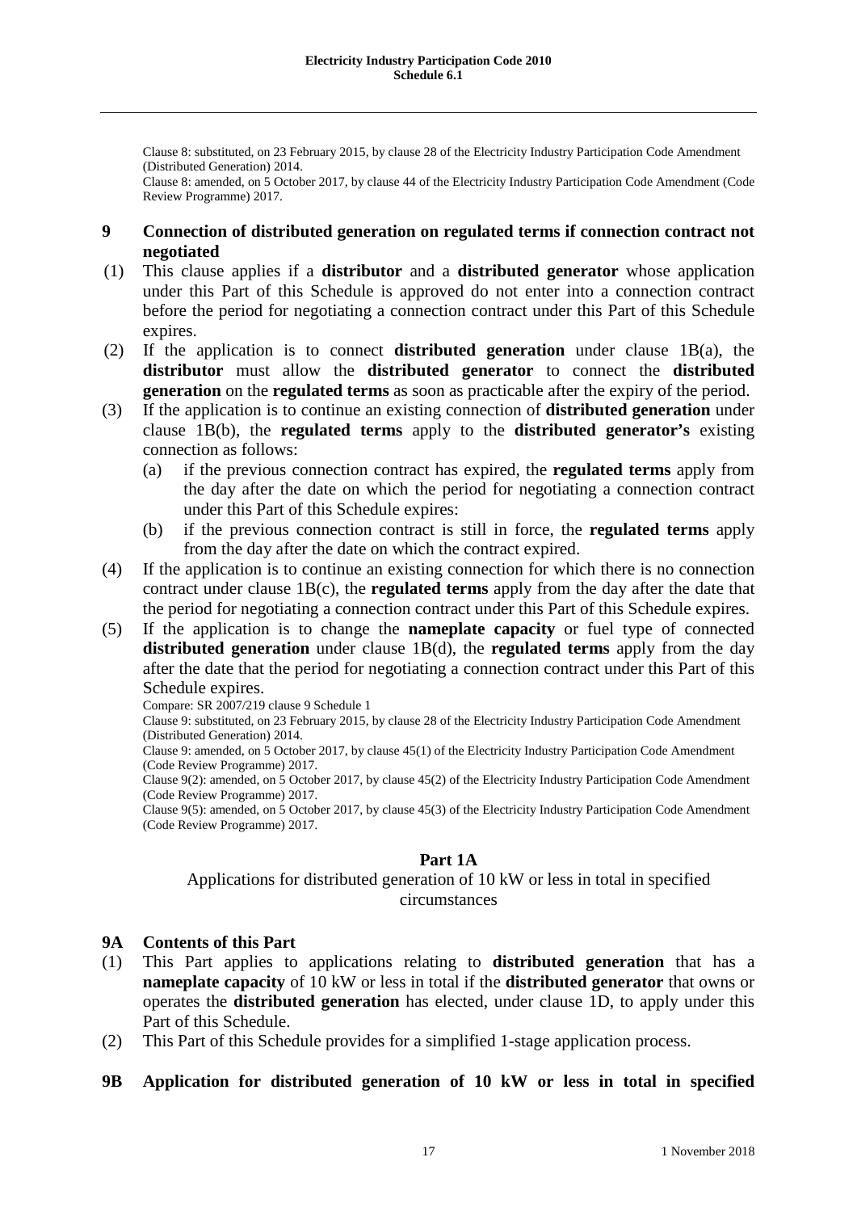Clause 8: substituted, on 23 February 2015, by clause 28 of the Electricity Industry Participation Code Amendment (Distributed Generation) 2014.
Clause 8: amended, on 5 October 2017, by clause 44 of the Electricity Industry Participation Code Amendment (Code Review Programme) 2017.

### 9 Connection of distributed generation on regulated terms if connection contract not negotiated

(1) This clause applies if a **distributor** and a **distributed generator** whose application under this Part of this Schedule is approved do not enter into a connection contract before the period for negotiating a connection contract under this Part of this Schedule expires.

(2) If the application is to connect **distributed generation** under clause 1B(a), the **distributor** must allow the **distributed generator** to connect the **distributed generation** on the **regulated terms** as soon as practicable after the expiry of the period.

(3) If the application is to continue an existing connection of **distributed generation** under clause 1B(b), the **regulated terms** apply to the **distributed generator's** existing connection as follows:

   (a) if the previous connection contract has expired, the **regulated terms** apply from the day after the date on which the period for negotiating a connection contract under this Part of this Schedule expires:

   (b) if the previous connection contract is still in force, the **regulated terms** apply from the day after the date on which the contract expired.

(4) If the application is to continue an existing connection for which there is no connection contract under clause 1B(c), the **regulated terms** apply from the day after the date that the period for negotiating a connection contract under this Part of this Schedule expires.

(5) If the application is to change the **nameplate capacity** or fuel type of connected **distributed generation** under clause 1B(d), the **regulated terms** apply from the day after the date that the period for negotiating a connection contract under this Part of this Schedule expires.

Compare: SR 2007/219 clause 9 Schedule 1
Clause 9: substituted, on 23 February 2015, by clause 28 of the Electricity Industry Participation Code Amendment (Distributed Generation) 2014.
Clause 9: amended, on 5 October 2017, by clause 45(1) of the Electricity Industry Participation Code Amendment (Code Review Programme) 2017.
Clause 9(2): amended, on 5 October 2017, by clause 45(2) of the Electricity Industry Participation Code Amendment (Code Review Programme) 2017.
Clause 9(5): amended, on 5 October 2017, by clause 45(3) of the Electricity Industry Participation Code Amendment (Code Review Programme) 2017.

## Part 1A

Applications for distributed generation of 10 kW or less in total in specified circumstances

### 9A Contents of this Part

(1) This Part applies to applications relating to **distributed generation** that has a **nameplate capacity** of 10 kW or less in total if the **distributed generator** that owns or operates the **distributed generation** has elected, under clause 1D, to apply under this Part of this Schedule.

(2) This Part of this Schedule provides for a simplified 1-stage application process.

### 9B Application for distributed generation of 10 kW or less in total in specified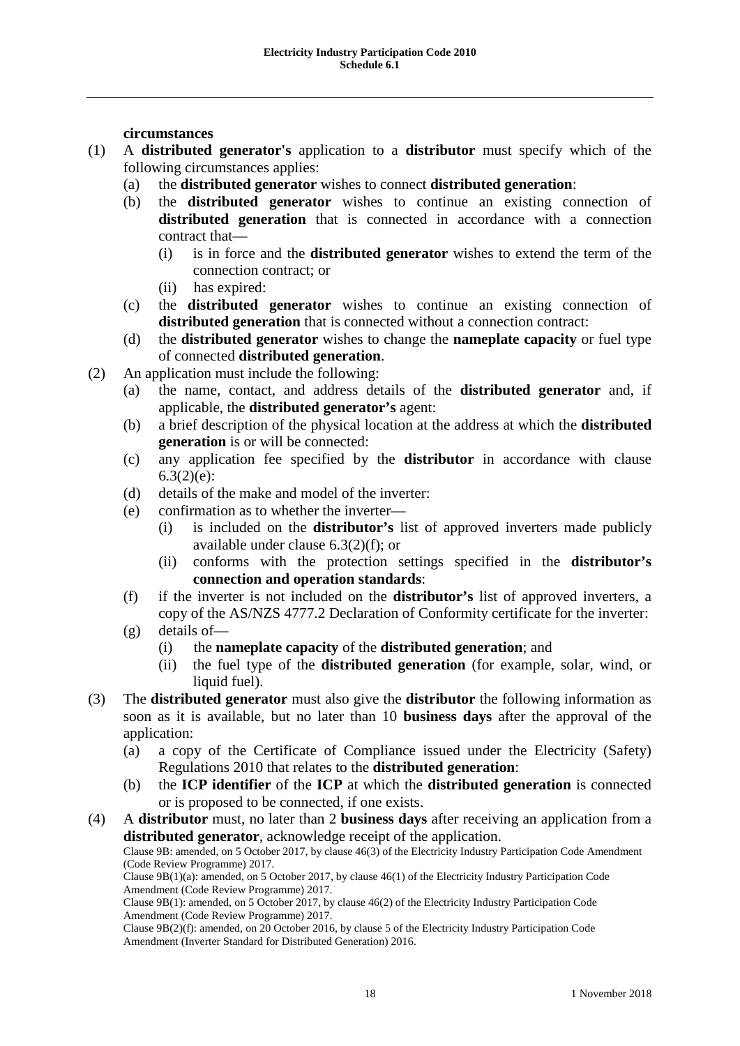**circumstances**

(1) A **distributed generator's** application to a **distributor** must specify which of the following circumstances applies:

  (a) the **distributed generator** wishes to connect **distributed generation**:

  (b) the **distributed generator** wishes to continue an existing connection of **distributed generation** that is connected in accordance with a connection contract that—

    (i) is in force and the **distributed generator** wishes to extend the term of the connection contract; or

    (ii) has expired:

  (c) the **distributed generator** wishes to continue an existing connection of **distributed generation** that is connected without a connection contract:

  (d) the **distributed generator** wishes to change the **nameplate capacity** or fuel type of connected **distributed generation**.

(2) An application must include the following:

  (a) the name, contact, and address details of the **distributed generator** and, if applicable, the **distributed generator's** agent:

  (b) a brief description of the physical location at the address at which the **distributed generation** is or will be connected:

  (c) any application fee specified by the **distributor** in accordance with clause 6.3(2)(e):

  (d) details of the make and model of the inverter:

  (e) confirmation as to whether the inverter—

    (i) is included on the **distributor's** list of approved inverters made publicly available under clause 6.3(2)(f); or

    (ii) conforms with the protection settings specified in the **distributor's connection and operation standards**:

  (f) if the inverter is not included on the **distributor's** list of approved inverters, a copy of the AS/NZS 4777.2 Declaration of Conformity certificate for the inverter:

  (g) details of—

    (i) the **nameplate capacity** of the **distributed generation**; and

    (ii) the fuel type of the **distributed generation** (for example, solar, wind, or liquid fuel).

(3) The **distributed generator** must also give the **distributor** the following information as soon as it is available, but no later than 10 **business days** after the approval of the application:

  (a) a copy of the Certificate of Compliance issued under the Electricity (Safety) Regulations 2010 that relates to the **distributed generation**:

  (b) the **ICP identifier** of the **ICP** at which the **distributed generation** is connected or is proposed to be connected, if one exists.

(4) A **distributor** must, no later than 2 **business days** after receiving an application from a **distributed generator**, acknowledge receipt of the application.

Clause 9B: amended, on 5 October 2017, by clause 46(3) of the Electricity Industry Participation Code Amendment (Code Review Programme) 2017.

Clause 9B(1)(a): amended, on 5 October 2017, by clause 46(1) of the Electricity Industry Participation Code Amendment (Code Review Programme) 2017.

Clause 9B(1): amended, on 5 October 2017, by clause 46(2) of the Electricity Industry Participation Code Amendment (Code Review Programme) 2017.

Clause 9B(2)(f): amended, on 20 October 2016, by clause 5 of the Electricity Industry Participation Code Amendment (Inverter Standard for Distributed Generation) 2016.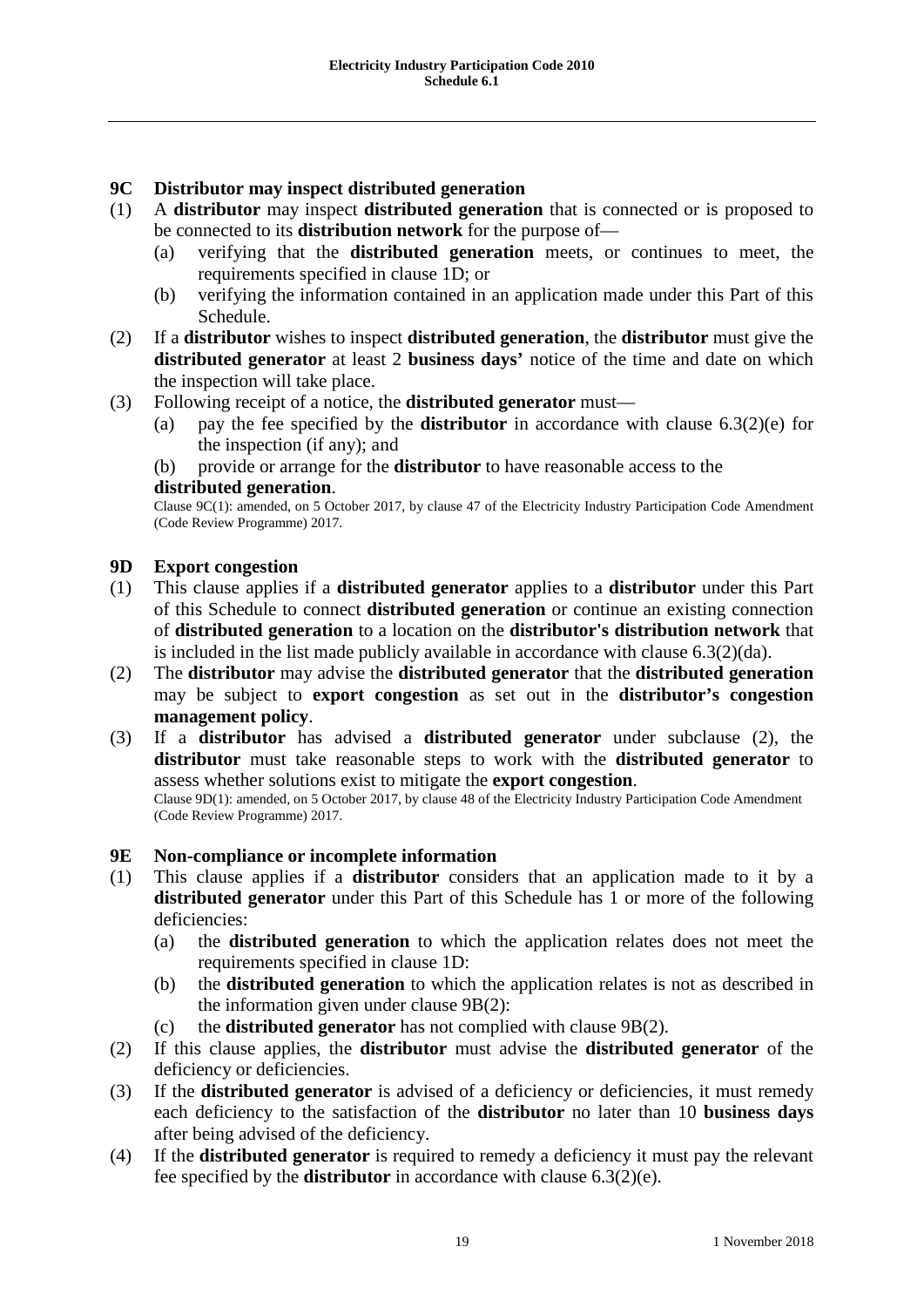### 9C Distributor may inspect distributed generation

(1) A **distributor** may inspect **distributed generation** that is connected or is proposed to be connected to its **distribution network** for the purpose of—

  (a) verifying that the **distributed generation** meets, or continues to meet, the requirements specified in clause 1D; or

  (b) verifying the information contained in an application made under this Part of this Schedule.

(2) If a **distributor** wishes to inspect **distributed generation**, the **distributor** must give the **distributed generator** at least 2 **business days'** notice of the time and date on which the inspection will take place.

(3) Following receipt of a notice, the **distributed generator** must—

  (a) pay the fee specified by the **distributor** in accordance with clause 6.3(2)(e) for the inspection (if any); and

  (b) provide or arrange for the **distributor** to have reasonable access to the **distributed generation**.

Clause 9C(1): amended, on 5 October 2017, by clause 47 of the Electricity Industry Participation Code Amendment (Code Review Programme) 2017.

### 9D Export congestion

(1) This clause applies if a **distributed generator** applies to a **distributor** under this Part of this Schedule to connect **distributed generation** or continue an existing connection of **distributed generation** to a location on the **distributor's distribution network** that is included in the list made publicly available in accordance with clause 6.3(2)(da).

(2) The **distributor** may advise the **distributed generator** that the **distributed generation** may be subject to **export congestion** as set out in the **distributor's congestion management policy**.

(3) If a **distributor** has advised a **distributed generator** under subclause (2), the **distributor** must take reasonable steps to work with the **distributed generator** to assess whether solutions exist to mitigate the **export congestion**.

Clause 9D(1): amended, on 5 October 2017, by clause 48 of the Electricity Industry Participation Code Amendment (Code Review Programme) 2017.

### 9E Non-compliance or incomplete information

(1) This clause applies if a **distributor** considers that an application made to it by a **distributed generator** under this Part of this Schedule has 1 or more of the following deficiencies:

  (a) the **distributed generation** to which the application relates does not meet the requirements specified in clause 1D:

  (b) the **distributed generation** to which the application relates is not as described in the information given under clause 9B(2):

  (c) the **distributed generator** has not complied with clause 9B(2).

(2) If this clause applies, the **distributor** must advise the **distributed generator** of the deficiency or deficiencies.

(3) If the **distributed generator** is advised of a deficiency or deficiencies, it must remedy each deficiency to the satisfaction of the **distributor** no later than 10 **business days** after being advised of the deficiency.

(4) If the **distributed generator** is required to remedy a deficiency it must pay the relevant fee specified by the **distributor** in accordance with clause 6.3(2)(e).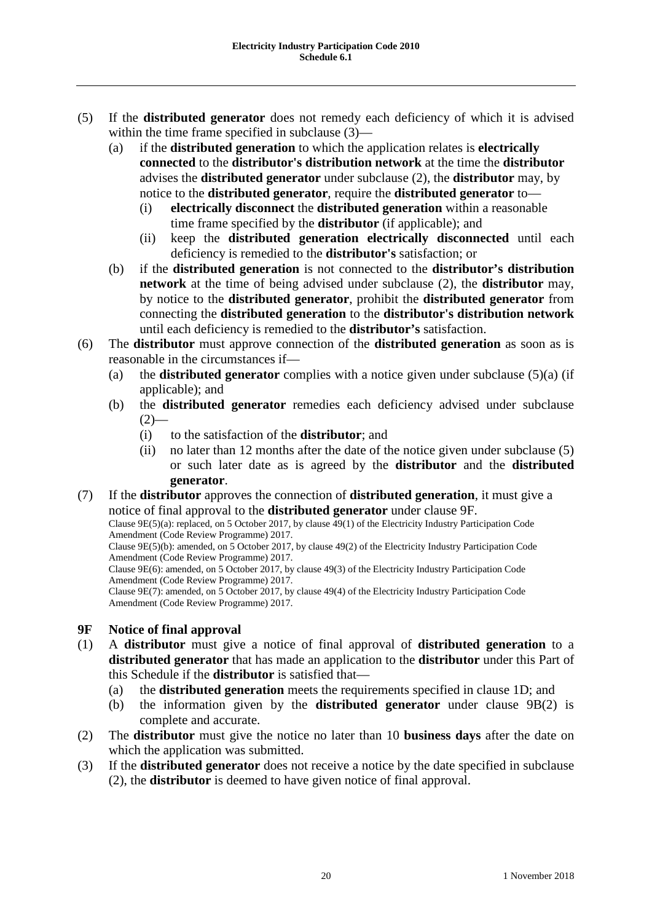(5) If the **distributed generator** does not remedy each deficiency of which it is advised within the time frame specified in subclause (3)—

   (a) if the **distributed generation** to which the application relates is **electrically connected** to the **distributor's distribution network** at the time the **distributor** advises the **distributed generator** under subclause (2), the **distributor** may, by notice to the **distributed generator**, require the **distributed generator** to—

      (i) **electrically disconnect** the **distributed generation** within a reasonable time frame specified by the **distributor** (if applicable); and

      (ii) keep the **distributed generation electrically disconnected** until each deficiency is remedied to the **distributor's** satisfaction; or

   (b) if the **distributed generation** is not connected to the **distributor's distribution network** at the time of being advised under subclause (2), the **distributor** may, by notice to the **distributed generator**, prohibit the **distributed generator** from connecting the **distributed generation** to the **distributor's distribution network** until each deficiency is remedied to the **distributor's** satisfaction.

(6) The **distributor** must approve connection of the **distributed generation** as soon as is reasonable in the circumstances if—

   (a) the **distributed generator** complies with a notice given under subclause (5)(a) (if applicable); and

   (b) the **distributed generator** remedies each deficiency advised under subclause (2)—

      (i) to the satisfaction of the **distributor**; and

      (ii) no later than 12 months after the date of the notice given under subclause (5) or such later date as is agreed by the **distributor** and the **distributed generator**.

(7) If the **distributor** approves the connection of **distributed generation**, it must give a notice of final approval to the **distributed generator** under clause 9F.

Clause 9E(5)(a): replaced, on 5 October 2017, by clause 49(1) of the Electricity Industry Participation Code Amendment (Code Review Programme) 2017.
Clause 9E(5)(b): amended, on 5 October 2017, by clause 49(2) of the Electricity Industry Participation Code Amendment (Code Review Programme) 2017.
Clause 9E(6): amended, on 5 October 2017, by clause 49(3) of the Electricity Industry Participation Code Amendment (Code Review Programme) 2017.
Clause 9E(7): amended, on 5 October 2017, by clause 49(4) of the Electricity Industry Participation Code Amendment (Code Review Programme) 2017.

### 9F Notice of final approval

(1) A **distributor** must give a notice of final approval of **distributed generation** to a **distributed generator** that has made an application to the **distributor** under this Part of this Schedule if the **distributor** is satisfied that—

   (a) the **distributed generation** meets the requirements specified in clause 1D; and

   (b) the information given by the **distributed generator** under clause 9B(2) is complete and accurate.

(2) The **distributor** must give the notice no later than 10 **business days** after the date on which the application was submitted.

(3) If the **distributed generator** does not receive a notice by the date specified in subclause (2), the **distributor** is deemed to have given notice of final approval.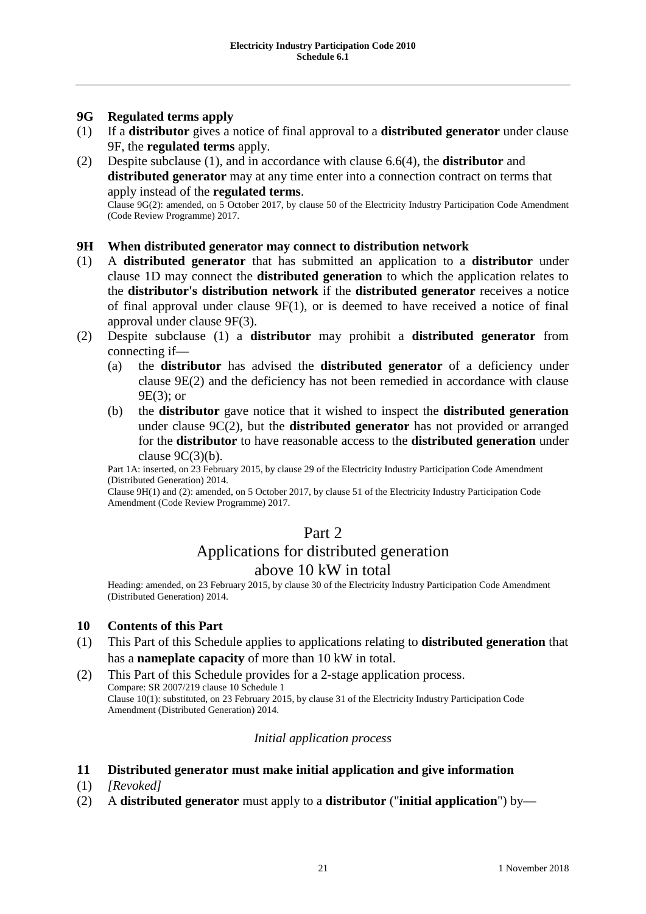### 9G Regulated terms apply

(1) If a **distributor** gives a notice of final approval to a **distributed generator** under clause 9F, the **regulated terms** apply.

(2) Despite subclause (1), and in accordance with clause 6.6(4), the **distributor** and **distributed generator** may at any time enter into a connection contract on terms that apply instead of the **regulated terms**.

Clause 9G(2): amended, on 5 October 2017, by clause 50 of the Electricity Industry Participation Code Amendment (Code Review Programme) 2017.

### 9H When distributed generator may connect to distribution network

(1) A **distributed generator** that has submitted an application to a **distributor** under clause 1D may connect the **distributed generation** to which the application relates to the **distributor's distribution network** if the **distributed generator** receives a notice of final approval under clause 9F(1), or is deemed to have received a notice of final approval under clause 9F(3).

(2) Despite subclause (1) a **distributor** may prohibit a **distributed generator** from connecting if—

(a) the **distributor** has advised the **distributed generator** of a deficiency under clause 9E(2) and the deficiency has not been remedied in accordance with clause 9E(3); or

(b) the **distributor** gave notice that it wished to inspect the **distributed generation** under clause 9C(2), but the **distributed generator** has not provided or arranged for the **distributor** to have reasonable access to the **distributed generation** under clause 9C(3)(b).

Part 1A: inserted, on 23 February 2015, by clause 29 of the Electricity Industry Participation Code Amendment (Distributed Generation) 2014.

Clause 9H(1) and (2): amended, on 5 October 2017, by clause 51 of the Electricity Industry Participation Code Amendment (Code Review Programme) 2017.

## Part 2
## Applications for distributed generation above 10 kW in total

Heading: amended, on 23 February 2015, by clause 30 of the Electricity Industry Participation Code Amendment (Distributed Generation) 2014.

### 10 Contents of this Part

(1) This Part of this Schedule applies to applications relating to **distributed generation** that has a **nameplate capacity** of more than 10 kW in total.

(2) This Part of this Schedule provides for a 2-stage application process.

Compare: SR 2007/219 clause 10 Schedule 1

Clause 10(1): substituted, on 23 February 2015, by clause 31 of the Electricity Industry Participation Code Amendment (Distributed Generation) 2014.

*Initial application process*

### 11 Distributed generator must make initial application and give information

(1) *[Revoked]*

(2) A **distributed generator** must apply to a **distributor** ("**initial application**") by—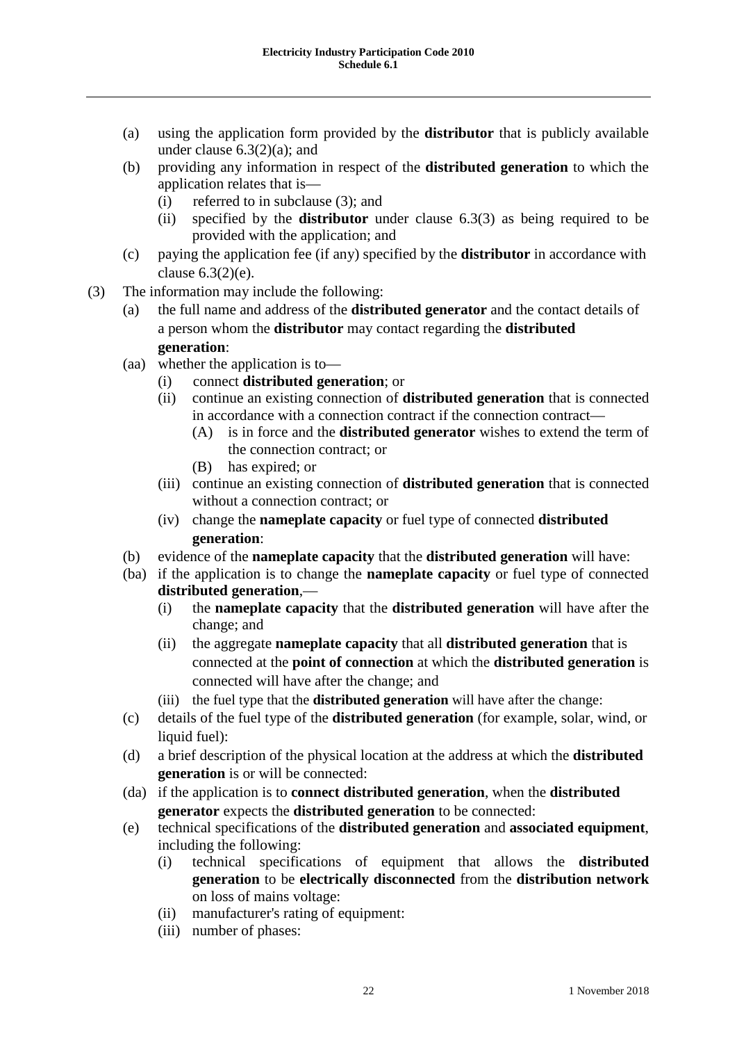(a) using the application form provided by the **distributor** that is publicly available under clause 6.3(2)(a); and

(b) providing any information in respect of the **distributed generation** to which the application relates that is—

   (i) referred to in subclause (3); and

   (ii) specified by the **distributor** under clause 6.3(3) as being required to be provided with the application; and

(c) paying the application fee (if any) specified by the **distributor** in accordance with clause 6.3(2)(e).

(3) The information may include the following:

(a) the full name and address of the **distributed generator** and the contact details of a person whom the **distributor** may contact regarding the **distributed generation**:

(aa) whether the application is to—

   (i) connect **distributed generation**; or

   (ii) continue an existing connection of **distributed generation** that is connected in accordance with a connection contract if the connection contract—

      (A) is in force and the **distributed generator** wishes to extend the term of the connection contract; or

      (B) has expired; or

   (iii) continue an existing connection of **distributed generation** that is connected without a connection contract; or

   (iv) change the **nameplate capacity** or fuel type of connected **distributed generation**:

(b) evidence of the **nameplate capacity** that the **distributed generation** will have:

(ba) if the application is to change the **nameplate capacity** or fuel type of connected **distributed generation**,—

   (i) the **nameplate capacity** that the **distributed generation** will have after the change; and

   (ii) the aggregate **nameplate capacity** that all **distributed generation** that is connected at the **point of connection** at which the **distributed generation** is connected will have after the change; and

   (iii) the fuel type that the **distributed generation** will have after the change:

(c) details of the fuel type of the **distributed generation** (for example, solar, wind, or liquid fuel):

(d) a brief description of the physical location at the address at which the **distributed generation** is or will be connected:

(da) if the application is to **connect distributed generation**, when the **distributed generator** expects the **distributed generation** to be connected:

(e) technical specifications of the **distributed generation** and **associated equipment**, including the following:

   (i) technical specifications of equipment that allows the **distributed generation** to be **electrically disconnected** from the **distribution network** on loss of mains voltage:

   (ii) manufacturer's rating of equipment:

   (iii) number of phases: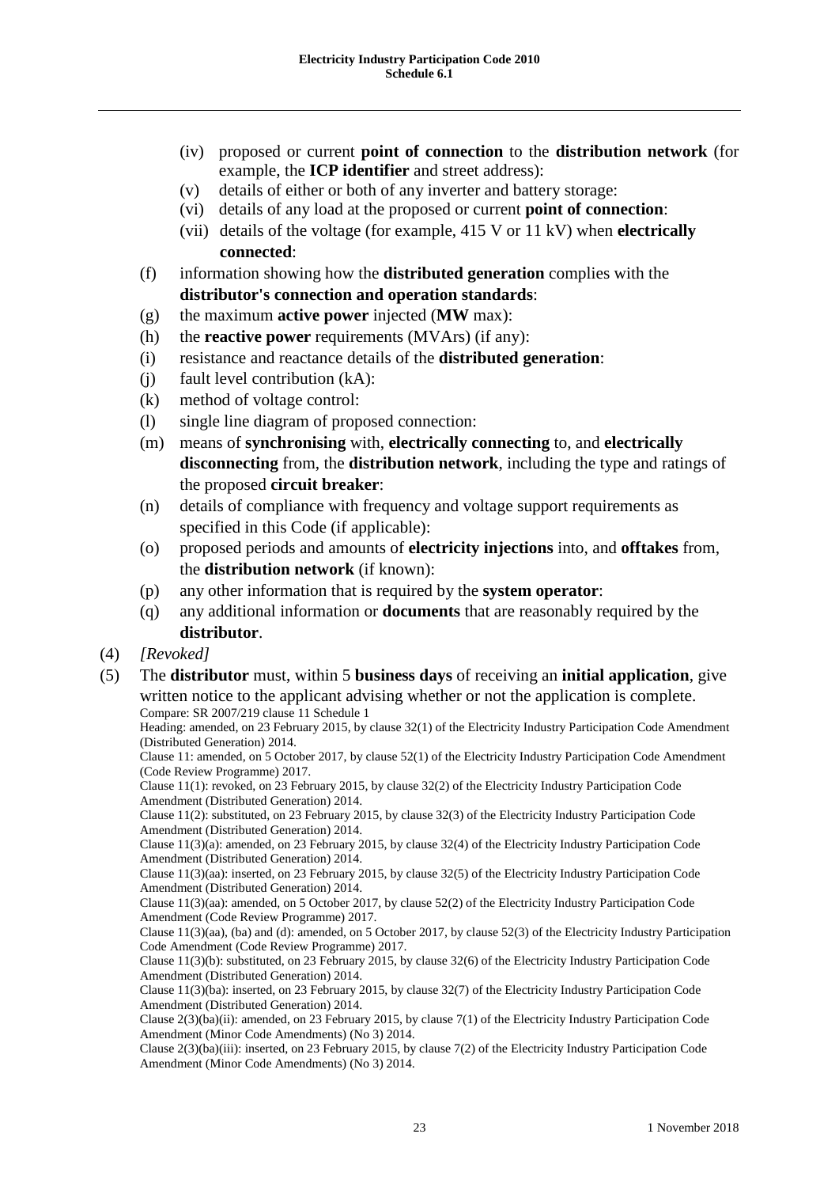(iv) proposed or current **point of connection** to the **distribution network** (for example, the **ICP identifier** and street address):

(v) details of either or both of any inverter and battery storage:

(vi) details of any load at the proposed or current **point of connection**:

(vii) details of the voltage (for example, 415 V or 11 kV) when **electrically connected**:

(f) information showing how the **distributed generation** complies with the **distributor's connection and operation standards**:

(g) the maximum **active power** injected (**MW** max):

(h) the **reactive power** requirements (MVArs) (if any):

(i) resistance and reactance details of the **distributed generation**:

(j) fault level contribution (kA):

(k) method of voltage control:

(l) single line diagram of proposed connection:

(m) means of **synchronising** with, **electrically connecting** to, and **electrically disconnecting** from, the **distribution network**, including the type and ratings of the proposed **circuit breaker**:

(n) details of compliance with frequency and voltage support requirements as specified in this Code (if applicable):

(o) proposed periods and amounts of **electricity injections** into, and **offtakes** from, the **distribution network** (if known):

(p) any other information that is required by the **system operator**:

(q) any additional information or **documents** that are reasonably required by the **distributor**.

(4) *[Revoked]*

(5) The **distributor** must, within 5 **business days** of receiving an **initial application**, give written notice to the applicant advising whether or not the application is complete.

Compare: SR 2007/219 clause 11 Schedule 1

Heading: amended, on 23 February 2015, by clause 32(1) of the Electricity Industry Participation Code Amendment (Distributed Generation) 2014.

Clause 11: amended, on 5 October 2017, by clause 52(1) of the Electricity Industry Participation Code Amendment (Code Review Programme) 2017.

Clause 11(1): revoked, on 23 February 2015, by clause 32(2) of the Electricity Industry Participation Code Amendment (Distributed Generation) 2014.

Clause 11(2): substituted, on 23 February 2015, by clause 32(3) of the Electricity Industry Participation Code Amendment (Distributed Generation) 2014.

Clause 11(3)(a): amended, on 23 February 2015, by clause 32(4) of the Electricity Industry Participation Code Amendment (Distributed Generation) 2014.

Clause 11(3)(aa): inserted, on 23 February 2015, by clause 32(5) of the Electricity Industry Participation Code Amendment (Distributed Generation) 2014.

Clause 11(3)(aa): amended, on 5 October 2017, by clause 52(2) of the Electricity Industry Participation Code Amendment (Code Review Programme) 2017.

Clause 11(3)(aa), (ba) and (d): amended, on 5 October 2017, by clause 52(3) of the Electricity Industry Participation Code Amendment (Code Review Programme) 2017.

Clause 11(3)(b): substituted, on 23 February 2015, by clause 32(6) of the Electricity Industry Participation Code Amendment (Distributed Generation) 2014.

Clause 11(3)(ba): inserted, on 23 February 2015, by clause 32(7) of the Electricity Industry Participation Code Amendment (Distributed Generation) 2014.

Clause 2(3)(ba)(ii): amended, on 23 February 2015, by clause 7(1) of the Electricity Industry Participation Code Amendment (Minor Code Amendments) (No 3) 2014.

Clause 2(3)(ba)(iii): inserted, on 23 February 2015, by clause 7(2) of the Electricity Industry Participation Code Amendment (Minor Code Amendments) (No 3) 2014.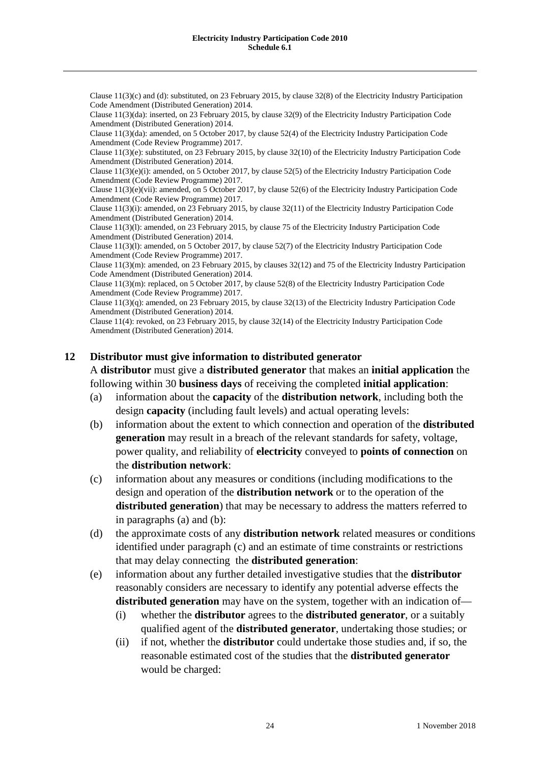Clause 11(3)(c) and (d): substituted, on 23 February 2015, by clause 32(8) of the Electricity Industry Participation Code Amendment (Distributed Generation) 2014.
Clause 11(3)(da): inserted, on 23 February 2015, by clause 32(9) of the Electricity Industry Participation Code Amendment (Distributed Generation) 2014.
Clause 11(3)(da): amended, on 5 October 2017, by clause 52(4) of the Electricity Industry Participation Code Amendment (Code Review Programme) 2017.
Clause 11(3)(e): substituted, on 23 February 2015, by clause 32(10) of the Electricity Industry Participation Code Amendment (Distributed Generation) 2014.
Clause 11(3)(e)(i): amended, on 5 October 2017, by clause 52(5) of the Electricity Industry Participation Code Amendment (Code Review Programme) 2017.
Clause 11(3)(e)(vii): amended, on 5 October 2017, by clause 52(6) of the Electricity Industry Participation Code Amendment (Code Review Programme) 2017.
Clause 11(3)(i): amended, on 23 February 2015, by clause 32(11) of the Electricity Industry Participation Code Amendment (Distributed Generation) 2014.
Clause 11(3)(l): amended, on 23 February 2015, by clause 75 of the Electricity Industry Participation Code Amendment (Distributed Generation) 2014.
Clause 11(3)(l): amended, on 5 October 2017, by clause 52(7) of the Electricity Industry Participation Code Amendment (Code Review Programme) 2017.
Clause 11(3)(m): amended, on 23 February 2015, by clauses 32(12) and 75 of the Electricity Industry Participation Code Amendment (Distributed Generation) 2014.
Clause 11(3)(m): replaced, on 5 October 2017, by clause 52(8) of the Electricity Industry Participation Code Amendment (Code Review Programme) 2017.
Clause 11(3)(q): amended, on 23 February 2015, by clause 32(13) of the Electricity Industry Participation Code Amendment (Distributed Generation) 2014.
Clause 11(4): revoked, on 23 February 2015, by clause 32(14) of the Electricity Industry Participation Code Amendment (Distributed Generation) 2014.

## 12 Distributor must give information to distributed generator

A **distributor** must give a **distributed generator** that makes an **initial application** the following within 30 **business days** of receiving the completed **initial application**:

(a) information about the **capacity** of the **distribution network**, including both the design **capacity** (including fault levels) and actual operating levels:

(b) information about the extent to which connection and operation of the **distributed generation** may result in a breach of the relevant standards for safety, voltage, power quality, and reliability of **electricity** conveyed to **points of connection** on the **distribution network**:

(c) information about any measures or conditions (including modifications to the design and operation of the **distribution network** or to the operation of the **distributed generation**) that may be necessary to address the matters referred to in paragraphs (a) and (b):

(d) the approximate costs of any **distribution network** related measures or conditions identified under paragraph (c) and an estimate of time constraints or restrictions that may delay connecting the **distributed generation**:

(e) information about any further detailed investigative studies that the **distributor** reasonably considers are necessary to identify any potential adverse effects the **distributed generation** may have on the system, together with an indication of—

  (i) whether the **distributor** agrees to the **distributed generator**, or a suitably qualified agent of the **distributed generator**, undertaking those studies; or

  (ii) if not, whether the **distributor** could undertake those studies and, if so, the reasonable estimated cost of the studies that the **distributed generator** would be charged: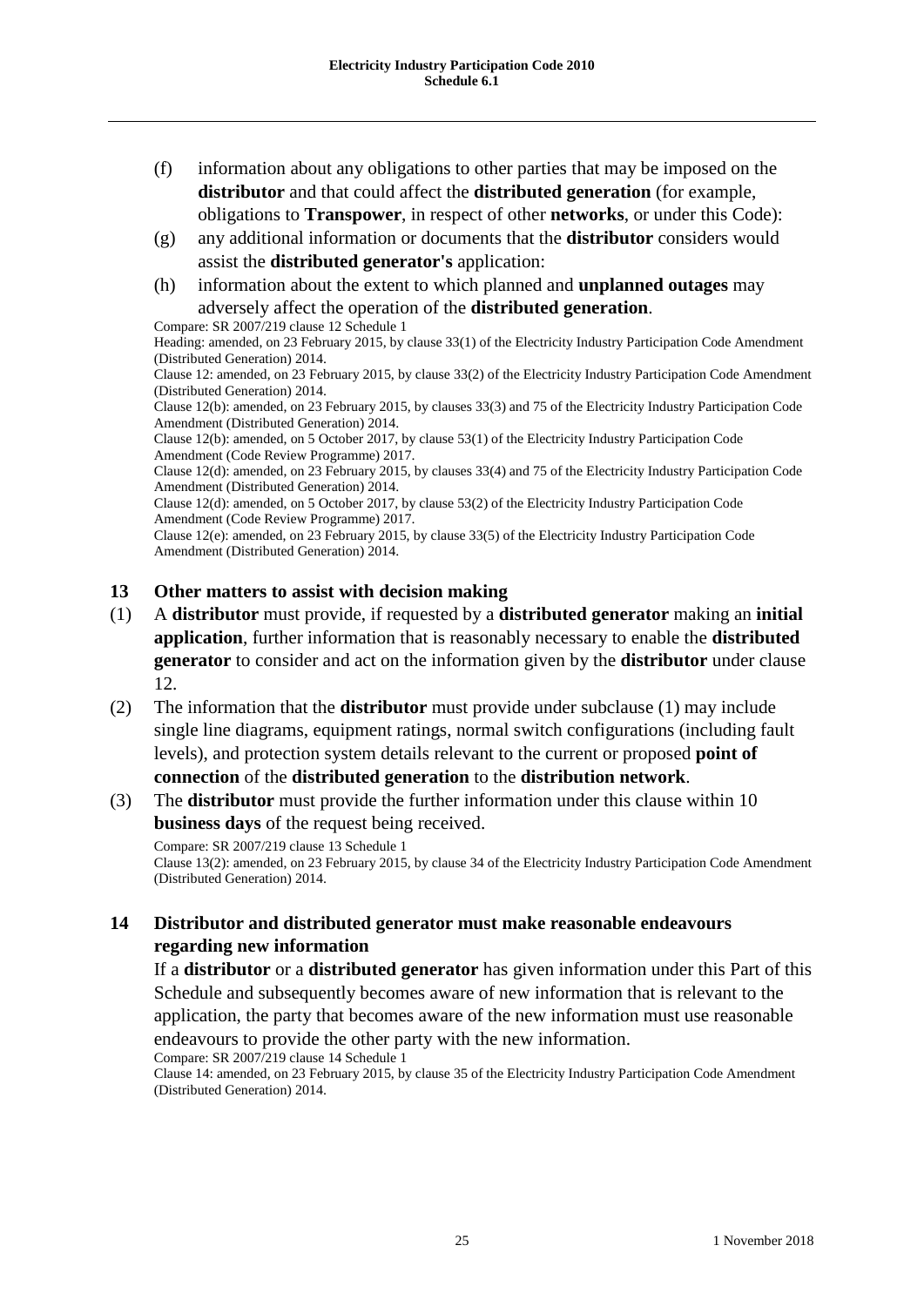(f) information about any obligations to other parties that may be imposed on the **distributor** and that could affect the **distributed generation** (for example, obligations to **Transpower**, in respect of other **networks**, or under this Code):

(g) any additional information or documents that the **distributor** considers would assist the **distributed generator's** application:

(h) information about the extent to which planned and **unplanned outages** may adversely affect the operation of the **distributed generation**.

Compare: SR 2007/219 clause 12 Schedule 1
Heading: amended, on 23 February 2015, by clause 33(1) of the Electricity Industry Participation Code Amendment (Distributed Generation) 2014.
Clause 12: amended, on 23 February 2015, by clause 33(2) of the Electricity Industry Participation Code Amendment (Distributed Generation) 2014.
Clause 12(b): amended, on 23 February 2015, by clauses 33(3) and 75 of the Electricity Industry Participation Code Amendment (Distributed Generation) 2014.
Clause 12(b): amended, on 5 October 2017, by clause 53(1) of the Electricity Industry Participation Code Amendment (Code Review Programme) 2017.
Clause 12(d): amended, on 23 February 2015, by clauses 33(4) and 75 of the Electricity Industry Participation Code Amendment (Distributed Generation) 2014.
Clause 12(d): amended, on 5 October 2017, by clause 53(2) of the Electricity Industry Participation Code Amendment (Code Review Programme) 2017.
Clause 12(e): amended, on 23 February 2015, by clause 33(5) of the Electricity Industry Participation Code Amendment (Distributed Generation) 2014.

### 13 Other matters to assist with decision making

(1) A **distributor** must provide, if requested by a **distributed generator** making an **initial application**, further information that is reasonably necessary to enable the **distributed generator** to consider and act on the information given by the **distributor** under clause 12.

(2) The information that the **distributor** must provide under subclause (1) may include single line diagrams, equipment ratings, normal switch configurations (including fault levels), and protection system details relevant to the current or proposed **point of connection** of the **distributed generation** to the **distribution network**.

(3) The **distributor** must provide the further information under this clause within 10 **business days** of the request being received.

Compare: SR 2007/219 clause 13 Schedule 1
Clause 13(2): amended, on 23 February 2015, by clause 34 of the Electricity Industry Participation Code Amendment (Distributed Generation) 2014.

### 14 Distributor and distributed generator must make reasonable endeavours regarding new information

If a **distributor** or a **distributed generator** has given information under this Part of this Schedule and subsequently becomes aware of new information that is relevant to the application, the party that becomes aware of the new information must use reasonable endeavours to provide the other party with the new information.

Compare: SR 2007/219 clause 14 Schedule 1
Clause 14: amended, on 23 February 2015, by clause 35 of the Electricity Industry Participation Code Amendment (Distributed Generation) 2014.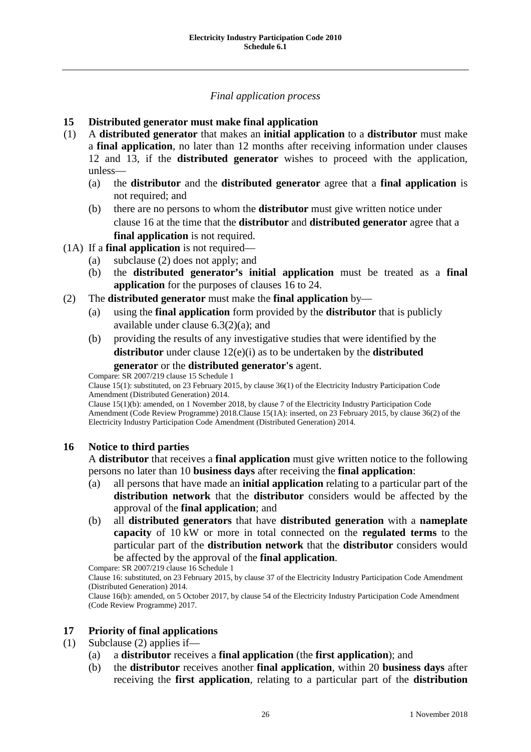*Final application process*

**15 Distributed generator must make final application**

(1) A **distributed generator** that makes an **initial application** to a **distributor** must make a **final application**, no later than 12 months after receiving information under clauses 12 and 13, if the **distributed generator** wishes to proceed with the application, unless—

(a) the **distributor** and the **distributed generator** agree that a **final application** is not required; and

(b) there are no persons to whom the **distributor** must give written notice under clause 16 at the time that the **distributor** and **distributed generator** agree that a **final application** is not required.

(1A) If a **final application** is not required—

(a) subclause (2) does not apply; and

(b) the **distributed generator's initial application** must be treated as a **final application** for the purposes of clauses 16 to 24.

(2) The **distributed generator** must make the **final application** by—

(a) using the **final application** form provided by the **distributor** that is publicly available under clause 6.3(2)(a); and

(b) providing the results of any investigative studies that were identified by the **distributor** under clause 12(e)(i) as to be undertaken by the **distributed generator** or the **distributed generator's** agent.

Compare: SR 2007/219 clause 15 Schedule 1

Clause 15(1): substituted, on 23 February 2015, by clause 36(1) of the Electricity Industry Participation Code Amendment (Distributed Generation) 2014.

Clause 15(1)(b): amended, on 1 November 2018, by clause 7 of the Electricity Industry Participation Code Amendment (Code Review Programme) 2018.Clause 15(1A): inserted, on 23 February 2015, by clause 36(2) of the Electricity Industry Participation Code Amendment (Distributed Generation) 2014.

**16 Notice to third parties**

A **distributor** that receives a **final application** must give written notice to the following persons no later than 10 **business days** after receiving the **final application**:

(a) all persons that have made an **initial application** relating to a particular part of the **distribution network** that the **distributor** considers would be affected by the approval of the **final application**; and

(b) all **distributed generators** that have **distributed generation** with a **nameplate capacity** of 10 kW or more in total connected on the **regulated terms** to the particular part of the **distribution network** that the **distributor** considers would be affected by the approval of the **final application**.

Compare: SR 2007/219 clause 16 Schedule 1

Clause 16: substituted, on 23 February 2015, by clause 37 of the Electricity Industry Participation Code Amendment (Distributed Generation) 2014.

Clause 16(b): amended, on 5 October 2017, by clause 54 of the Electricity Industry Participation Code Amendment (Code Review Programme) 2017.

**17 Priority of final applications**

(1) Subclause (2) applies if—

(a) a **distributor** receives a **final application** (the **first application**); and

(b) the **distributor** receives another **final application**, within 20 **business days** after receiving the **first application**, relating to a particular part of the **distribution**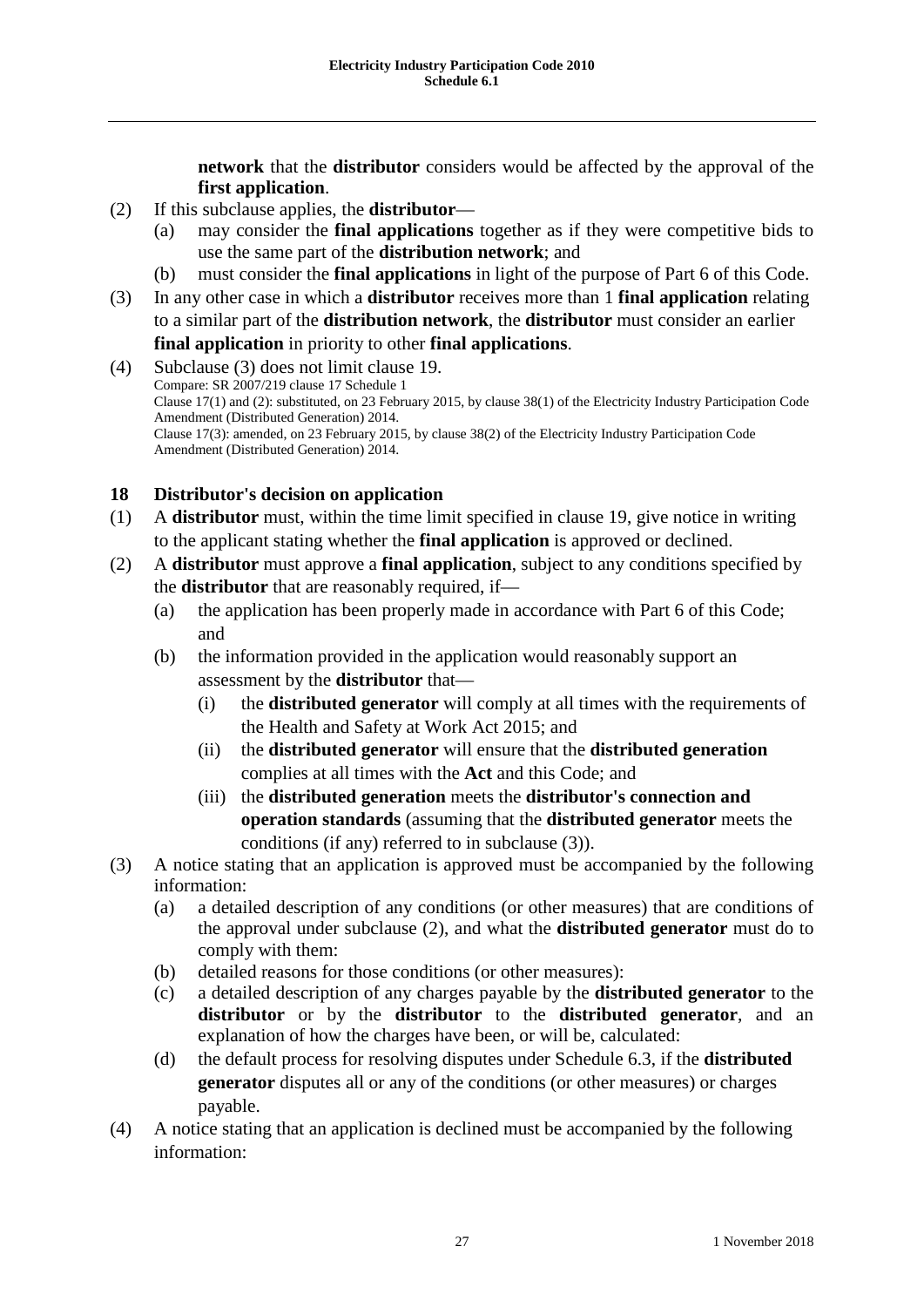**network** that the **distributor** considers would be affected by the approval of the **first application**.

(2) If this subclause applies, the **distributor**—

  (a) may consider the **final applications** together as if they were competitive bids to use the same part of the **distribution network**; and

  (b) must consider the **final applications** in light of the purpose of Part 6 of this Code.

(3) In any other case in which a **distributor** receives more than 1 **final application** relating to a similar part of the **distribution network**, the **distributor** must consider an earlier **final application** in priority to other **final applications**.

(4) Subclause (3) does not limit clause 19.

Compare: SR 2007/219 clause 17 Schedule 1

Clause 17(1) and (2): substituted, on 23 February 2015, by clause 38(1) of the Electricity Industry Participation Code Amendment (Distributed Generation) 2014.

Clause 17(3): amended, on 23 February 2015, by clause 38(2) of the Electricity Industry Participation Code Amendment (Distributed Generation) 2014.

### 18 Distributor's decision on application

(1) A **distributor** must, within the time limit specified in clause 19, give notice in writing to the applicant stating whether the **final application** is approved or declined.

(2) A **distributor** must approve a **final application**, subject to any conditions specified by the **distributor** that are reasonably required, if—

  (a) the application has been properly made in accordance with Part 6 of this Code; and

  (b) the information provided in the application would reasonably support an assessment by the **distributor** that—

    (i) the **distributed generator** will comply at all times with the requirements of the Health and Safety at Work Act 2015; and

    (ii) the **distributed generator** will ensure that the **distributed generation** complies at all times with the **Act** and this Code; and

    (iii) the **distributed generation** meets the **distributor's connection and operation standards** (assuming that the **distributed generator** meets the conditions (if any) referred to in subclause (3)).

(3) A notice stating that an application is approved must be accompanied by the following information:

  (a) a detailed description of any conditions (or other measures) that are conditions of the approval under subclause (2), and what the **distributed generator** must do to comply with them:

  (b) detailed reasons for those conditions (or other measures):

  (c) a detailed description of any charges payable by the **distributed generator** to the **distributor** or by the **distributor** to the **distributed generator**, and an explanation of how the charges have been, or will be, calculated:

  (d) the default process for resolving disputes under Schedule 6.3, if the **distributed generator** disputes all or any of the conditions (or other measures) or charges payable.

(4) A notice stating that an application is declined must be accompanied by the following information: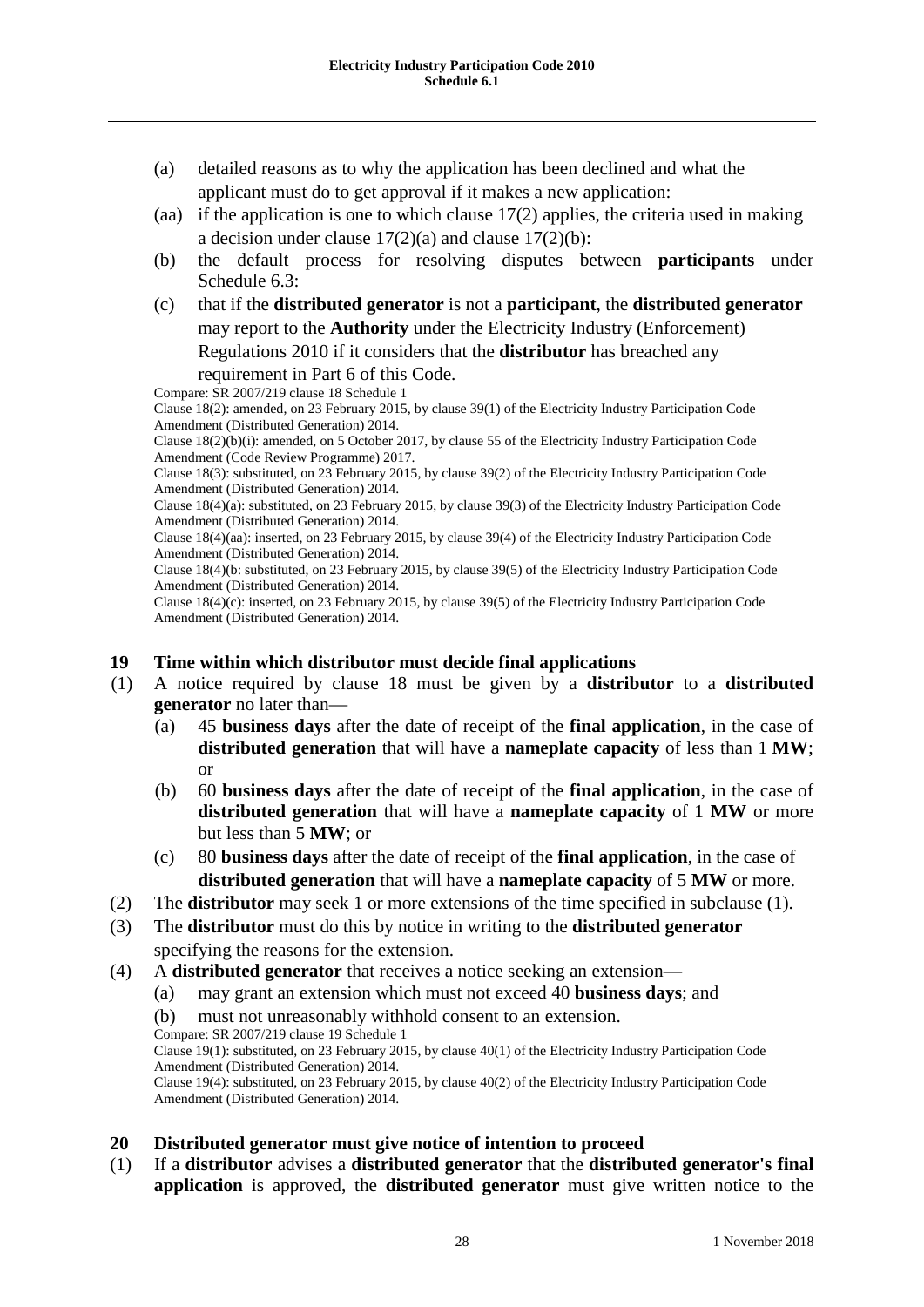(a) detailed reasons as to why the application has been declined and what the applicant must do to get approval if it makes a new application:

(aa) if the application is one to which clause 17(2) applies, the criteria used in making a decision under clause 17(2)(a) and clause 17(2)(b):

(b) the default process for resolving disputes between **participants** under Schedule 6.3:

(c) that if the **distributed generator** is not a **participant**, the **distributed generator** may report to the **Authority** under the Electricity Industry (Enforcement) Regulations 2010 if it considers that the **distributor** has breached any requirement in Part 6 of this Code.

Compare: SR 2007/219 clause 18 Schedule 1

Clause 18(2): amended, on 23 February 2015, by clause 39(1) of the Electricity Industry Participation Code Amendment (Distributed Generation) 2014.

Clause 18(2)(b)(i): amended, on 5 October 2017, by clause 55 of the Electricity Industry Participation Code Amendment (Code Review Programme) 2017.

Clause 18(3): substituted, on 23 February 2015, by clause 39(2) of the Electricity Industry Participation Code Amendment (Distributed Generation) 2014.

Clause 18(4)(a): substituted, on 23 February 2015, by clause 39(3) of the Electricity Industry Participation Code Amendment (Distributed Generation) 2014.

Clause 18(4)(aa): inserted, on 23 February 2015, by clause 39(4) of the Electricity Industry Participation Code Amendment (Distributed Generation) 2014.

Clause 18(4)(b: substituted, on 23 February 2015, by clause 39(5) of the Electricity Industry Participation Code Amendment (Distributed Generation) 2014.

Clause 18(4)(c): inserted, on 23 February 2015, by clause 39(5) of the Electricity Industry Participation Code Amendment (Distributed Generation) 2014.

## 19 Time within which distributor must decide final applications

(1) A notice required by clause 18 must be given by a **distributor** to a **distributed generator** no later than—

(a) 45 **business days** after the date of receipt of the **final application**, in the case of **distributed generation** that will have a **nameplate capacity** of less than 1 **MW**; or

(b) 60 **business days** after the date of receipt of the **final application**, in the case of **distributed generation** that will have a **nameplate capacity** of 1 **MW** or more but less than 5 **MW**; or

(c) 80 **business days** after the date of receipt of the **final application**, in the case of **distributed generation** that will have a **nameplate capacity** of 5 **MW** or more.

(2) The **distributor** may seek 1 or more extensions of the time specified in subclause (1).

(3) The **distributor** must do this by notice in writing to the **distributed generator** specifying the reasons for the extension.

(4) A **distributed generator** that receives a notice seeking an extension—

(a) may grant an extension which must not exceed 40 **business days**; and

(b) must not unreasonably withhold consent to an extension.

Compare: SR 2007/219 clause 19 Schedule 1

Clause 19(1): substituted, on 23 February 2015, by clause 40(1) of the Electricity Industry Participation Code Amendment (Distributed Generation) 2014.

Clause 19(4): substituted, on 23 February 2015, by clause 40(2) of the Electricity Industry Participation Code Amendment (Distributed Generation) 2014.

## 20 Distributed generator must give notice of intention to proceed

(1) If a **distributor** advises a **distributed generator** that the **distributed generator's final application** is approved, the **distributed generator** must give written notice to the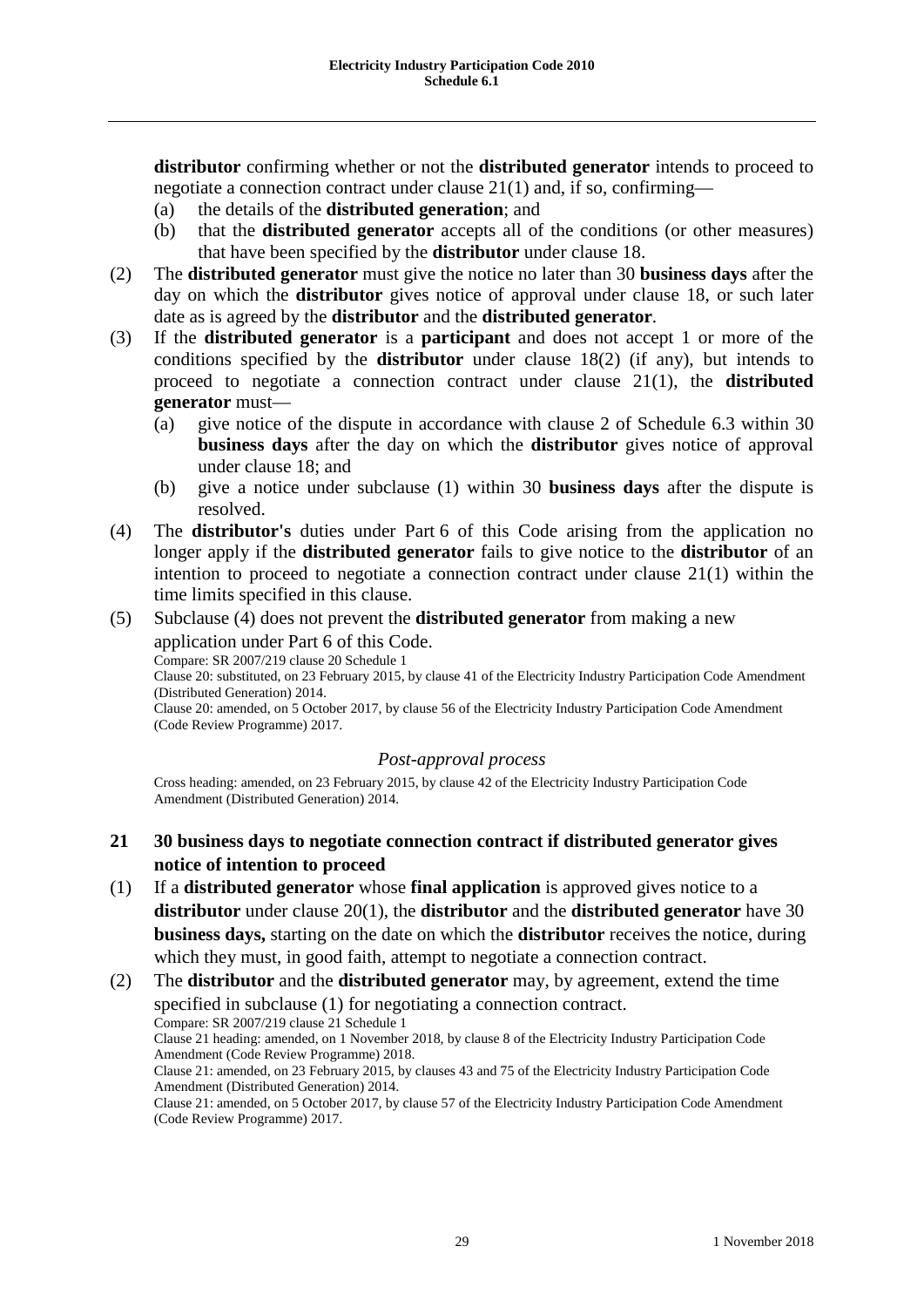**distributor** confirming whether or not the **distributed generator** intends to proceed to negotiate a connection contract under clause 21(1) and, if so, confirming—

- (a) the details of the **distributed generation**; and
- (b) that the **distributed generator** accepts all of the conditions (or other measures) that have been specified by the **distributor** under clause 18.

(2) The **distributed generator** must give the notice no later than 30 **business days** after the day on which the **distributor** gives notice of approval under clause 18, or such later date as is agreed by the **distributor** and the **distributed generator**.

(3) If the **distributed generator** is a **participant** and does not accept 1 or more of the conditions specified by the **distributor** under clause 18(2) (if any), but intends to proceed to negotiate a connection contract under clause 21(1), the **distributed generator** must—

- (a) give notice of the dispute in accordance with clause 2 of Schedule 6.3 within 30 **business days** after the day on which the **distributor** gives notice of approval under clause 18; and
- (b) give a notice under subclause (1) within 30 **business days** after the dispute is resolved.

(4) The **distributor's** duties under Part 6 of this Code arising from the application no longer apply if the **distributed generator** fails to give notice to the **distributor** of an intention to proceed to negotiate a connection contract under clause 21(1) within the time limits specified in this clause.

(5) Subclause (4) does not prevent the **distributed generator** from making a new application under Part 6 of this Code.

Compare: SR 2007/219 clause 20 Schedule 1
Clause 20: substituted, on 23 February 2015, by clause 41 of the Electricity Industry Participation Code Amendment (Distributed Generation) 2014.
Clause 20: amended, on 5 October 2017, by clause 56 of the Electricity Industry Participation Code Amendment (Code Review Programme) 2017.

### *Post-approval process*

Cross heading: amended, on 23 February 2015, by clause 42 of the Electricity Industry Participation Code Amendment (Distributed Generation) 2014.

### 21 30 business days to negotiate connection contract if distributed generator gives notice of intention to proceed

(1) If a **distributed generator** whose **final application** is approved gives notice to a **distributor** under clause 20(1), the **distributor** and the **distributed generator** have 30 **business days,** starting on the date on which the **distributor** receives the notice, during which they must, in good faith, attempt to negotiate a connection contract.

(2) The **distributor** and the **distributed generator** may, by agreement, extend the time specified in subclause (1) for negotiating a connection contract.

Compare: SR 2007/219 clause 21 Schedule 1
Clause 21 heading: amended, on 1 November 2018, by clause 8 of the Electricity Industry Participation Code Amendment (Code Review Programme) 2018.
Clause 21: amended, on 23 February 2015, by clauses 43 and 75 of the Electricity Industry Participation Code Amendment (Distributed Generation) 2014.
Clause 21: amended, on 5 October 2017, by clause 57 of the Electricity Industry Participation Code Amendment (Code Review Programme) 2017.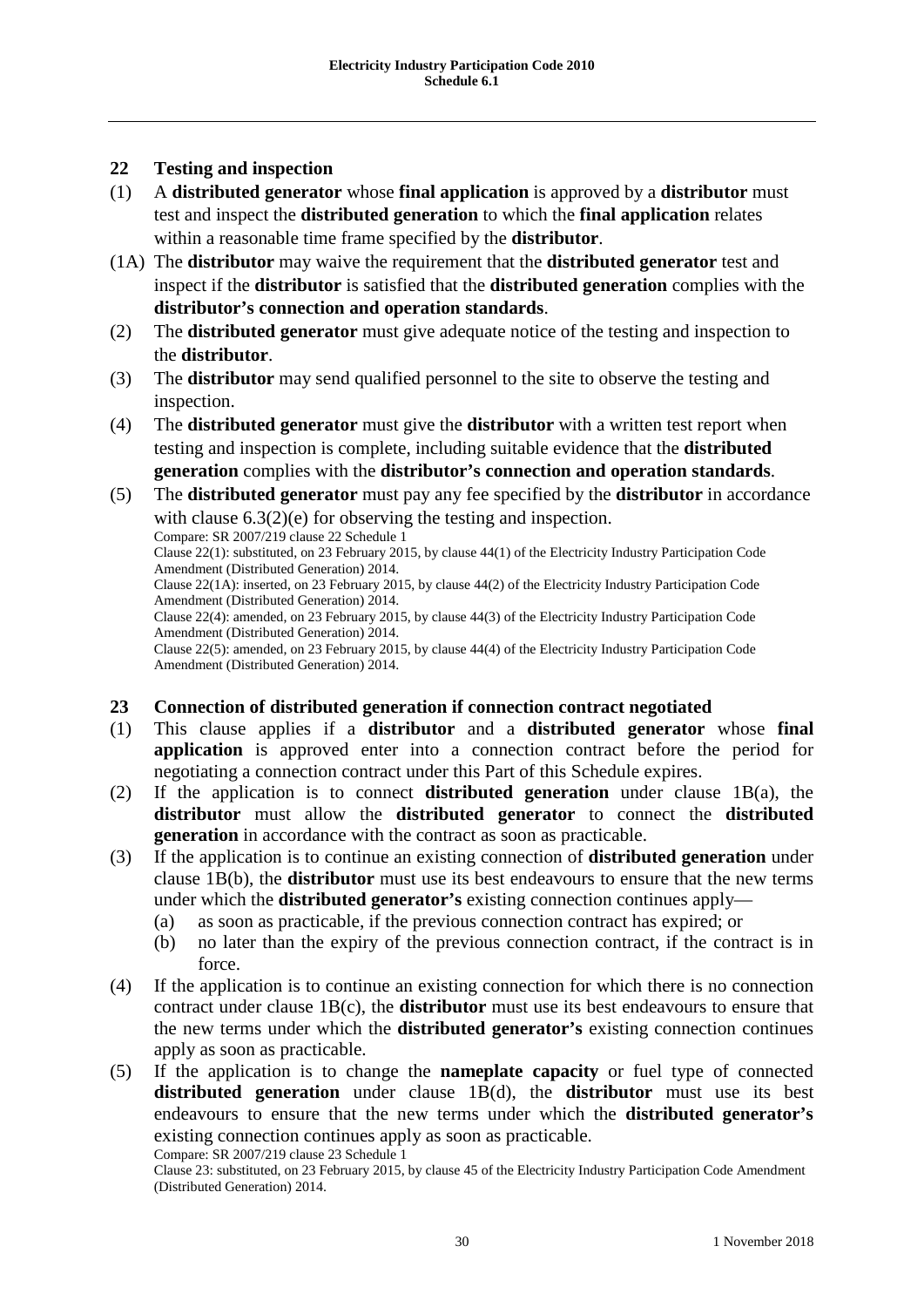## 22 Testing and inspection

(1) A **distributed generator** whose **final application** is approved by a **distributor** must test and inspect the **distributed generation** to which the **final application** relates within a reasonable time frame specified by the **distributor**.

(1A) The **distributor** may waive the requirement that the **distributed generator** test and inspect if the **distributor** is satisfied that the **distributed generation** complies with the **distributor's connection and operation standards**.

(2) The **distributed generator** must give adequate notice of the testing and inspection to the **distributor**.

(3) The **distributor** may send qualified personnel to the site to observe the testing and inspection.

(4) The **distributed generator** must give the **distributor** with a written test report when testing and inspection is complete, including suitable evidence that the **distributed generation** complies with the **distributor's connection and operation standards**.

(5) The **distributed generator** must pay any fee specified by the **distributor** in accordance with clause 6.3(2)(e) for observing the testing and inspection.

Compare: SR 2007/219 clause 22 Schedule 1

Clause 22(1): substituted, on 23 February 2015, by clause 44(1) of the Electricity Industry Participation Code Amendment (Distributed Generation) 2014.

Clause 22(1A): inserted, on 23 February 2015, by clause 44(2) of the Electricity Industry Participation Code Amendment (Distributed Generation) 2014.

Clause 22(4): amended, on 23 February 2015, by clause 44(3) of the Electricity Industry Participation Code Amendment (Distributed Generation) 2014.

Clause 22(5): amended, on 23 February 2015, by clause 44(4) of the Electricity Industry Participation Code Amendment (Distributed Generation) 2014.

## 23 Connection of distributed generation if connection contract negotiated

(1) This clause applies if a **distributor** and a **distributed generator** whose **final application** is approved enter into a connection contract before the period for negotiating a connection contract under this Part of this Schedule expires.

(2) If the application is to connect **distributed generation** under clause 1B(a), the **distributor** must allow the **distributed generator** to connect the **distributed generation** in accordance with the contract as soon as practicable.

(3) If the application is to continue an existing connection of **distributed generation** under clause 1B(b), the **distributor** must use its best endeavours to ensure that the new terms under which the **distributed generator's** existing connection continues apply—

  (a) as soon as practicable, if the previous connection contract has expired; or

  (b) no later than the expiry of the previous connection contract, if the contract is in force.

(4) If the application is to continue an existing connection for which there is no connection contract under clause 1B(c), the **distributor** must use its best endeavours to ensure that the new terms under which the **distributed generator's** existing connection continues apply as soon as practicable.

(5) If the application is to change the **nameplate capacity** or fuel type of connected **distributed generation** under clause 1B(d), the **distributor** must use its best endeavours to ensure that the new terms under which the **distributed generator's** existing connection continues apply as soon as practicable.

Compare: SR 2007/219 clause 23 Schedule 1

Clause 23: substituted, on 23 February 2015, by clause 45 of the Electricity Industry Participation Code Amendment (Distributed Generation) 2014.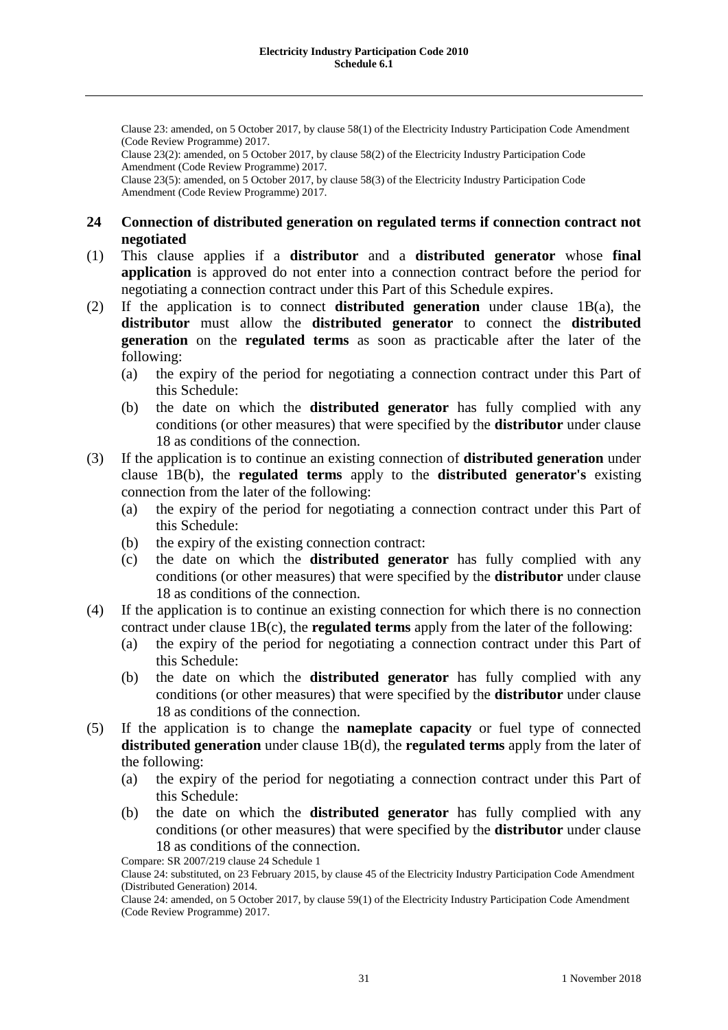Clause 23: amended, on 5 October 2017, by clause 58(1) of the Electricity Industry Participation Code Amendment (Code Review Programme) 2017.
Clause 23(2): amended, on 5 October 2017, by clause 58(2) of the Electricity Industry Participation Code Amendment (Code Review Programme) 2017.
Clause 23(5): amended, on 5 October 2017, by clause 58(3) of the Electricity Industry Participation Code Amendment (Code Review Programme) 2017.

### 24 Connection of distributed generation on regulated terms if connection contract not negotiated

(1) This clause applies if a **distributor** and a **distributed generator** whose **final application** is approved do not enter into a connection contract before the period for negotiating a connection contract under this Part of this Schedule expires.

(2) If the application is to connect **distributed generation** under clause 1B(a), the **distributor** must allow the **distributed generator** to connect the **distributed generation** on the **regulated terms** as soon as practicable after the later of the following:
   (a) the expiry of the period for negotiating a connection contract under this Part of this Schedule:
   (b) the date on which the **distributed generator** has fully complied with any conditions (or other measures) that were specified by the **distributor** under clause 18 as conditions of the connection.

(3) If the application is to continue an existing connection of **distributed generation** under clause 1B(b), the **regulated terms** apply to the **distributed generator's** existing connection from the later of the following:
   (a) the expiry of the period for negotiating a connection contract under this Part of this Schedule:
   (b) the expiry of the existing connection contract:
   (c) the date on which the **distributed generator** has fully complied with any conditions (or other measures) that were specified by the **distributor** under clause 18 as conditions of the connection.

(4) If the application is to continue an existing connection for which there is no connection contract under clause 1B(c), the **regulated terms** apply from the later of the following:
   (a) the expiry of the period for negotiating a connection contract under this Part of this Schedule:
   (b) the date on which the **distributed generator** has fully complied with any conditions (or other measures) that were specified by the **distributor** under clause 18 as conditions of the connection.

(5) If the application is to change the **nameplate capacity** or fuel type of connected **distributed generation** under clause 1B(d), the **regulated terms** apply from the later of the following:
   (a) the expiry of the period for negotiating a connection contract under this Part of this Schedule:
   (b) the date on which the **distributed generator** has fully complied with any conditions (or other measures) that were specified by the **distributor** under clause 18 as conditions of the connection.

Compare: SR 2007/219 clause 24 Schedule 1
Clause 24: substituted, on 23 February 2015, by clause 45 of the Electricity Industry Participation Code Amendment (Distributed Generation) 2014.
Clause 24: amended, on 5 October 2017, by clause 59(1) of the Electricity Industry Participation Code Amendment (Code Review Programme) 2017.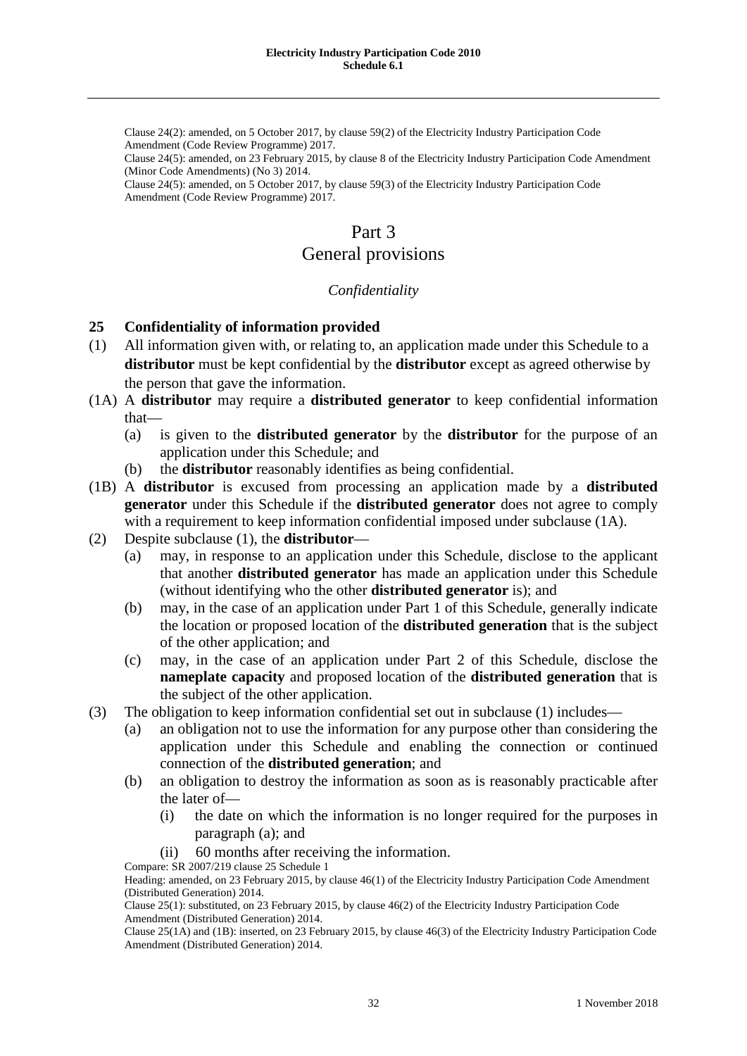Clause 24(2): amended, on 5 October 2017, by clause 59(2) of the Electricity Industry Participation Code Amendment (Code Review Programme) 2017.
Clause 24(5): amended, on 23 February 2015, by clause 8 of the Electricity Industry Participation Code Amendment (Minor Code Amendments) (No 3) 2014.
Clause 24(5): amended, on 5 October 2017, by clause 59(3) of the Electricity Industry Participation Code Amendment (Code Review Programme) 2017.

# Part 3
# General provisions

*Confidentiality*

### 25 Confidentiality of information provided

(1) All information given with, or relating to, an application made under this Schedule to a **distributor** must be kept confidential by the **distributor** except as agreed otherwise by the person that gave the information.

(1A) A **distributor** may require a **distributed generator** to keep confidential information that—

- (a) is given to the **distributed generator** by the **distributor** for the purpose of an application under this Schedule; and
- (b) the **distributor** reasonably identifies as being confidential.

(1B) A **distributor** is excused from processing an application made by a **distributed generator** under this Schedule if the **distributed generator** does not agree to comply with a requirement to keep information confidential imposed under subclause (1A).

(2) Despite subclause (1), the **distributor**—

- (a) may, in response to an application under this Schedule, disclose to the applicant that another **distributed generator** has made an application under this Schedule (without identifying who the other **distributed generator** is); and
- (b) may, in the case of an application under Part 1 of this Schedule, generally indicate the location or proposed location of the **distributed generation** that is the subject of the other application; and
- (c) may, in the case of an application under Part 2 of this Schedule, disclose the **nameplate capacity** and proposed location of the **distributed generation** that is the subject of the other application.

(3) The obligation to keep information confidential set out in subclause (1) includes—

- (a) an obligation not to use the information for any purpose other than considering the application under this Schedule and enabling the connection or continued connection of the **distributed generation**; and
- (b) an obligation to destroy the information as soon as is reasonably practicable after the later of—
  - (i) the date on which the information is no longer required for the purposes in paragraph (a); and
  - (ii) 60 months after receiving the information.

Compare: SR 2007/219 clause 25 Schedule 1
Heading: amended, on 23 February 2015, by clause 46(1) of the Electricity Industry Participation Code Amendment (Distributed Generation) 2014.
Clause 25(1): substituted, on 23 February 2015, by clause 46(2) of the Electricity Industry Participation Code Amendment (Distributed Generation) 2014.
Clause 25(1A) and (1B): inserted, on 23 February 2015, by clause 46(3) of the Electricity Industry Participation Code Amendment (Distributed Generation) 2014.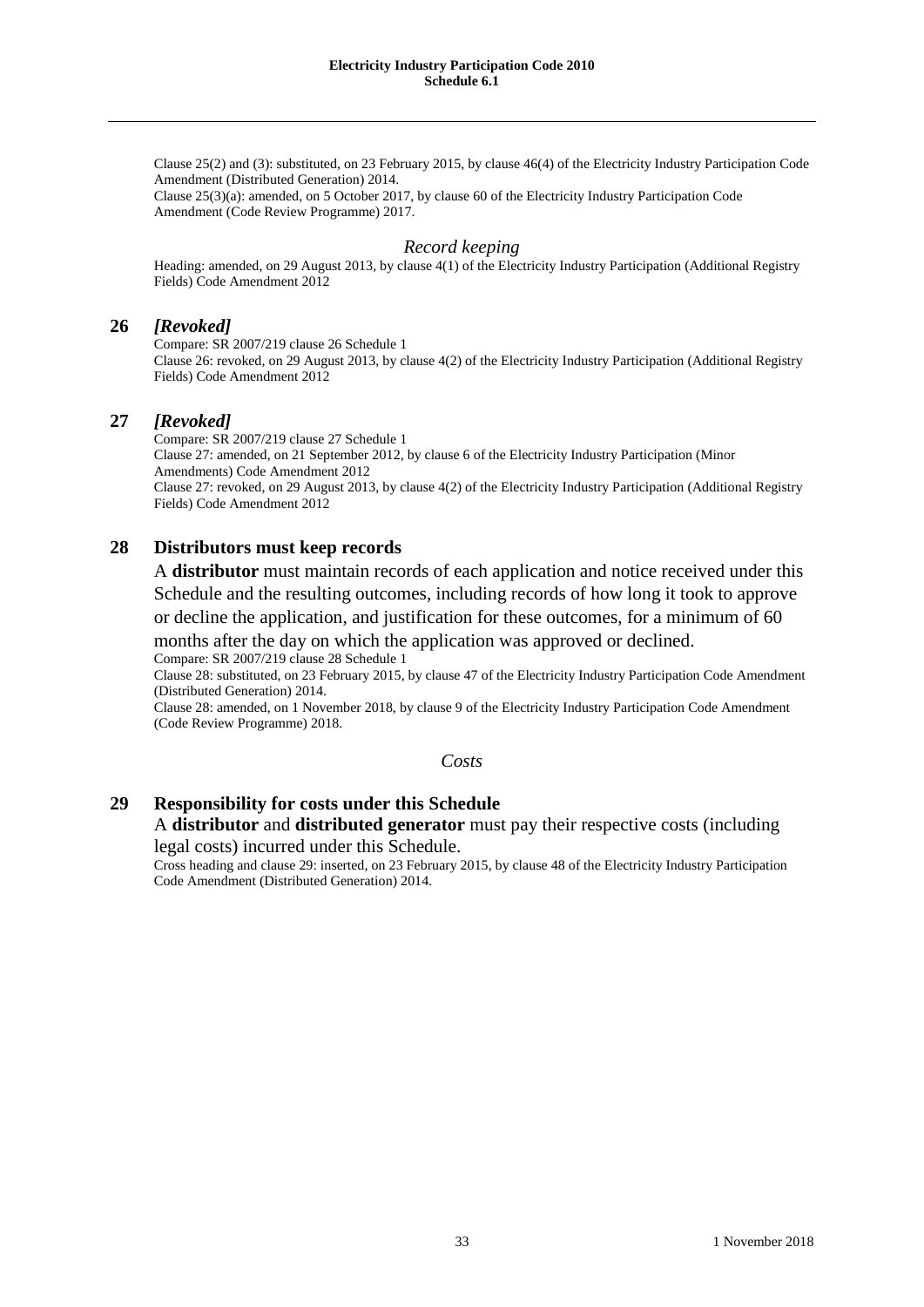Clause 25(2) and (3): substituted, on 23 February 2015, by clause 46(4) of the Electricity Industry Participation Code Amendment (Distributed Generation) 2014.
Clause 25(3)(a): amended, on 5 October 2017, by clause 60 of the Electricity Industry Participation Code Amendment (Code Review Programme) 2017.

### *Record keeping*

Heading: amended, on 29 August 2013, by clause 4(1) of the Electricity Industry Participation (Additional Registry Fields) Code Amendment 2012

## 26 *[Revoked]*

Compare: SR 2007/219 clause 26 Schedule 1
Clause 26: revoked, on 29 August 2013, by clause 4(2) of the Electricity Industry Participation (Additional Registry Fields) Code Amendment 2012

## 27 *[Revoked]*

Compare: SR 2007/219 clause 27 Schedule 1
Clause 27: amended, on 21 September 2012, by clause 6 of the Electricity Industry Participation (Minor Amendments) Code Amendment 2012
Clause 27: revoked, on 29 August 2013, by clause 4(2) of the Electricity Industry Participation (Additional Registry Fields) Code Amendment 2012

## 28 Distributors must keep records

A **distributor** must maintain records of each application and notice received under this Schedule and the resulting outcomes, including records of how long it took to approve or decline the application, and justification for these outcomes, for a minimum of 60 months after the day on which the application was approved or declined.

Compare: SR 2007/219 clause 28 Schedule 1
Clause 28: substituted, on 23 February 2015, by clause 47 of the Electricity Industry Participation Code Amendment (Distributed Generation) 2014.
Clause 28: amended, on 1 November 2018, by clause 9 of the Electricity Industry Participation Code Amendment (Code Review Programme) 2018.

### *Costs*

## 29 Responsibility for costs under this Schedule

A **distributor** and **distributed generator** must pay their respective costs (including legal costs) incurred under this Schedule.

Cross heading and clause 29: inserted, on 23 February 2015, by clause 48 of the Electricity Industry Participation Code Amendment (Distributed Generation) 2014.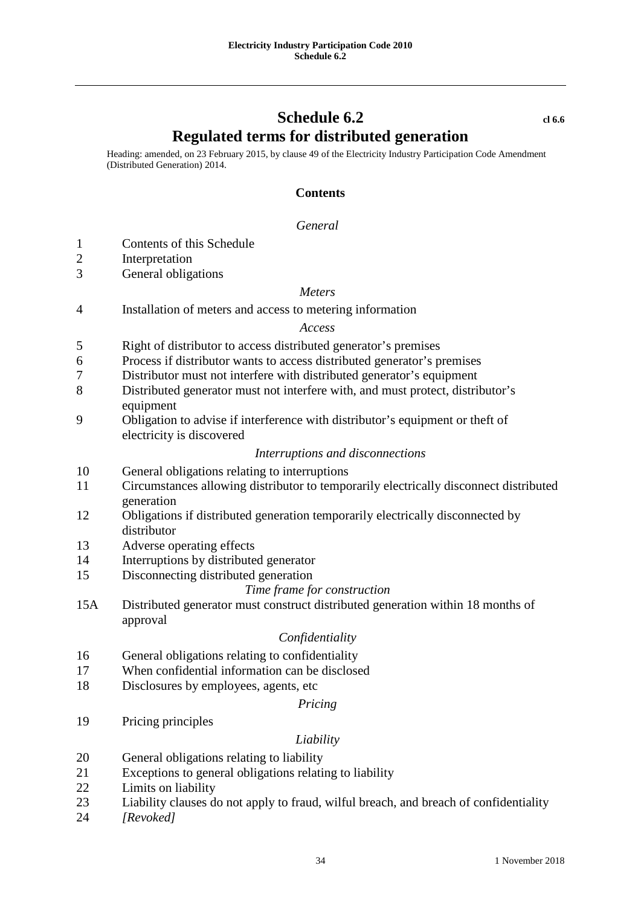# Schedule 6.2 cl 6.6

# Regulated terms for distributed generation

Heading: amended, on 23 February 2015, by clause 49 of the Electricity Industry Participation Code Amendment (Distributed Generation) 2014.

## Contents

*General*

1 Contents of this Schedule
2 Interpretation
3 General obligations

*Meters*

4 Installation of meters and access to metering information

*Access*

5 Right of distributor to access distributed generator's premises
6 Process if distributor wants to access distributed generator's premises
7 Distributor must not interfere with distributed generator's equipment
8 Distributed generator must not interfere with, and must protect, distributor's equipment
9 Obligation to advise if interference with distributor's equipment or theft of electricity is discovered

*Interruptions and disconnections*

10 General obligations relating to interruptions
11 Circumstances allowing distributor to temporarily electrically disconnect distributed generation
12 Obligations if distributed generation temporarily electrically disconnected by distributor
13 Adverse operating effects
14 Interruptions by distributed generator
15 Disconnecting distributed generation

*Time frame for construction*

15A Distributed generator must construct distributed generation within 18 months of approval

*Confidentiality*

16 General obligations relating to confidentiality
17 When confidential information can be disclosed
18 Disclosures by employees, agents, etc

*Pricing*

19 Pricing principles

*Liability*

20 General obligations relating to liability
21 Exceptions to general obligations relating to liability
22 Limits on liability
23 Liability clauses do not apply to fraud, wilful breach, and breach of confidentiality
24 *[Revoked]*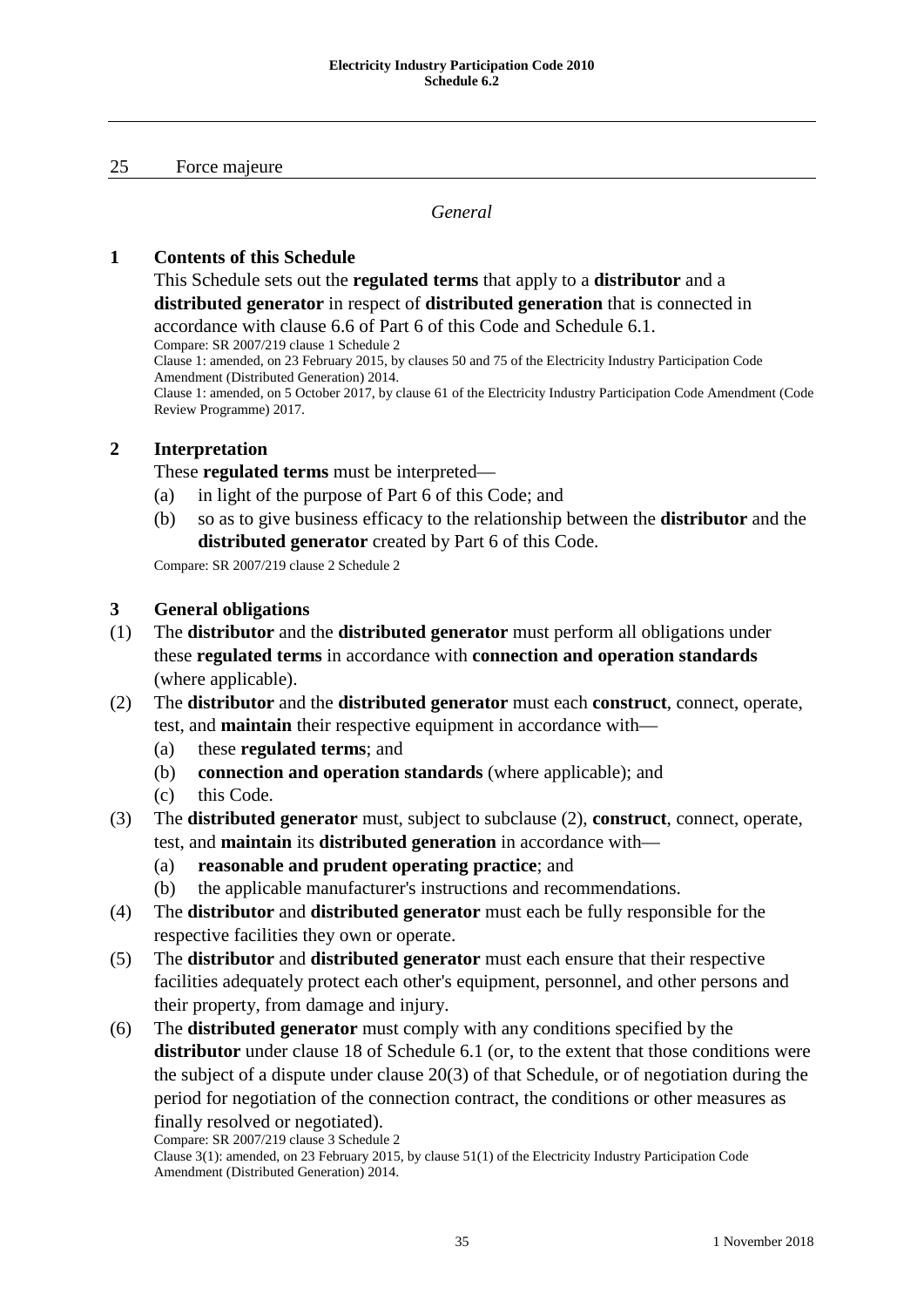25 Force majeure

*General*

## 1 Contents of this Schedule

This Schedule sets out the **regulated terms** that apply to a **distributor** and a **distributed generator** in respect of **distributed generation** that is connected in accordance with clause 6.6 of Part 6 of this Code and Schedule 6.1.

Compare: SR 2007/219 clause 1 Schedule 2

Clause 1: amended, on 23 February 2015, by clauses 50 and 75 of the Electricity Industry Participation Code Amendment (Distributed Generation) 2014.

Clause 1: amended, on 5 October 2017, by clause 61 of the Electricity Industry Participation Code Amendment (Code Review Programme) 2017.

## 2 Interpretation

These **regulated terms** must be interpreted—

(a) in light of the purpose of Part 6 of this Code; and

(b) so as to give business efficacy to the relationship between the **distributor** and the **distributed generator** created by Part 6 of this Code.

Compare: SR 2007/219 clause 2 Schedule 2

## 3 General obligations

(1) The **distributor** and the **distributed generator** must perform all obligations under these **regulated terms** in accordance with **connection and operation standards** (where applicable).

(2) The **distributor** and the **distributed generator** must each **construct**, connect, operate, test, and **maintain** their respective equipment in accordance with—

  (a) these **regulated terms**; and

  (b) **connection and operation standards** (where applicable); and

  (c) this Code.

(3) The **distributed generator** must, subject to subclause (2), **construct**, connect, operate, test, and **maintain** its **distributed generation** in accordance with—

  (a) **reasonable and prudent operating practice**; and

  (b) the applicable manufacturer's instructions and recommendations.

(4) The **distributor** and **distributed generator** must each be fully responsible for the respective facilities they own or operate.

(5) The **distributor** and **distributed generator** must each ensure that their respective facilities adequately protect each other's equipment, personnel, and other persons and their property, from damage and injury.

(6) The **distributed generator** must comply with any conditions specified by the **distributor** under clause 18 of Schedule 6.1 (or, to the extent that those conditions were the subject of a dispute under clause 20(3) of that Schedule, or of negotiation during the period for negotiation of the connection contract, the conditions or other measures as finally resolved or negotiated).

Compare: SR 2007/219 clause 3 Schedule 2

Clause 3(1): amended, on 23 February 2015, by clause 51(1) of the Electricity Industry Participation Code Amendment (Distributed Generation) 2014.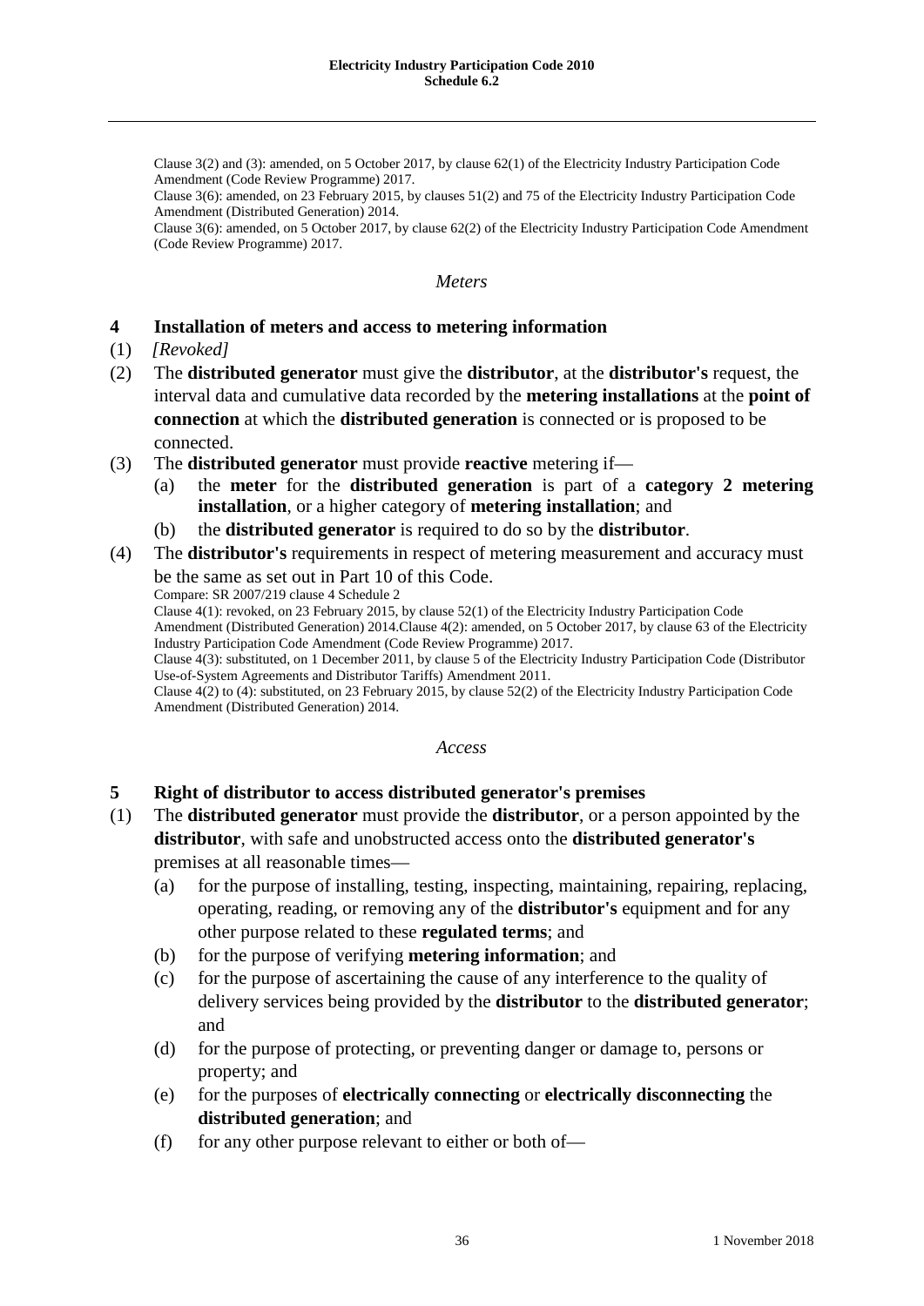Clause 3(2) and (3): amended, on 5 October 2017, by clause 62(1) of the Electricity Industry Participation Code Amendment (Code Review Programme) 2017.
Clause 3(6): amended, on 23 February 2015, by clauses 51(2) and 75 of the Electricity Industry Participation Code Amendment (Distributed Generation) 2014.
Clause 3(6): amended, on 5 October 2017, by clause 62(2) of the Electricity Industry Participation Code Amendment (Code Review Programme) 2017.

*Meters*

### 4 Installation of meters and access to metering information

(1) *[Revoked]*

(2) The **distributed generator** must give the **distributor**, at the **distributor's** request, the interval data and cumulative data recorded by the **metering installations** at the **point of connection** at which the **distributed generation** is connected or is proposed to be connected.

(3) The **distributed generator** must provide **reactive** metering if—
   (a) the **meter** for the **distributed generation** is part of a **category 2 metering installation**, or a higher category of **metering installation**; and
   (b) the **distributed generator** is required to do so by the **distributor**.

(4) The **distributor's** requirements in respect of metering measurement and accuracy must be the same as set out in Part 10 of this Code.

Compare: SR 2007/219 clause 4 Schedule 2
Clause 4(1): revoked, on 23 February 2015, by clause 52(1) of the Electricity Industry Participation Code Amendment (Distributed Generation) 2014.Clause 4(2): amended, on 5 October 2017, by clause 63 of the Electricity Industry Participation Code Amendment (Code Review Programme) 2017.
Clause 4(3): substituted, on 1 December 2011, by clause 5 of the Electricity Industry Participation Code (Distributor Use-of-System Agreements and Distributor Tariffs) Amendment 2011.
Clause 4(2) to (4): substituted, on 23 February 2015, by clause 52(2) of the Electricity Industry Participation Code Amendment (Distributed Generation) 2014.

*Access*

### 5 Right of distributor to access distributed generator's premises

(1) The **distributed generator** must provide the **distributor**, or a person appointed by the **distributor**, with safe and unobstructed access onto the **distributed generator's** premises at all reasonable times—
   (a) for the purpose of installing, testing, inspecting, maintaining, repairing, replacing, operating, reading, or removing any of the **distributor's** equipment and for any other purpose related to these **regulated terms**; and
   (b) for the purpose of verifying **metering information**; and
   (c) for the purpose of ascertaining the cause of any interference to the quality of delivery services being provided by the **distributor** to the **distributed generator**; and
   (d) for the purpose of protecting, or preventing danger or damage to, persons or property; and
   (e) for the purposes of **electrically connecting** or **electrically disconnecting** the **distributed generation**; and
   (f) for any other purpose relevant to either or both of—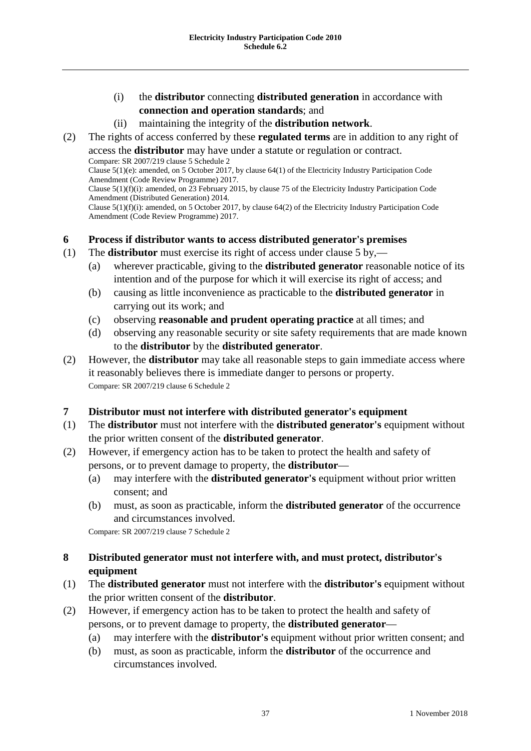(i) the **distributor** connecting **distributed generation** in accordance with **connection and operation standards**; and

(ii) maintaining the integrity of the **distribution network**.

(2) The rights of access conferred by these **regulated terms** are in addition to any right of access the **distributor** may have under a statute or regulation or contract.

Compare: SR 2007/219 clause 5 Schedule 2

Clause 5(1)(e): amended, on 5 October 2017, by clause 64(1) of the Electricity Industry Participation Code Amendment (Code Review Programme) 2017.

Clause 5(1)(f)(i): amended, on 23 February 2015, by clause 75 of the Electricity Industry Participation Code Amendment (Distributed Generation) 2014.

Clause 5(1)(f)(i): amended, on 5 October 2017, by clause 64(2) of the Electricity Industry Participation Code Amendment (Code Review Programme) 2017.

### 6 Process if distributor wants to access distributed generator's premises

(1) The **distributor** must exercise its right of access under clause 5 by,—

(a) wherever practicable, giving to the **distributed generator** reasonable notice of its intention and of the purpose for which it will exercise its right of access; and

(b) causing as little inconvenience as practicable to the **distributed generator** in carrying out its work; and

(c) observing **reasonable and prudent operating practice** at all times; and

(d) observing any reasonable security or site safety requirements that are made known to the **distributor** by the **distributed generator**.

(2) However, the **distributor** may take all reasonable steps to gain immediate access where it reasonably believes there is immediate danger to persons or property.

Compare: SR 2007/219 clause 6 Schedule 2

### 7 Distributor must not interfere with distributed generator's equipment

(1) The **distributor** must not interfere with the **distributed generator's** equipment without the prior written consent of the **distributed generator**.

(2) However, if emergency action has to be taken to protect the health and safety of persons, or to prevent damage to property, the **distributor**—

(a) may interfere with the **distributed generator's** equipment without prior written consent; and

(b) must, as soon as practicable, inform the **distributed generator** of the occurrence and circumstances involved.

Compare: SR 2007/219 clause 7 Schedule 2

### 8 Distributed generator must not interfere with, and must protect, distributor's equipment

(1) The **distributed generator** must not interfere with the **distributor's** equipment without the prior written consent of the **distributor**.

(2) However, if emergency action has to be taken to protect the health and safety of persons, or to prevent damage to property, the **distributed generator**—

(a) may interfere with the **distributor's** equipment without prior written consent; and

(b) must, as soon as practicable, inform the **distributor** of the occurrence and circumstances involved.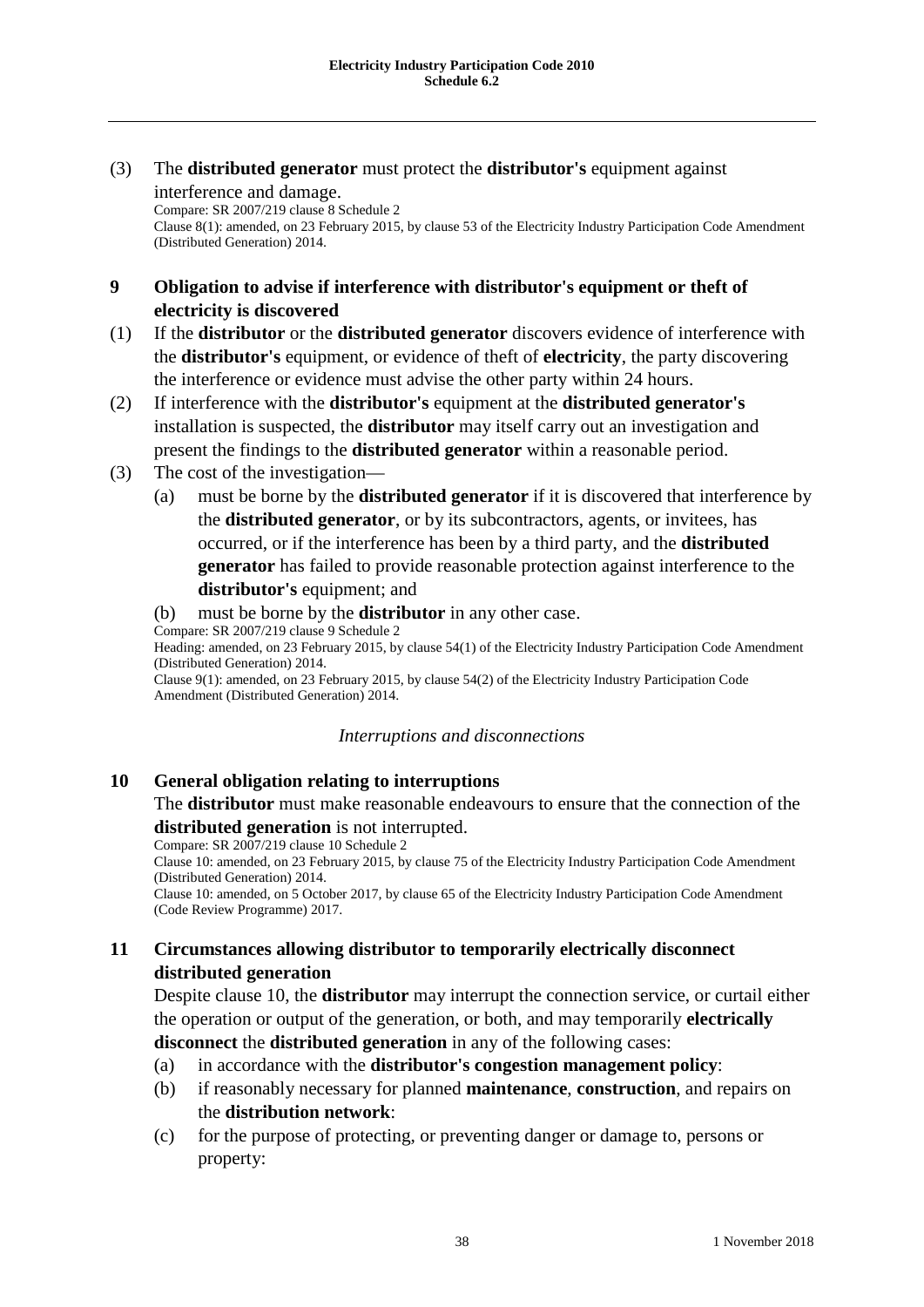(3) The **distributed generator** must protect the **distributor's** equipment against interference and damage.

Compare: SR 2007/219 clause 8 Schedule 2

Clause 8(1): amended, on 23 February 2015, by clause 53 of the Electricity Industry Participation Code Amendment (Distributed Generation) 2014.

### 9 Obligation to advise if interference with distributor's equipment or theft of electricity is discovered

(1) If the **distributor** or the **distributed generator** discovers evidence of interference with the **distributor's** equipment, or evidence of theft of **electricity**, the party discovering the interference or evidence must advise the other party within 24 hours.

(2) If interference with the **distributor's** equipment at the **distributed generator's** installation is suspected, the **distributor** may itself carry out an investigation and present the findings to the **distributed generator** within a reasonable period.

(3) The cost of the investigation—

(a) must be borne by the **distributed generator** if it is discovered that interference by the **distributed generator**, or by its subcontractors, agents, or invitees, has occurred, or if the interference has been by a third party, and the **distributed generator** has failed to provide reasonable protection against interference to the **distributor's** equipment; and

(b) must be borne by the **distributor** in any other case.

Compare: SR 2007/219 clause 9 Schedule 2

Heading: amended, on 23 February 2015, by clause 54(1) of the Electricity Industry Participation Code Amendment (Distributed Generation) 2014.

Clause 9(1): amended, on 23 February 2015, by clause 54(2) of the Electricity Industry Participation Code Amendment (Distributed Generation) 2014.

*Interruptions and disconnections*

### 10 General obligation relating to interruptions

The **distributor** must make reasonable endeavours to ensure that the connection of the **distributed generation** is not interrupted.

Compare: SR 2007/219 clause 10 Schedule 2

Clause 10: amended, on 23 February 2015, by clause 75 of the Electricity Industry Participation Code Amendment (Distributed Generation) 2014.

Clause 10: amended, on 5 October 2017, by clause 65 of the Electricity Industry Participation Code Amendment (Code Review Programme) 2017.

### 11 Circumstances allowing distributor to temporarily electrically disconnect distributed generation

Despite clause 10, the **distributor** may interrupt the connection service, or curtail either the operation or output of the generation, or both, and may temporarily **electrically disconnect** the **distributed generation** in any of the following cases:

(a) in accordance with the **distributor's congestion management policy**:

(b) if reasonably necessary for planned **maintenance**, **construction**, and repairs on the **distribution network**:

(c) for the purpose of protecting, or preventing danger or damage to, persons or property: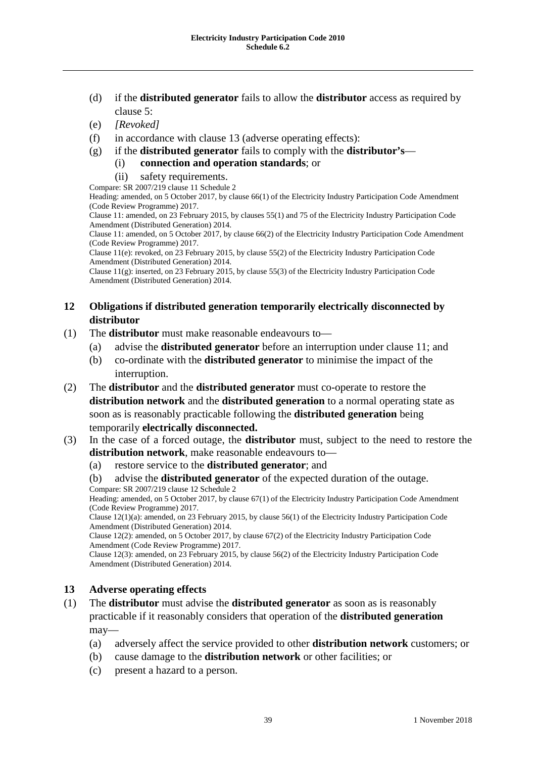(d) if the **distributed generator** fails to allow the **distributor** access as required by clause 5:

(e) *[Revoked]*

(f) in accordance with clause 13 (adverse operating effects):

(g) if the **distributed generator** fails to comply with the **distributor's**—

  (i) **connection and operation standards**; or

  (ii) safety requirements.

Compare: SR 2007/219 clause 11 Schedule 2

Heading: amended, on 5 October 2017, by clause 66(1) of the Electricity Industry Participation Code Amendment (Code Review Programme) 2017.

Clause 11: amended, on 23 February 2015, by clauses 55(1) and 75 of the Electricity Industry Participation Code Amendment (Distributed Generation) 2014.

Clause 11: amended, on 5 October 2017, by clause 66(2) of the Electricity Industry Participation Code Amendment (Code Review Programme) 2017.

Clause 11(e): revoked, on 23 February 2015, by clause 55(2) of the Electricity Industry Participation Code Amendment (Distributed Generation) 2014.

Clause 11(g): inserted, on 23 February 2015, by clause 55(3) of the Electricity Industry Participation Code Amendment (Distributed Generation) 2014.

### 12 Obligations if distributed generation temporarily electrically disconnected by distributor

(1) The **distributor** must make reasonable endeavours to—

  (a) advise the **distributed generator** before an interruption under clause 11; and

  (b) co-ordinate with the **distributed generator** to minimise the impact of the interruption.

(2) The **distributor** and the **distributed generator** must co-operate to restore the **distribution network** and the **distributed generation** to a normal operating state as soon as is reasonably practicable following the **distributed generation** being temporarily **electrically disconnected.**

(3) In the case of a forced outage, the **distributor** must, subject to the need to restore the **distribution network**, make reasonable endeavours to—

  (a) restore service to the **distributed generator**; and

  (b) advise the **distributed generator** of the expected duration of the outage.

Compare: SR 2007/219 clause 12 Schedule 2

Heading: amended, on 5 October 2017, by clause 67(1) of the Electricity Industry Participation Code Amendment (Code Review Programme) 2017.

Clause 12(1)(a): amended, on 23 February 2015, by clause 56(1) of the Electricity Industry Participation Code Amendment (Distributed Generation) 2014.

Clause 12(2): amended, on 5 October 2017, by clause 67(2) of the Electricity Industry Participation Code Amendment (Code Review Programme) 2017.

Clause 12(3): amended, on 23 February 2015, by clause 56(2) of the Electricity Industry Participation Code Amendment (Distributed Generation) 2014.

### 13 Adverse operating effects

(1) The **distributor** must advise the **distributed generator** as soon as is reasonably practicable if it reasonably considers that operation of the **distributed generation** may—

  (a) adversely affect the service provided to other **distribution network** customers; or

  (b) cause damage to the **distribution network** or other facilities; or

  (c) present a hazard to a person.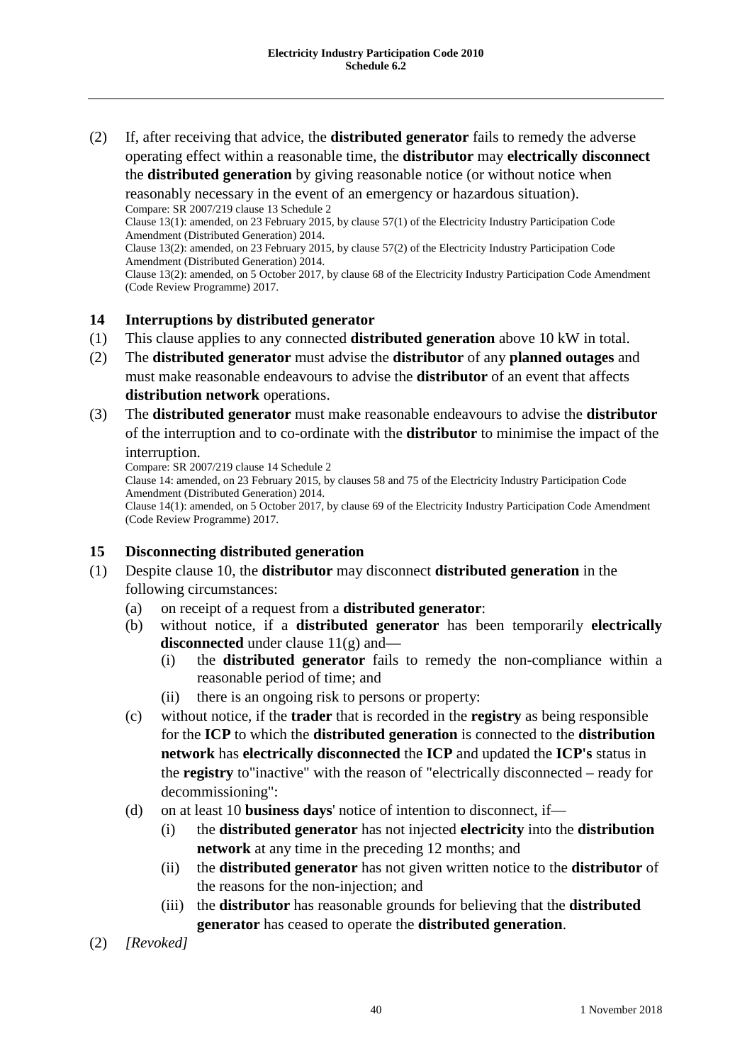(2) If, after receiving that advice, the **distributed generator** fails to remedy the adverse operating effect within a reasonable time, the **distributor** may **electrically disconnect** the **distributed generation** by giving reasonable notice (or without notice when reasonably necessary in the event of an emergency or hazardous situation).

Compare: SR 2007/219 clause 13 Schedule 2

Clause 13(1): amended, on 23 February 2015, by clause 57(1) of the Electricity Industry Participation Code Amendment (Distributed Generation) 2014.

Clause 13(2): amended, on 23 February 2015, by clause 57(2) of the Electricity Industry Participation Code Amendment (Distributed Generation) 2014.

Clause 13(2): amended, on 5 October 2017, by clause 68 of the Electricity Industry Participation Code Amendment (Code Review Programme) 2017.

### 14 Interruptions by distributed generator

(1) This clause applies to any connected **distributed generation** above 10 kW in total.

(2) The **distributed generator** must advise the **distributor** of any **planned outages** and must make reasonable endeavours to advise the **distributor** of an event that affects **distribution network** operations.

(3) The **distributed generator** must make reasonable endeavours to advise the **distributor** of the interruption and to co-ordinate with the **distributor** to minimise the impact of the interruption.

Compare: SR 2007/219 clause 14 Schedule 2

Clause 14: amended, on 23 February 2015, by clauses 58 and 75 of the Electricity Industry Participation Code Amendment (Distributed Generation) 2014.

Clause 14(1): amended, on 5 October 2017, by clause 69 of the Electricity Industry Participation Code Amendment (Code Review Programme) 2017.

### 15 Disconnecting distributed generation

(1) Despite clause 10, the **distributor** may disconnect **distributed generation** in the following circumstances:

  (a) on receipt of a request from a **distributed generator**:

  (b) without notice, if a **distributed generator** has been temporarily **electrically disconnected** under clause 11(g) and—

    (i) the **distributed generator** fails to remedy the non-compliance within a reasonable period of time; and

    (ii) there is an ongoing risk to persons or property:

  (c) without notice, if the **trader** that is recorded in the **registry** as being responsible for the **ICP** to which the **distributed generation** is connected to the **distribution network** has **electrically disconnected** the **ICP** and updated the **ICP's** status in the **registry** to"inactive" with the reason of "electrically disconnected – ready for decommissioning":

  (d) on at least 10 **business days**' notice of intention to disconnect, if—

    (i) the **distributed generator** has not injected **electricity** into the **distribution network** at any time in the preceding 12 months; and

    (ii) the **distributed generator** has not given written notice to the **distributor** of the reasons for the non-injection; and

    (iii) the **distributor** has reasonable grounds for believing that the **distributed generator** has ceased to operate the **distributed generation**.

(2) *[Revoked]*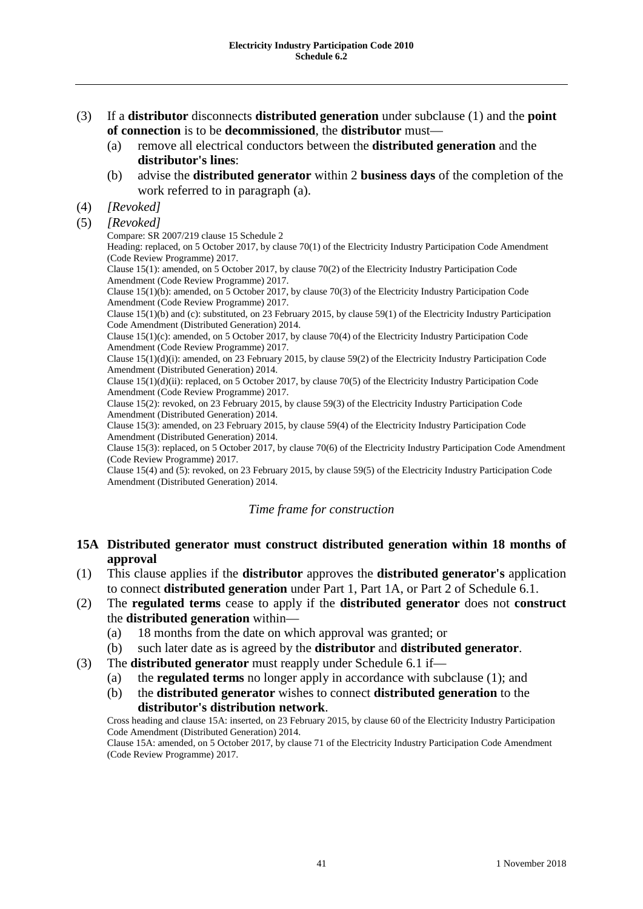(3) If a **distributor** disconnects **distributed generation** under subclause (1) and the **point of connection** is to be **decommissioned**, the **distributor** must—

(a) remove all electrical conductors between the **distributed generation** and the **distributor's lines**:

(b) advise the **distributed generator** within 2 **business days** of the completion of the work referred to in paragraph (a).

(4) *[Revoked]*

(5) *[Revoked]*

Compare: SR 2007/219 clause 15 Schedule 2

Heading: replaced, on 5 October 2017, by clause 70(1) of the Electricity Industry Participation Code Amendment (Code Review Programme) 2017.

Clause 15(1): amended, on 5 October 2017, by clause 70(2) of the Electricity Industry Participation Code Amendment (Code Review Programme) 2017.

Clause 15(1)(b): amended, on 5 October 2017, by clause 70(3) of the Electricity Industry Participation Code Amendment (Code Review Programme) 2017.

Clause 15(1)(b) and (c): substituted, on 23 February 2015, by clause 59(1) of the Electricity Industry Participation Code Amendment (Distributed Generation) 2014.

Clause 15(1)(c): amended, on 5 October 2017, by clause 70(4) of the Electricity Industry Participation Code Amendment (Code Review Programme) 2017.

Clause 15(1)(d)(i): amended, on 23 February 2015, by clause 59(2) of the Electricity Industry Participation Code Amendment (Distributed Generation) 2014.

Clause 15(1)(d)(ii): replaced, on 5 October 2017, by clause 70(5) of the Electricity Industry Participation Code Amendment (Code Review Programme) 2017.

Clause 15(2): revoked, on 23 February 2015, by clause 59(3) of the Electricity Industry Participation Code Amendment (Distributed Generation) 2014.

Clause 15(3): amended, on 23 February 2015, by clause 59(4) of the Electricity Industry Participation Code Amendment (Distributed Generation) 2014.

Clause 15(3): replaced, on 5 October 2017, by clause 70(6) of the Electricity Industry Participation Code Amendment (Code Review Programme) 2017.

Clause 15(4) and (5): revoked, on 23 February 2015, by clause 59(5) of the Electricity Industry Participation Code Amendment (Distributed Generation) 2014.

*Time frame for construction*

**15A Distributed generator must construct distributed generation within 18 months of approval**

(1) This clause applies if the **distributor** approves the **distributed generator's** application to connect **distributed generation** under Part 1, Part 1A, or Part 2 of Schedule 6.1.

(2) The **regulated terms** cease to apply if the **distributed generator** does not **construct** the **distributed generation** within—

(a) 18 months from the date on which approval was granted; or

(b) such later date as is agreed by the **distributor** and **distributed generator**.

(3) The **distributed generator** must reapply under Schedule 6.1 if—

(a) the **regulated terms** no longer apply in accordance with subclause (1); and

(b) the **distributed generator** wishes to connect **distributed generation** to the **distributor's distribution network**.

Cross heading and clause 15A: inserted, on 23 February 2015, by clause 60 of the Electricity Industry Participation Code Amendment (Distributed Generation) 2014.

Clause 15A: amended, on 5 October 2017, by clause 71 of the Electricity Industry Participation Code Amendment (Code Review Programme) 2017.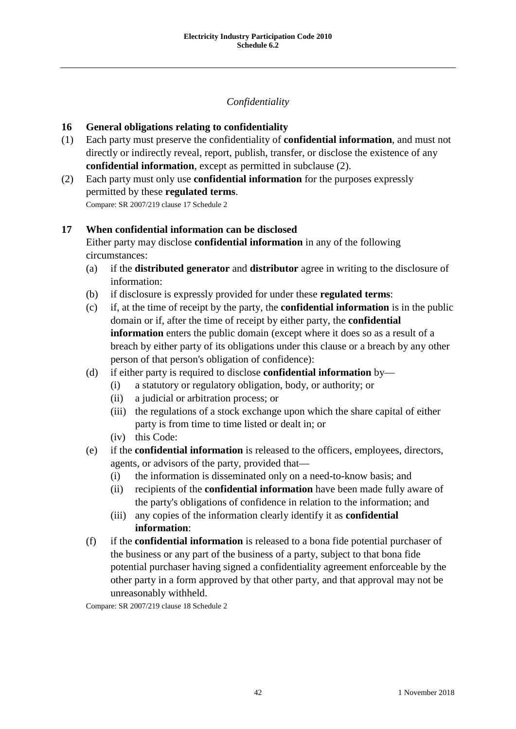*Confidentiality*

**16 General obligations relating to confidentiality**

(1) Each party must preserve the confidentiality of **confidential information**, and must not directly or indirectly reveal, report, publish, transfer, or disclose the existence of any **confidential information**, except as permitted in subclause (2).

(2) Each party must only use **confidential information** for the purposes expressly permitted by these **regulated terms**.

Compare: SR 2007/219 clause 17 Schedule 2

**17 When confidential information can be disclosed**

Either party may disclose **confidential information** in any of the following circumstances:

(a) if the **distributed generator** and **distributor** agree in writing to the disclosure of information:

(b) if disclosure is expressly provided for under these **regulated terms**:

(c) if, at the time of receipt by the party, the **confidential information** is in the public domain or if, after the time of receipt by either party, the **confidential information** enters the public domain (except where it does so as a result of a breach by either party of its obligations under this clause or a breach by any other person of that person's obligation of confidence):

(d) if either party is required to disclose **confidential information** by—

(i) a statutory or regulatory obligation, body, or authority; or

(ii) a judicial or arbitration process; or

(iii) the regulations of a stock exchange upon which the share capital of either party is from time to time listed or dealt in; or

(iv) this Code:

(e) if the **confidential information** is released to the officers, employees, directors, agents, or advisors of the party, provided that—

(i) the information is disseminated only on a need-to-know basis; and

(ii) recipients of the **confidential information** have been made fully aware of the party's obligations of confidence in relation to the information; and

(iii) any copies of the information clearly identify it as **confidential information**:

(f) if the **confidential information** is released to a bona fide potential purchaser of the business or any part of the business of a party, subject to that bona fide potential purchaser having signed a confidentiality agreement enforceable by the other party in a form approved by that other party, and that approval may not be unreasonably withheld.

Compare: SR 2007/219 clause 18 Schedule 2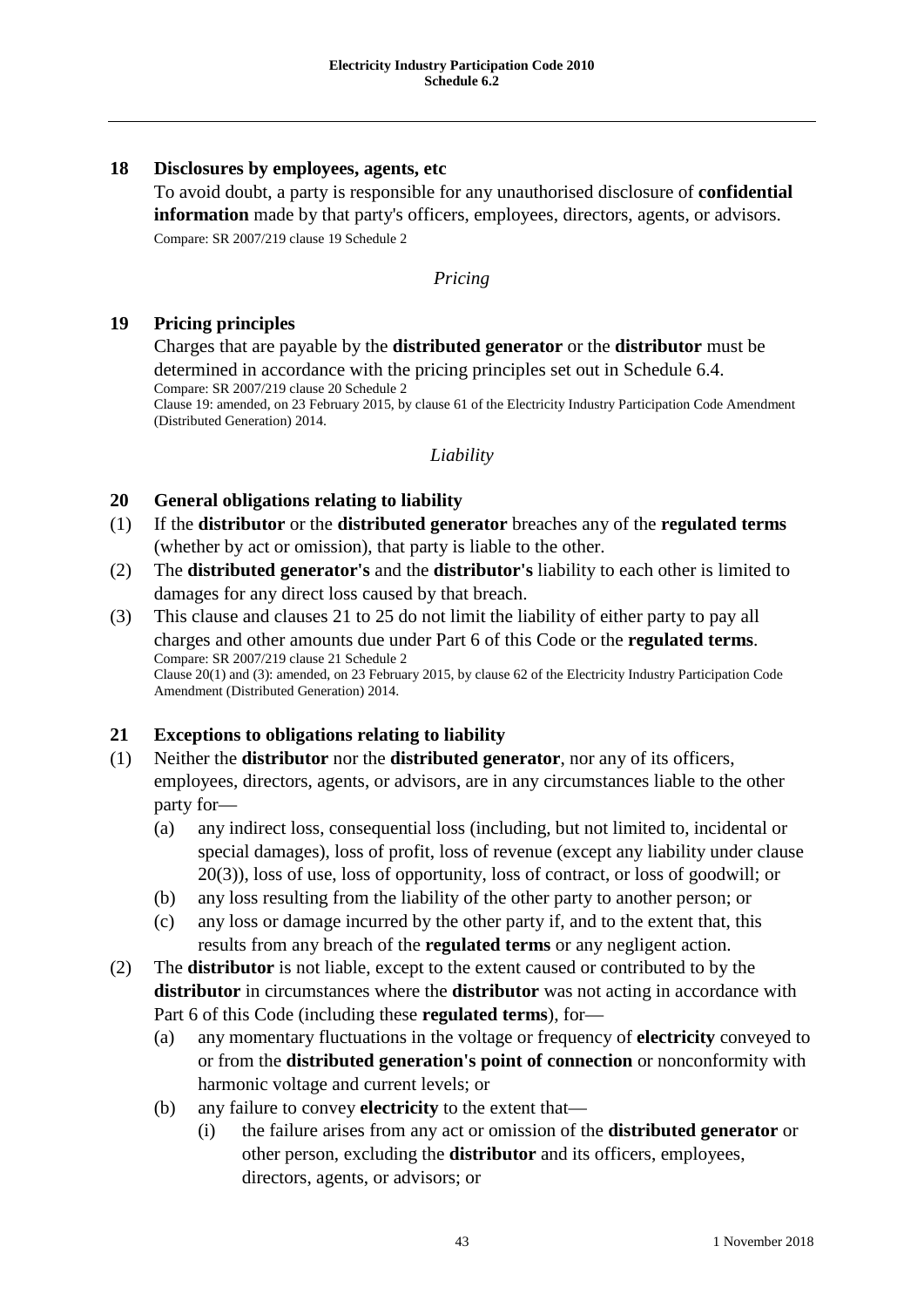## 18 Disclosures by employees, agents, etc

To avoid doubt, a party is responsible for any unauthorised disclosure of **confidential information** made by that party's officers, employees, directors, agents, or advisors.

Compare: SR 2007/219 clause 19 Schedule 2

*Pricing*

## 19 Pricing principles

Charges that are payable by the **distributed generator** or the **distributor** must be determined in accordance with the pricing principles set out in Schedule 6.4.

Compare: SR 2007/219 clause 20 Schedule 2

Clause 19: amended, on 23 February 2015, by clause 61 of the Electricity Industry Participation Code Amendment (Distributed Generation) 2014.

*Liability*

## 20 General obligations relating to liability

(1) If the **distributor** or the **distributed generator** breaches any of the **regulated terms** (whether by act or omission), that party is liable to the other.

(2) The **distributed generator's** and the **distributor's** liability to each other is limited to damages for any direct loss caused by that breach.

(3) This clause and clauses 21 to 25 do not limit the liability of either party to pay all charges and other amounts due under Part 6 of this Code or the **regulated terms**.

Compare: SR 2007/219 clause 21 Schedule 2

Clause 20(1) and (3): amended, on 23 February 2015, by clause 62 of the Electricity Industry Participation Code Amendment (Distributed Generation) 2014.

## 21 Exceptions to obligations relating to liability

(1) Neither the **distributor** nor the **distributed generator**, nor any of its officers, employees, directors, agents, or advisors, are in any circumstances liable to the other party for—

(a) any indirect loss, consequential loss (including, but not limited to, incidental or special damages), loss of profit, loss of revenue (except any liability under clause 20(3)), loss of use, loss of opportunity, loss of contract, or loss of goodwill; or

(b) any loss resulting from the liability of the other party to another person; or

(c) any loss or damage incurred by the other party if, and to the extent that, this results from any breach of the **regulated terms** or any negligent action.

(2) The **distributor** is not liable, except to the extent caused or contributed to by the **distributor** in circumstances where the **distributor** was not acting in accordance with Part 6 of this Code (including these **regulated terms**), for—

(a) any momentary fluctuations in the voltage or frequency of **electricity** conveyed to or from the **distributed generation's point of connection** or nonconformity with harmonic voltage and current levels; or

(b) any failure to convey **electricity** to the extent that—

(i) the failure arises from any act or omission of the **distributed generator** or other person, excluding the **distributor** and its officers, employees, directors, agents, or advisors; or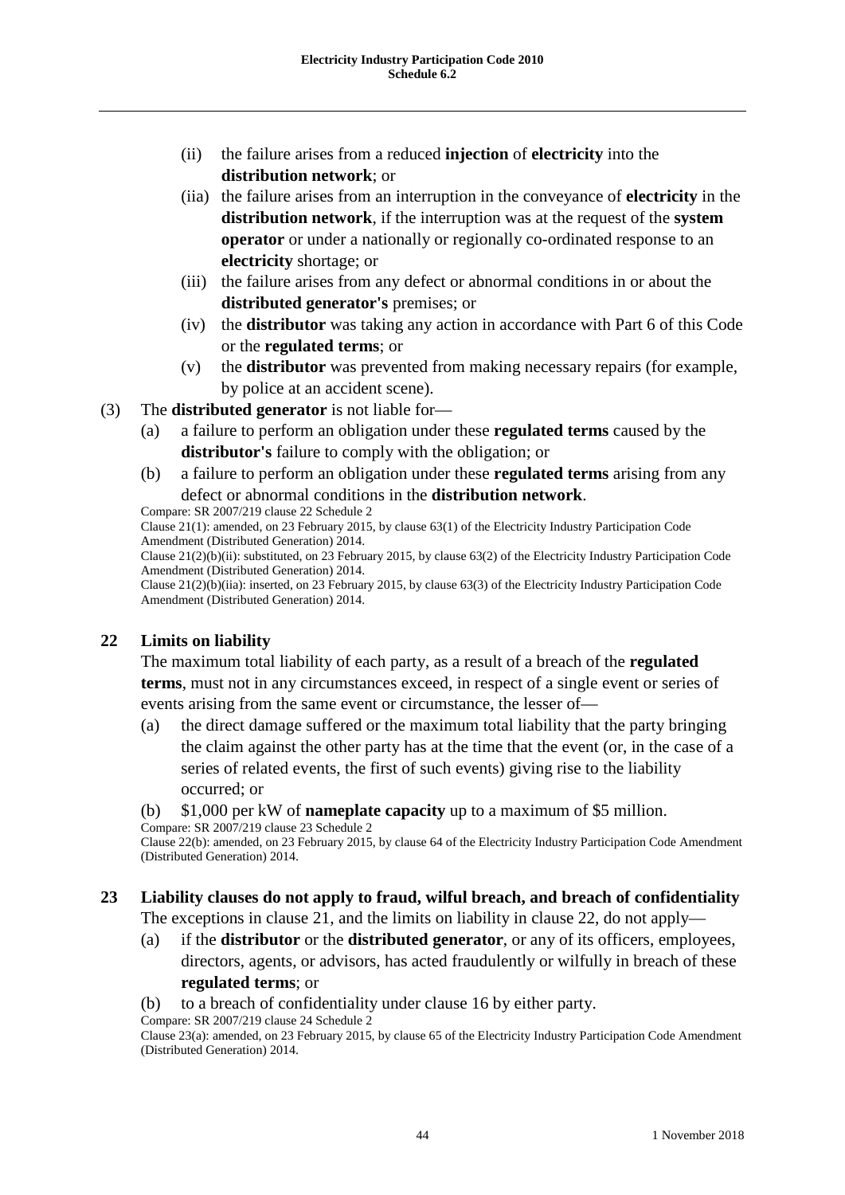(ii) the failure arises from a reduced **injection** of **electricity** into the **distribution network**; or

(iia) the failure arises from an interruption in the conveyance of **electricity** in the **distribution network**, if the interruption was at the request of the **system operator** or under a nationally or regionally co-ordinated response to an **electricity** shortage; or

(iii) the failure arises from any defect or abnormal conditions in or about the **distributed generator's** premises; or

(iv) the **distributor** was taking any action in accordance with Part 6 of this Code or the **regulated terms**; or

(v) the **distributor** was prevented from making necessary repairs (for example, by police at an accident scene).

(3) The **distributed generator** is not liable for—

(a) a failure to perform an obligation under these **regulated terms** caused by the **distributor's** failure to comply with the obligation; or

(b) a failure to perform an obligation under these **regulated terms** arising from any defect or abnormal conditions in the **distribution network**.

Compare: SR 2007/219 clause 22 Schedule 2

Clause 21(1): amended, on 23 February 2015, by clause 63(1) of the Electricity Industry Participation Code Amendment (Distributed Generation) 2014.

Clause 21(2)(b)(ii): substituted, on 23 February 2015, by clause 63(2) of the Electricity Industry Participation Code Amendment (Distributed Generation) 2014.

Clause 21(2)(b)(iia): inserted, on 23 February 2015, by clause 63(3) of the Electricity Industry Participation Code Amendment (Distributed Generation) 2014.

## 22 Limits on liability

The maximum total liability of each party, as a result of a breach of the **regulated terms**, must not in any circumstances exceed, in respect of a single event or series of events arising from the same event or circumstance, the lesser of—

(a) the direct damage suffered or the maximum total liability that the party bringing the claim against the other party has at the time that the event (or, in the case of a series of related events, the first of such events) giving rise to the liability occurred; or

(b) $1,000 per kW of **nameplate capacity** up to a maximum of $5 million.

Compare: SR 2007/219 clause 23 Schedule 2

Clause 22(b): amended, on 23 February 2015, by clause 64 of the Electricity Industry Participation Code Amendment (Distributed Generation) 2014.

## 23 Liability clauses do not apply to fraud, wilful breach, and breach of confidentiality

The exceptions in clause 21, and the limits on liability in clause 22, do not apply—

(a) if the **distributor** or the **distributed generator**, or any of its officers, employees, directors, agents, or advisors, has acted fraudulently or wilfully in breach of these **regulated terms**; or

(b) to a breach of confidentiality under clause 16 by either party.

Compare: SR 2007/219 clause 24 Schedule 2

Clause 23(a): amended, on 23 February 2015, by clause 65 of the Electricity Industry Participation Code Amendment (Distributed Generation) 2014.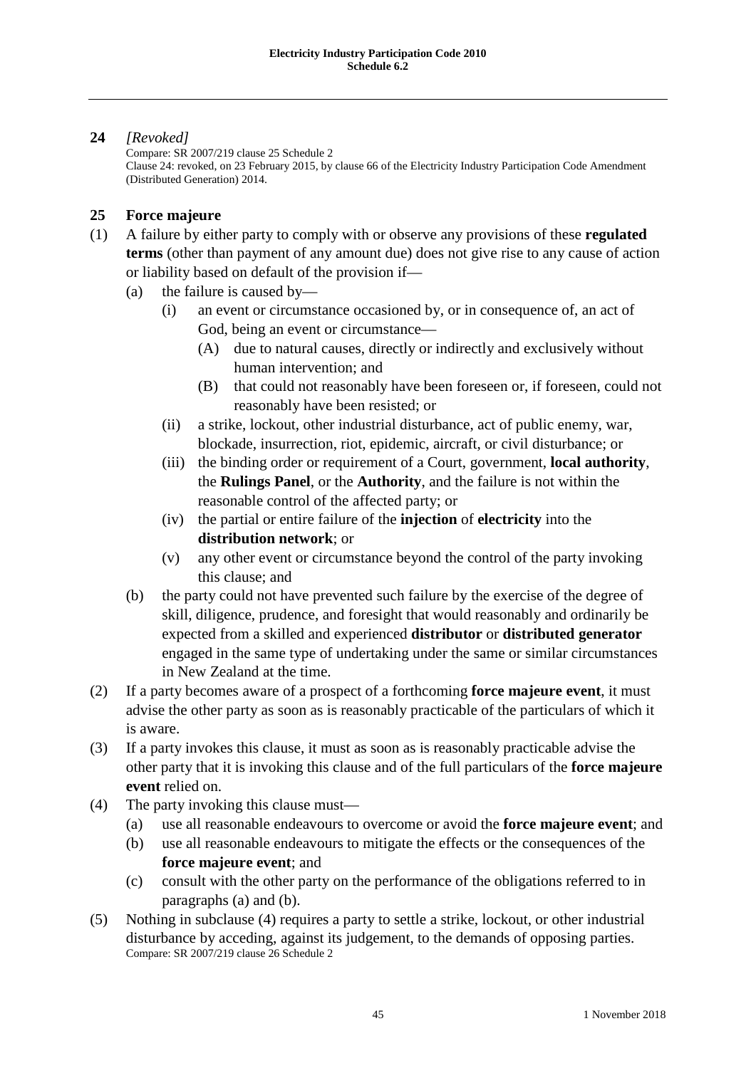**24** *[Revoked]*

Compare: SR 2007/219 clause 25 Schedule 2

Clause 24: revoked, on 23 February 2015, by clause 66 of the Electricity Industry Participation Code Amendment (Distributed Generation) 2014.

## 25 Force majeure

(1) A failure by either party to comply with or observe any provisions of these **regulated terms** (other than payment of any amount due) does not give rise to any cause of action or liability based on default of the provision if—

  (a) the failure is caused by—

    (i) an event or circumstance occasioned by, or in consequence of, an act of God, being an event or circumstance—

      (A) due to natural causes, directly or indirectly and exclusively without human intervention; and

      (B) that could not reasonably have been foreseen or, if foreseen, could not reasonably have been resisted; or

    (ii) a strike, lockout, other industrial disturbance, act of public enemy, war, blockade, insurrection, riot, epidemic, aircraft, or civil disturbance; or

    (iii) the binding order or requirement of a Court, government, **local authority**, the **Rulings Panel**, or the **Authority**, and the failure is not within the reasonable control of the affected party; or

    (iv) the partial or entire failure of the **injection** of **electricity** into the **distribution network**; or

    (v) any other event or circumstance beyond the control of the party invoking this clause; and

  (b) the party could not have prevented such failure by the exercise of the degree of skill, diligence, prudence, and foresight that would reasonably and ordinarily be expected from a skilled and experienced **distributor** or **distributed generator** engaged in the same type of undertaking under the same or similar circumstances in New Zealand at the time.

(2) If a party becomes aware of a prospect of a forthcoming **force majeure event**, it must advise the other party as soon as is reasonably practicable of the particulars of which it is aware.

(3) If a party invokes this clause, it must as soon as is reasonably practicable advise the other party that it is invoking this clause and of the full particulars of the **force majeure event** relied on.

(4) The party invoking this clause must—

  (a) use all reasonable endeavours to overcome or avoid the **force majeure event**; and

  (b) use all reasonable endeavours to mitigate the effects or the consequences of the **force majeure event**; and

  (c) consult with the other party on the performance of the obligations referred to in paragraphs (a) and (b).

(5) Nothing in subclause (4) requires a party to settle a strike, lockout, or other industrial disturbance by acceding, against its judgement, to the demands of opposing parties.

Compare: SR 2007/219 clause 26 Schedule 2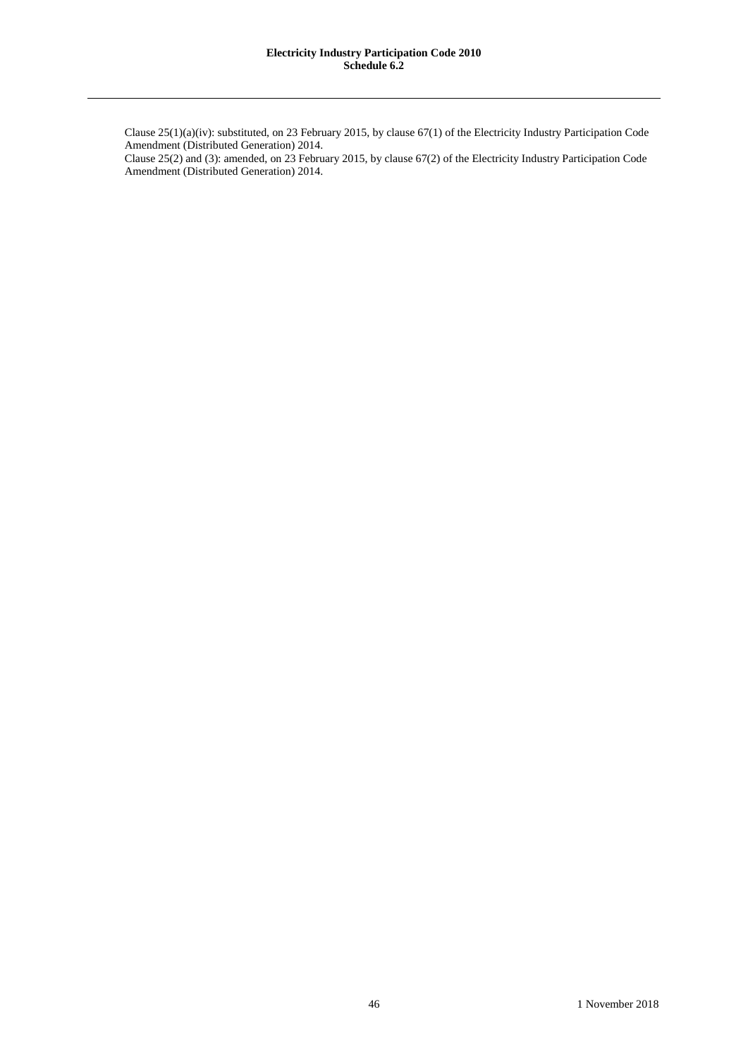Clause 25(1)(a)(iv): substituted, on 23 February 2015, by clause 67(1) of the Electricity Industry Participation Code Amendment (Distributed Generation) 2014.

Clause 25(2) and (3): amended, on 23 February 2015, by clause 67(2) of the Electricity Industry Participation Code Amendment (Distributed Generation) 2014.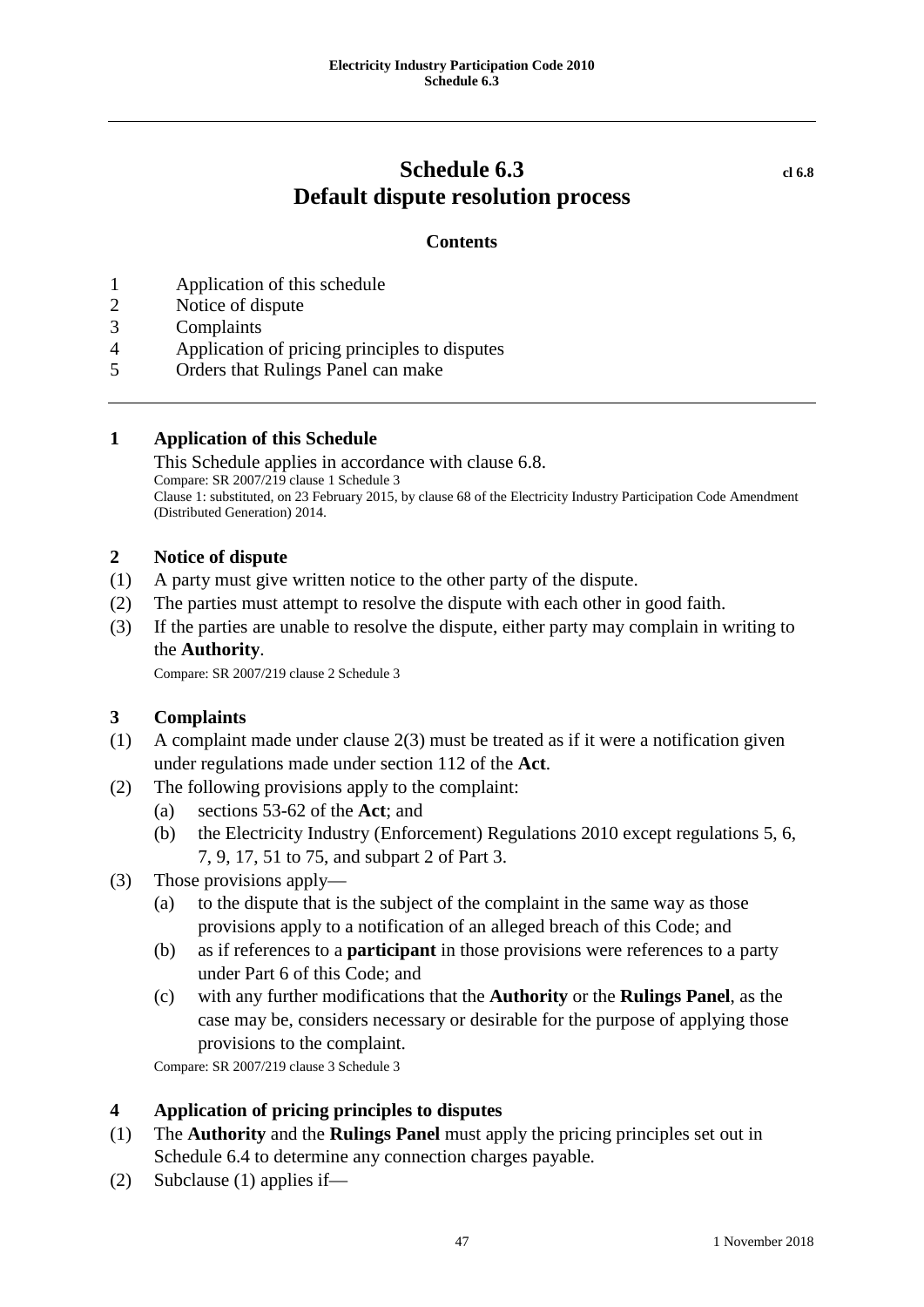# Schedule 6.3 Default dispute resolution process

cl 6.8

## Contents

1 Application of this schedule
2 Notice of dispute
3 Complaints
4 Application of pricing principles to disputes
5 Orders that Rulings Panel can make

---

### 1 Application of this Schedule

This Schedule applies in accordance with clause 6.8.

Compare: SR 2007/219 clause 1 Schedule 3

Clause 1: substituted, on 23 February 2015, by clause 68 of the Electricity Industry Participation Code Amendment (Distributed Generation) 2014.

### 2 Notice of dispute

(1) A party must give written notice to the other party of the dispute.

(2) The parties must attempt to resolve the dispute with each other in good faith.

(3) If the parties are unable to resolve the dispute, either party may complain in writing to the **Authority**.

Compare: SR 2007/219 clause 2 Schedule 3

### 3 Complaints

(1) A complaint made under clause 2(3) must be treated as if it were a notification given under regulations made under section 112 of the **Act**.

(2) The following provisions apply to the complaint:

(a) sections 53-62 of the **Act**; and

(b) the Electricity Industry (Enforcement) Regulations 2010 except regulations 5, 6, 7, 9, 17, 51 to 75, and subpart 2 of Part 3.

(3) Those provisions apply—

(a) to the dispute that is the subject of the complaint in the same way as those provisions apply to a notification of an alleged breach of this Code; and

(b) as if references to a **participant** in those provisions were references to a party under Part 6 of this Code; and

(c) with any further modifications that the **Authority** or the **Rulings Panel**, as the case may be, considers necessary or desirable for the purpose of applying those provisions to the complaint.

Compare: SR 2007/219 clause 3 Schedule 3

### 4 Application of pricing principles to disputes

(1) The **Authority** and the **Rulings Panel** must apply the pricing principles set out in Schedule 6.4 to determine any connection charges payable.

(2) Subclause (1) applies if—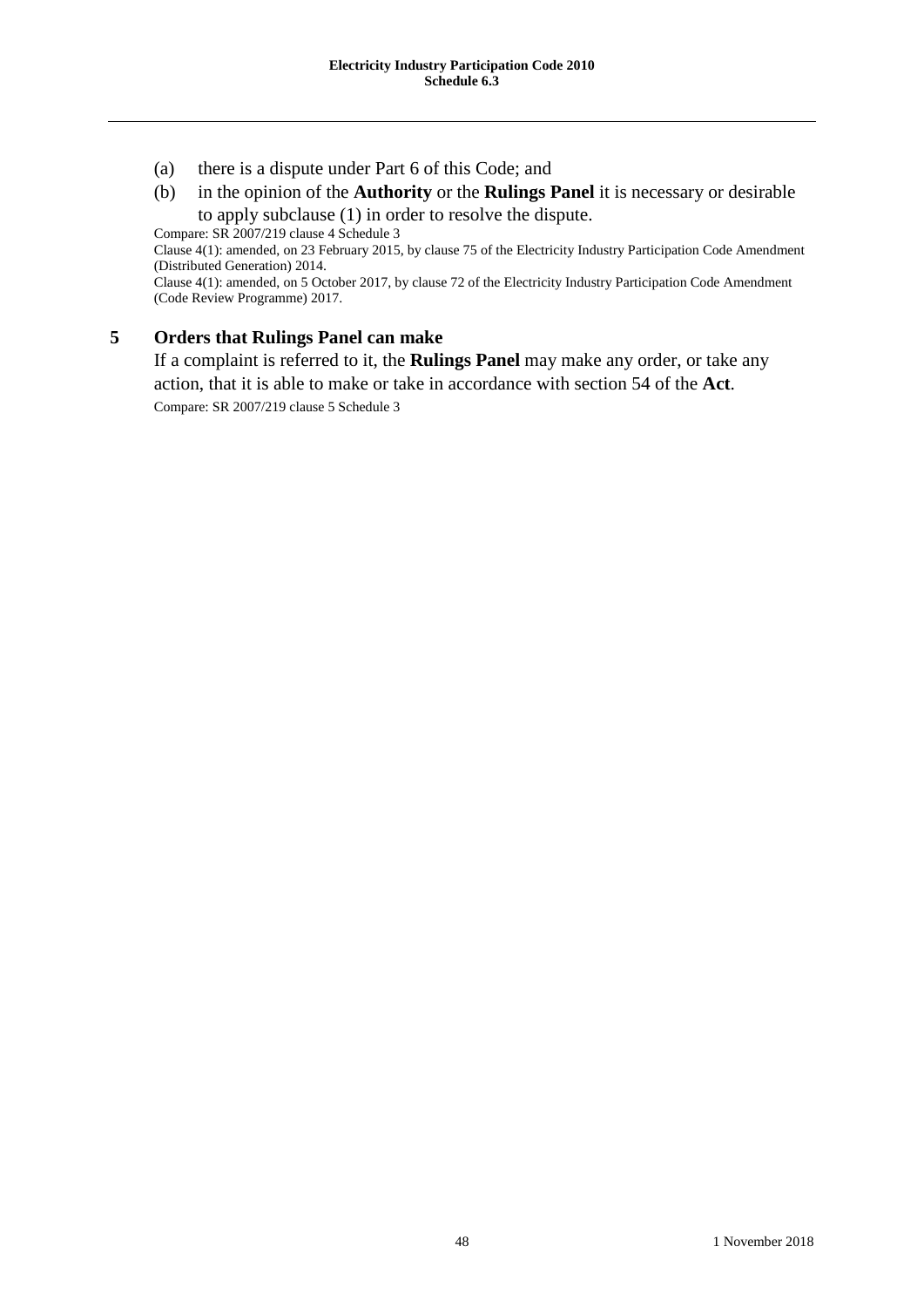(a) there is a dispute under Part 6 of this Code; and

(b) in the opinion of the **Authority** or the **Rulings Panel** it is necessary or desirable to apply subclause (1) in order to resolve the dispute.

Compare: SR 2007/219 clause 4 Schedule 3

Clause 4(1): amended, on 23 February 2015, by clause 75 of the Electricity Industry Participation Code Amendment (Distributed Generation) 2014.

Clause 4(1): amended, on 5 October 2017, by clause 72 of the Electricity Industry Participation Code Amendment (Code Review Programme) 2017.

## 5 Orders that Rulings Panel can make

If a complaint is referred to it, the **Rulings Panel** may make any order, or take any action, that it is able to make or take in accordance with section 54 of the **Act**.

Compare: SR 2007/219 clause 5 Schedule 3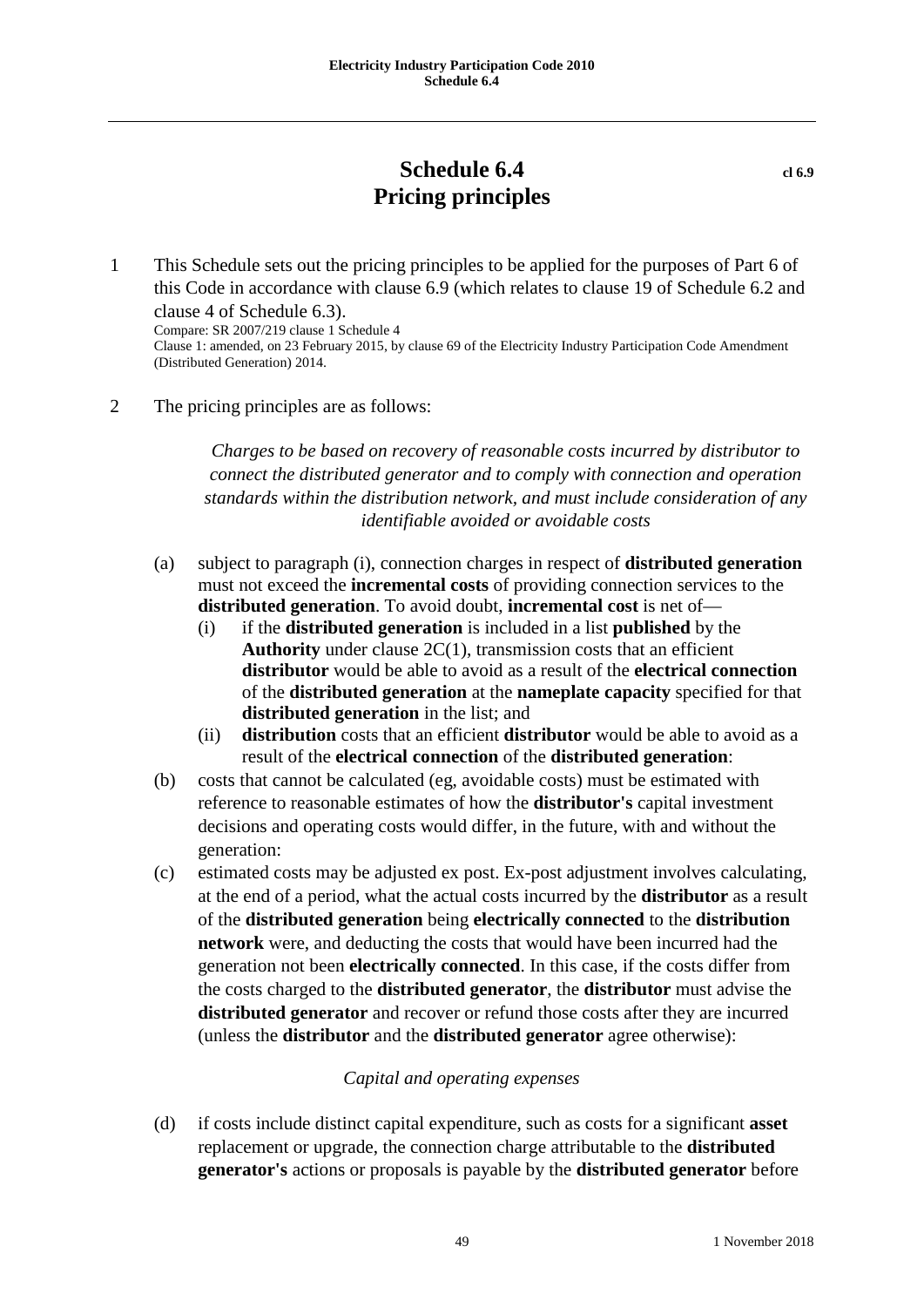# Schedule 6.4 Pricing principles

cl 6.9

1 This Schedule sets out the pricing principles to be applied for the purposes of Part 6 of this Code in accordance with clause 6.9 (which relates to clause 19 of Schedule 6.2 and clause 4 of Schedule 6.3).

Compare: SR 2007/219 clause 1 Schedule 4

Clause 1: amended, on 23 February 2015, by clause 69 of the Electricity Industry Participation Code Amendment (Distributed Generation) 2014.

2 The pricing principles are as follows:

*Charges to be based on recovery of reasonable costs incurred by distributor to connect the distributed generator and to comply with connection and operation standards within the distribution network, and must include consideration of any identifiable avoided or avoidable costs*

(a) subject to paragraph (i), connection charges in respect of **distributed generation** must not exceed the **incremental costs** of providing connection services to the **distributed generation**. To avoid doubt, **incremental cost** is net of—

  (i) if the **distributed generation** is included in a list **published** by the **Authority** under clause 2C(1), transmission costs that an efficient **distributor** would be able to avoid as a result of the **electrical connection** of the **distributed generation** at the **nameplate capacity** specified for that **distributed generation** in the list; and

  (ii) **distribution** costs that an efficient **distributor** would be able to avoid as a result of the **electrical connection** of the **distributed generation**:

(b) costs that cannot be calculated (eg, avoidable costs) must be estimated with reference to reasonable estimates of how the **distributor's** capital investment decisions and operating costs would differ, in the future, with and without the generation:

(c) estimated costs may be adjusted ex post. Ex-post adjustment involves calculating, at the end of a period, what the actual costs incurred by the **distributor** as a result of the **distributed generation** being **electrically connected** to the **distribution network** were, and deducting the costs that would have been incurred had the generation not been **electrically connected**. In this case, if the costs differ from the costs charged to the **distributed generator**, the **distributor** must advise the **distributed generator** and recover or refund those costs after they are incurred (unless the **distributor** and the **distributed generator** agree otherwise):

*Capital and operating expenses*

(d) if costs include distinct capital expenditure, such as costs for a significant **asset** replacement or upgrade, the connection charge attributable to the **distributed generator's** actions or proposals is payable by the **distributed generator** before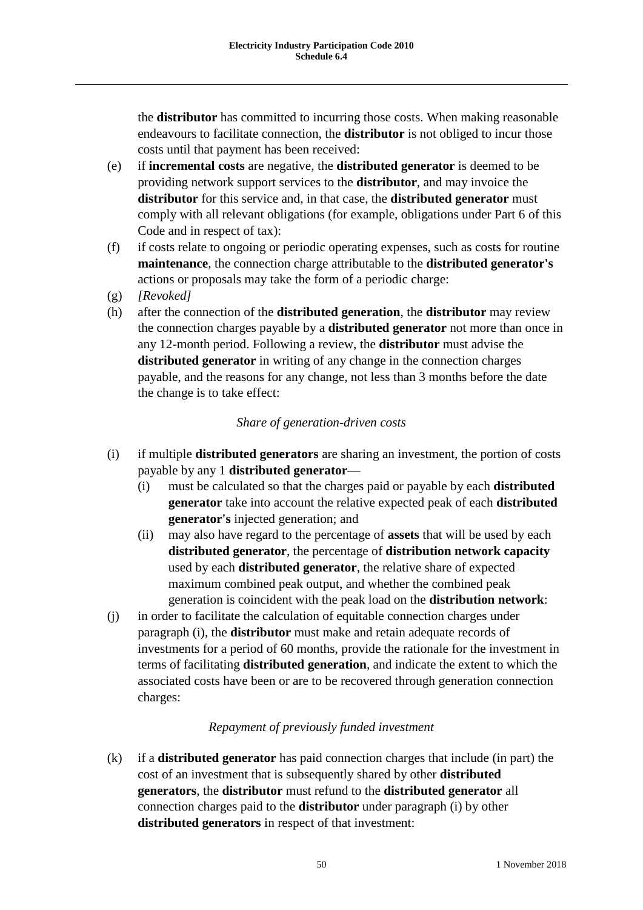the **distributor** has committed to incurring those costs. When making reasonable endeavours to facilitate connection, the **distributor** is not obliged to incur those costs until that payment has been received:

(e) if **incremental costs** are negative, the **distributed generator** is deemed to be providing network support services to the **distributor**, and may invoice the **distributor** for this service and, in that case, the **distributed generator** must comply with all relevant obligations (for example, obligations under Part 6 of this Code and in respect of tax):

(f) if costs relate to ongoing or periodic operating expenses, such as costs for routine **maintenance**, the connection charge attributable to the **distributed generator's** actions or proposals may take the form of a periodic charge:

(g) *[Revoked]*

(h) after the connection of the **distributed generation**, the **distributor** may review the connection charges payable by a **distributed generator** not more than once in any 12-month period. Following a review, the **distributor** must advise the **distributed generator** in writing of any change in the connection charges payable, and the reasons for any change, not less than 3 months before the date the change is to take effect:

*Share of generation-driven costs*

(i) if multiple **distributed generators** are sharing an investment, the portion of costs payable by any 1 **distributed generator**—
   (i) must be calculated so that the charges paid or payable by each **distributed generator** take into account the relative expected peak of each **distributed generator's** injected generation; and
   (ii) may also have regard to the percentage of **assets** that will be used by each **distributed generator**, the percentage of **distribution network capacity** used by each **distributed generator**, the relative share of expected maximum combined peak output, and whether the combined peak generation is coincident with the peak load on the **distribution network**:

(j) in order to facilitate the calculation of equitable connection charges under paragraph (i), the **distributor** must make and retain adequate records of investments for a period of 60 months, provide the rationale for the investment in terms of facilitating **distributed generation**, and indicate the extent to which the associated costs have been or are to be recovered through generation connection charges:

*Repayment of previously funded investment*

(k) if a **distributed generator** has paid connection charges that include (in part) the cost of an investment that is subsequently shared by other **distributed generators**, the **distributor** must refund to the **distributed generator** all connection charges paid to the **distributor** under paragraph (i) by other **distributed generators** in respect of that investment: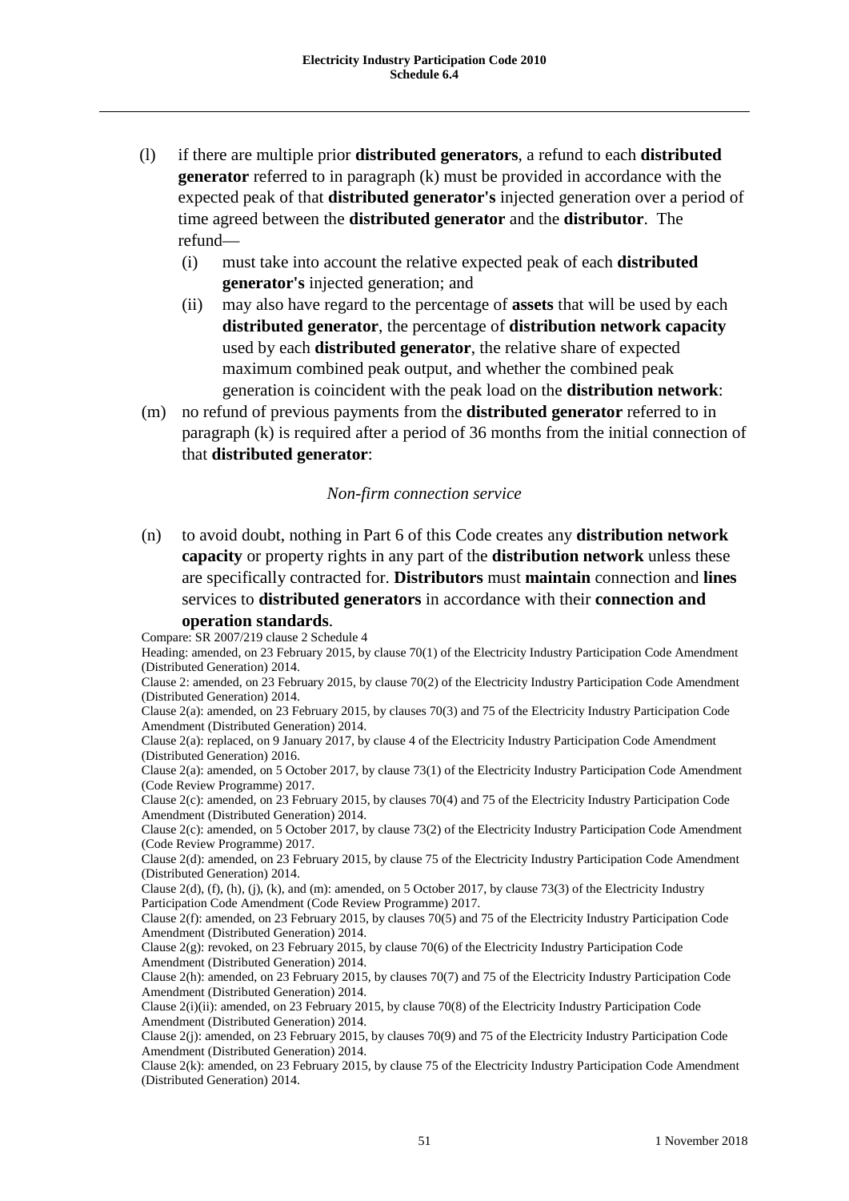(l) if there are multiple prior **distributed generators**, a refund to each **distributed generator** referred to in paragraph (k) must be provided in accordance with the expected peak of that **distributed generator's** injected generation over a period of time agreed between the **distributed generator** and the **distributor**. The refund—

   (i) must take into account the relative expected peak of each **distributed generator's** injected generation; and

   (ii) may also have regard to the percentage of **assets** that will be used by each **distributed generator**, the percentage of **distribution network capacity** used by each **distributed generator**, the relative share of expected maximum combined peak output, and whether the combined peak generation is coincident with the peak load on the **distribution network**:

(m) no refund of previous payments from the **distributed generator** referred to in paragraph (k) is required after a period of 36 months from the initial connection of that **distributed generator**:

*Non-firm connection service*

(n) to avoid doubt, nothing in Part 6 of this Code creates any **distribution network capacity** or property rights in any part of the **distribution network** unless these are specifically contracted for. **Distributors** must **maintain** connection and **lines** services to **distributed generators** in accordance with their **connection and operation standards**.

Compare: SR 2007/219 clause 2 Schedule 4

Heading: amended, on 23 February 2015, by clause 70(1) of the Electricity Industry Participation Code Amendment (Distributed Generation) 2014.

Clause 2: amended, on 23 February 2015, by clause 70(2) of the Electricity Industry Participation Code Amendment (Distributed Generation) 2014.

Clause 2(a): amended, on 23 February 2015, by clauses 70(3) and 75 of the Electricity Industry Participation Code Amendment (Distributed Generation) 2014.

Clause 2(a): replaced, on 9 January 2017, by clause 4 of the Electricity Industry Participation Code Amendment (Distributed Generation) 2016.

Clause 2(a): amended, on 5 October 2017, by clause 73(1) of the Electricity Industry Participation Code Amendment (Code Review Programme) 2017.

Clause 2(c): amended, on 23 February 2015, by clauses 70(4) and 75 of the Electricity Industry Participation Code Amendment (Distributed Generation) 2014.

Clause 2(c): amended, on 5 October 2017, by clause 73(2) of the Electricity Industry Participation Code Amendment (Code Review Programme) 2017.

Clause 2(d): amended, on 23 February 2015, by clause 75 of the Electricity Industry Participation Code Amendment (Distributed Generation) 2014.

Clause 2(d), (f), (h), (j), (k), and (m): amended, on 5 October 2017, by clause 73(3) of the Electricity Industry Participation Code Amendment (Code Review Programme) 2017.

Clause 2(f): amended, on 23 February 2015, by clauses 70(5) and 75 of the Electricity Industry Participation Code Amendment (Distributed Generation) 2014.

Clause 2(g): revoked, on 23 February 2015, by clause 70(6) of the Electricity Industry Participation Code Amendment (Distributed Generation) 2014.

Clause 2(h): amended, on 23 February 2015, by clauses 70(7) and 75 of the Electricity Industry Participation Code Amendment (Distributed Generation) 2014.

Clause 2(i)(ii): amended, on 23 February 2015, by clause 70(8) of the Electricity Industry Participation Code Amendment (Distributed Generation) 2014.

Clause 2(j): amended, on 23 February 2015, by clauses 70(9) and 75 of the Electricity Industry Participation Code Amendment (Distributed Generation) 2014.

Clause 2(k): amended, on 23 February 2015, by clause 75 of the Electricity Industry Participation Code Amendment (Distributed Generation) 2014.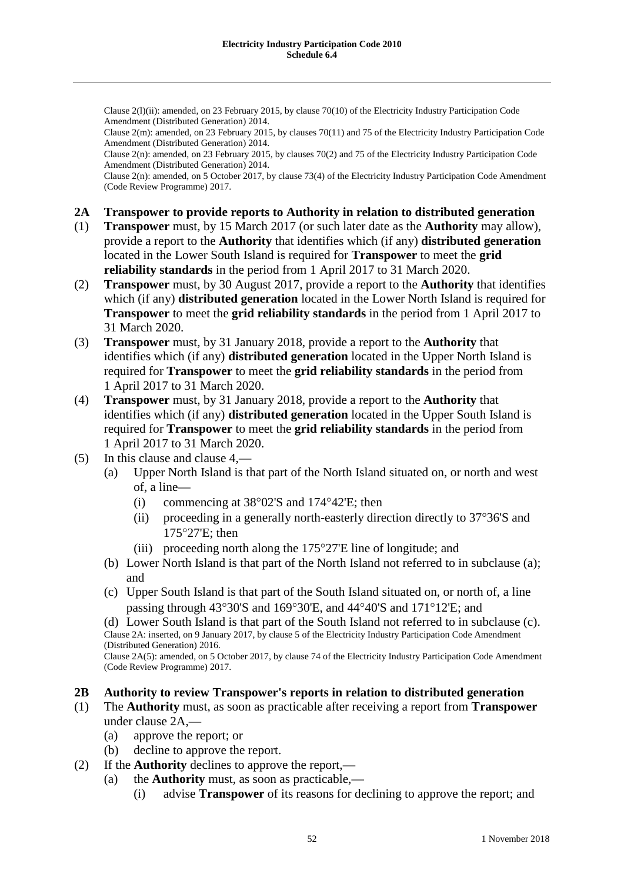Clause 2(l)(ii): amended, on 23 February 2015, by clause 70(10) of the Electricity Industry Participation Code Amendment (Distributed Generation) 2014.
Clause 2(m): amended, on 23 February 2015, by clauses 70(11) and 75 of the Electricity Industry Participation Code Amendment (Distributed Generation) 2014.
Clause 2(n): amended, on 23 February 2015, by clauses 70(2) and 75 of the Electricity Industry Participation Code Amendment (Distributed Generation) 2014.
Clause 2(n): amended, on 5 October 2017, by clause 73(4) of the Electricity Industry Participation Code Amendment (Code Review Programme) 2017.

**2A Transpower to provide reports to Authority in relation to distributed generation**

(1) **Transpower** must, by 15 March 2017 (or such later date as the **Authority** may allow), provide a report to the **Authority** that identifies which (if any) **distributed generation** located in the Lower South Island is required for **Transpower** to meet the **grid reliability standards** in the period from 1 April 2017 to 31 March 2020.

(2) **Transpower** must, by 30 August 2017, provide a report to the **Authority** that identifies which (if any) **distributed generation** located in the Lower North Island is required for **Transpower** to meet the **grid reliability standards** in the period from 1 April 2017 to 31 March 2020.

(3) **Transpower** must, by 31 January 2018, provide a report to the **Authority** that identifies which (if any) **distributed generation** located in the Upper North Island is required for **Transpower** to meet the **grid reliability standards** in the period from 1 April 2017 to 31 March 2020.

(4) **Transpower** must, by 31 January 2018, provide a report to the **Authority** that identifies which (if any) **distributed generation** located in the Upper South Island is required for **Transpower** to meet the **grid reliability standards** in the period from 1 April 2017 to 31 March 2020.

(5) In this clause and clause 4,—
- (a) Upper North Island is that part of the North Island situated on, or north and west of, a line—
  - (i) commencing at 38°02'S and 174°42'E; then
  - (ii) proceeding in a generally north-easterly direction directly to 37°36'S and 175°27'E; then
  - (iii) proceeding north along the 175°27'E line of longitude; and
- (b) Lower North Island is that part of the North Island not referred to in subclause (a); and
- (c) Upper South Island is that part of the South Island situated on, or north of, a line passing through 43°30'S and 169°30'E, and 44°40'S and 171°12'E; and
- (d) Lower South Island is that part of the South Island not referred to in subclause (c).

Clause 2A: inserted, on 9 January 2017, by clause 5 of the Electricity Industry Participation Code Amendment (Distributed Generation) 2016.
Clause 2A(5): amended, on 5 October 2017, by clause 74 of the Electricity Industry Participation Code Amendment (Code Review Programme) 2017.

**2B Authority to review Transpower's reports in relation to distributed generation**

(1) The **Authority** must, as soon as practicable after receiving a report from **Transpower** under clause 2A,—
- (a) approve the report; or
- (b) decline to approve the report.

(2) If the **Authority** declines to approve the report,—
- (a) the **Authority** must, as soon as practicable,—
  - (i) advise **Transpower** of its reasons for declining to approve the report; and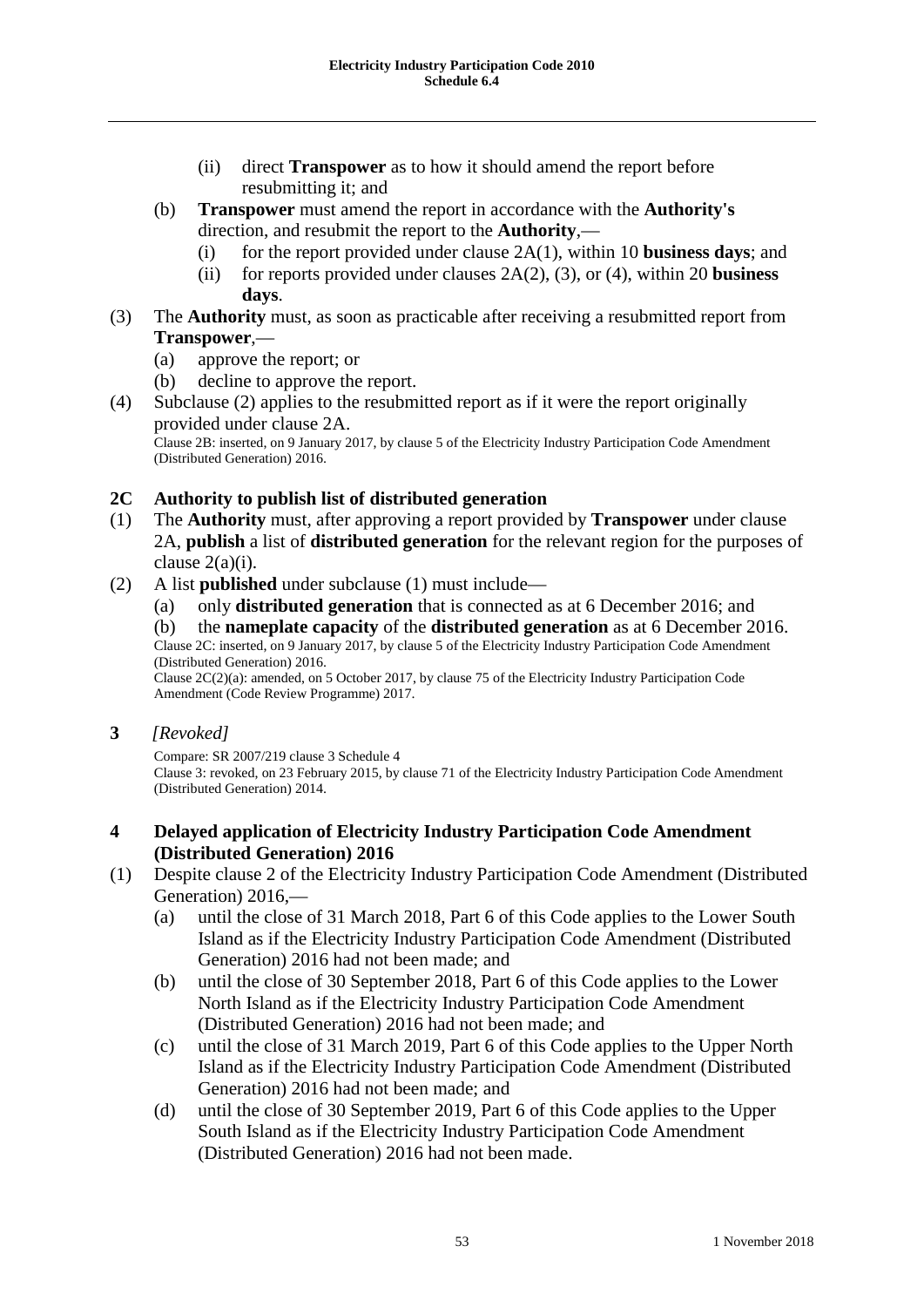(ii) direct **Transpower** as to how it should amend the report before resubmitting it; and

(b) **Transpower** must amend the report in accordance with the **Authority's** direction, and resubmit the report to the **Authority**,—

(i) for the report provided under clause 2A(1), within 10 **business days**; and

(ii) for reports provided under clauses 2A(2), (3), or (4), within 20 **business days**.

(3) The **Authority** must, as soon as practicable after receiving a resubmitted report from **Transpower**,—

(a) approve the report; or

(b) decline to approve the report.

(4) Subclause (2) applies to the resubmitted report as if it were the report originally provided under clause 2A.

Clause 2B: inserted, on 9 January 2017, by clause 5 of the Electricity Industry Participation Code Amendment (Distributed Generation) 2016.

### 2C Authority to publish list of distributed generation

(1) The **Authority** must, after approving a report provided by **Transpower** under clause 2A, **publish** a list of **distributed generation** for the relevant region for the purposes of clause 2(a)(i).

(2) A list **published** under subclause (1) must include—

(a) only **distributed generation** that is connected as at 6 December 2016; and

(b) the **nameplate capacity** of the **distributed generation** as at 6 December 2016.

Clause 2C: inserted, on 9 January 2017, by clause 5 of the Electricity Industry Participation Code Amendment (Distributed Generation) 2016.

Clause 2C(2)(a): amended, on 5 October 2017, by clause 75 of the Electricity Industry Participation Code Amendment (Code Review Programme) 2017.

### 3 *[Revoked]*

Compare: SR 2007/219 clause 3 Schedule 4

Clause 3: revoked, on 23 February 2015, by clause 71 of the Electricity Industry Participation Code Amendment (Distributed Generation) 2014.

### 4 Delayed application of Electricity Industry Participation Code Amendment (Distributed Generation) 2016

(1) Despite clause 2 of the Electricity Industry Participation Code Amendment (Distributed Generation) 2016,—

(a) until the close of 31 March 2018, Part 6 of this Code applies to the Lower South Island as if the Electricity Industry Participation Code Amendment (Distributed Generation) 2016 had not been made; and

(b) until the close of 30 September 2018, Part 6 of this Code applies to the Lower North Island as if the Electricity Industry Participation Code Amendment (Distributed Generation) 2016 had not been made; and

(c) until the close of 31 March 2019, Part 6 of this Code applies to the Upper North Island as if the Electricity Industry Participation Code Amendment (Distributed Generation) 2016 had not been made; and

(d) until the close of 30 September 2019, Part 6 of this Code applies to the Upper South Island as if the Electricity Industry Participation Code Amendment (Distributed Generation) 2016 had not been made.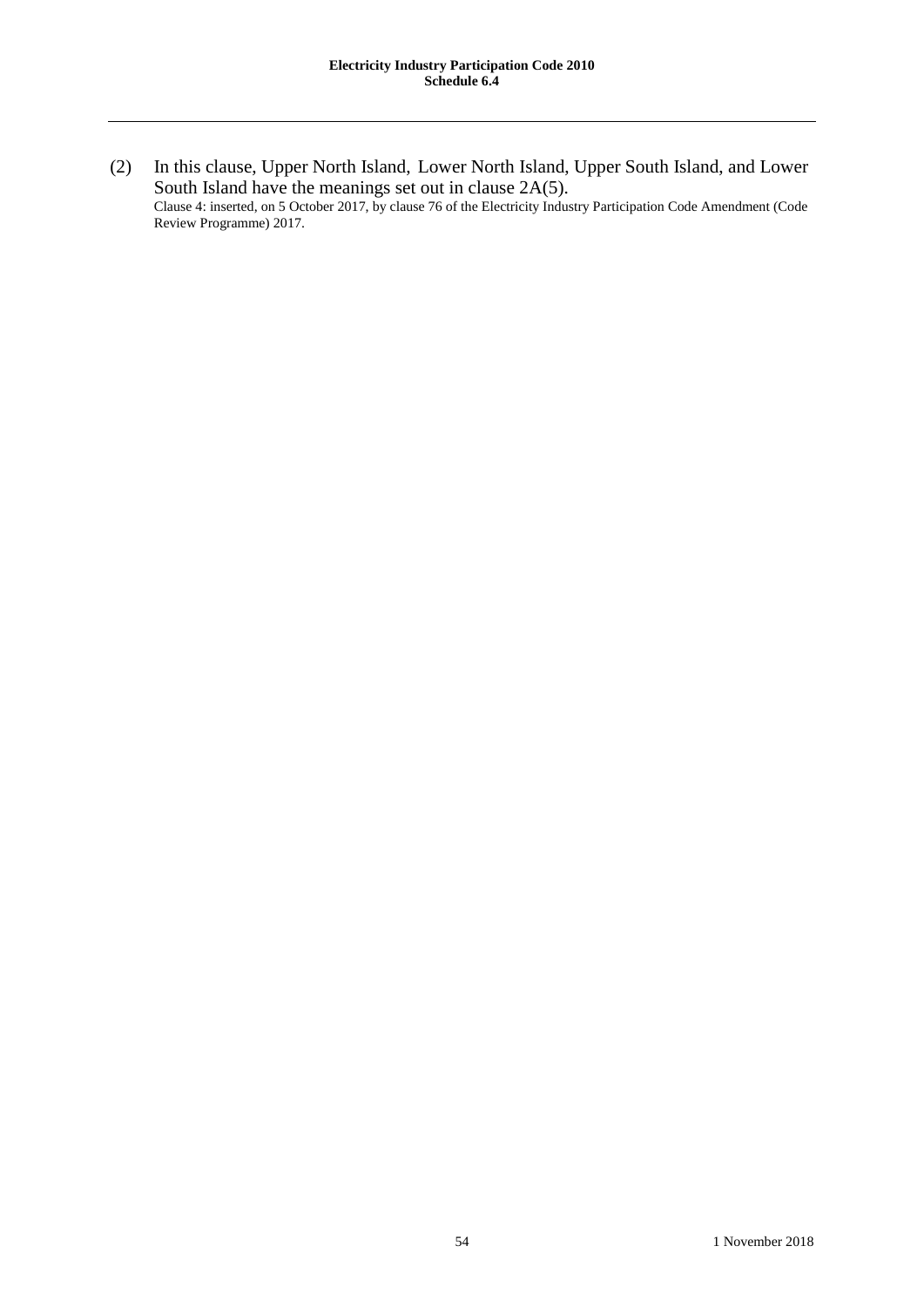(2) In this clause, Upper North Island, Lower North Island, Upper South Island, and Lower South Island have the meanings set out in clause 2A(5).

Clause 4: inserted, on 5 October 2017, by clause 76 of the Electricity Industry Participation Code Amendment (Code Review Programme) 2017.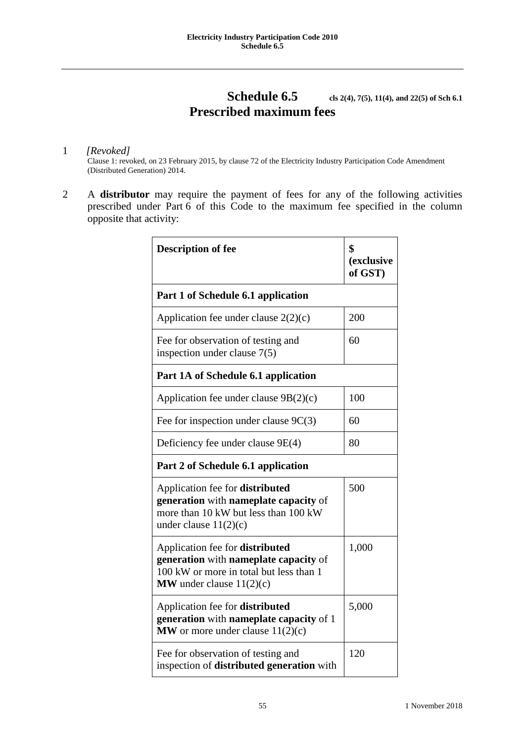# Schedule 6.5 cls 2(4), 7(5), 11(4), and 22(5) of Sch 6.1

# Prescribed maximum fees

1 *[Revoked]*

Clause 1: revoked, on 23 February 2015, by clause 72 of the Electricity Industry Participation Code Amendment (Distributed Generation) 2014.

2 A **distributor** may require the payment of fees for any of the following activities prescribed under Part 6 of this Code to the maximum fee specified in the column opposite that activity:

| **Description of fee** | **$ (exclusive of GST)** |
|---|---|
| **Part 1 of Schedule 6.1 application** | |
| Application fee under clause 2(2)(c) | 200 |
| Fee for observation of testing and inspection under clause 7(5) | 60 |
| **Part 1A of Schedule 6.1 application** | |
| Application fee under clause 9B(2)(c) | 100 |
| Fee for inspection under clause 9C(3) | 60 |
| Deficiency fee under clause 9E(4) | 80 |
| **Part 2 of Schedule 6.1 application** | |
| Application fee for **distributed generation** with **nameplate capacity** of more than 10 kW but less than 100 kW under clause 11(2)(c) | 500 |
| Application fee for **distributed generation** with **nameplate capacity** of 100 kW or more in total but less than 1 **MW** under clause 11(2)(c) | 1,000 |
| Application fee for **distributed generation** with **nameplate capacity** of 1 **MW** or more under clause 11(2)(c) | 5,000 |
| Fee for observation of testing and inspection of **distributed generation** with | 120 |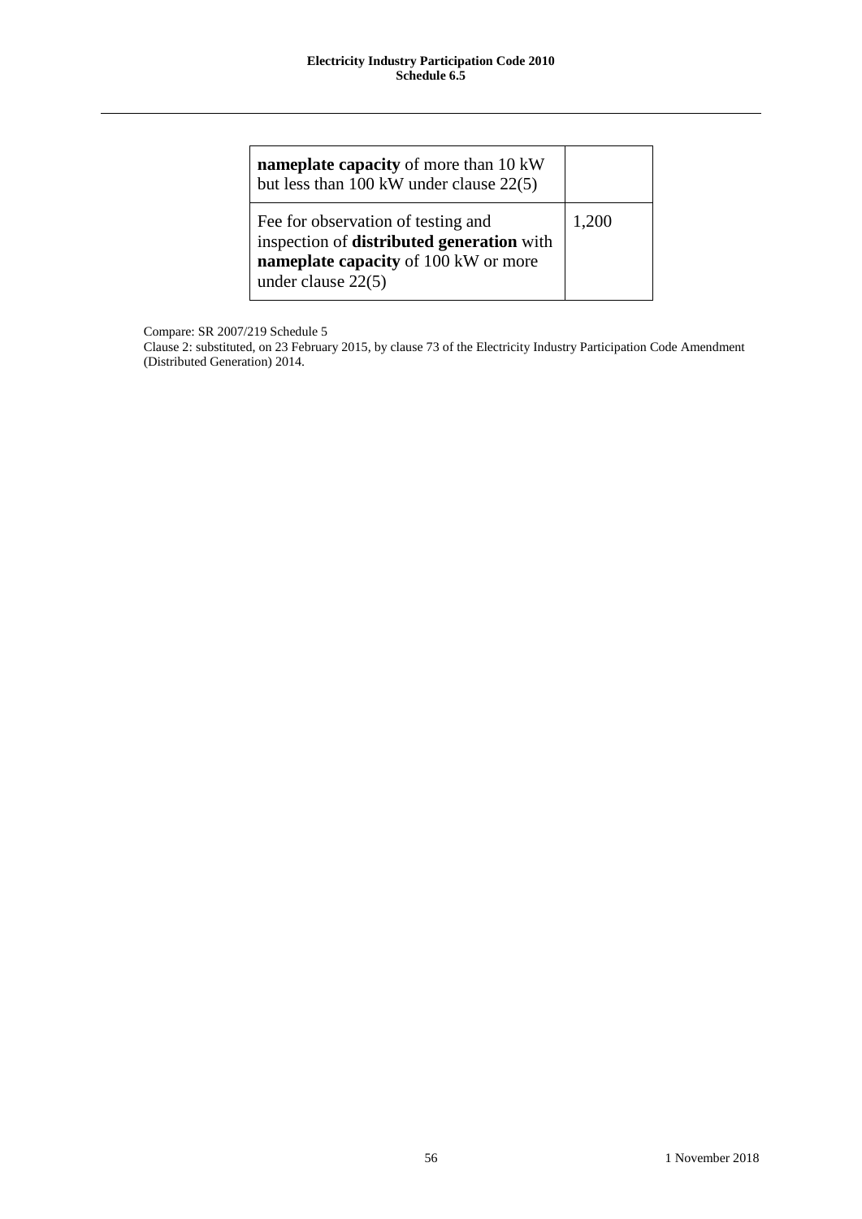| | |
|---|---|
| **nameplate capacity** of more than 10 kW but less than 100 kW under clause 22(5) | |
| Fee for observation of testing and inspection of **distributed generation** with **nameplate capacity** of 100 kW or more under clause 22(5) | 1,200 |

Compare: SR 2007/219 Schedule 5

Clause 2: substituted, on 23 February 2015, by clause 73 of the Electricity Industry Participation Code Amendment (Distributed Generation) 2014.